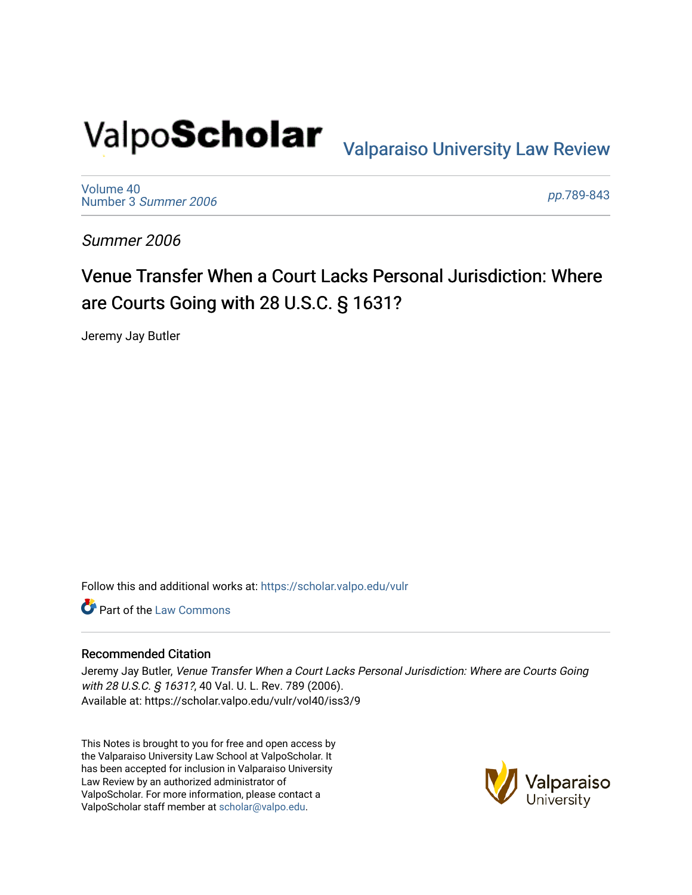ValpoScholar

Valparaiso University Law Review

Volume 40
Number 3 *Summer 2006*

*pp.*789-843

*Summer 2006*

# Venue Transfer When a Court Lacks Personal Jurisdiction: Where are Courts Going with 28 U.S.C. § 1631?

Jeremy Jay Butler

Follow this and additional works at: https://scholar.valpo.edu/vulr

Part of the Law Commons

## Recommended Citation

Jeremy Jay Butler, *Venue Transfer When a Court Lacks Personal Jurisdiction: Where are Courts Going with 28 U.S.C. § 1631?*, 40 Val. U. L. Rev. 789 (2006).
Available at: https://scholar.valpo.edu/vulr/vol40/iss3/9

This Notes is brought to you for free and open access by the Valparaiso University Law School at ValpoScholar. It has been accepted for inclusion in Valparaiso University Law Review by an authorized administrator of ValpoScholar. For more information, please contact a ValpoScholar staff member at scholar@valpo.edu.

Valparaiso University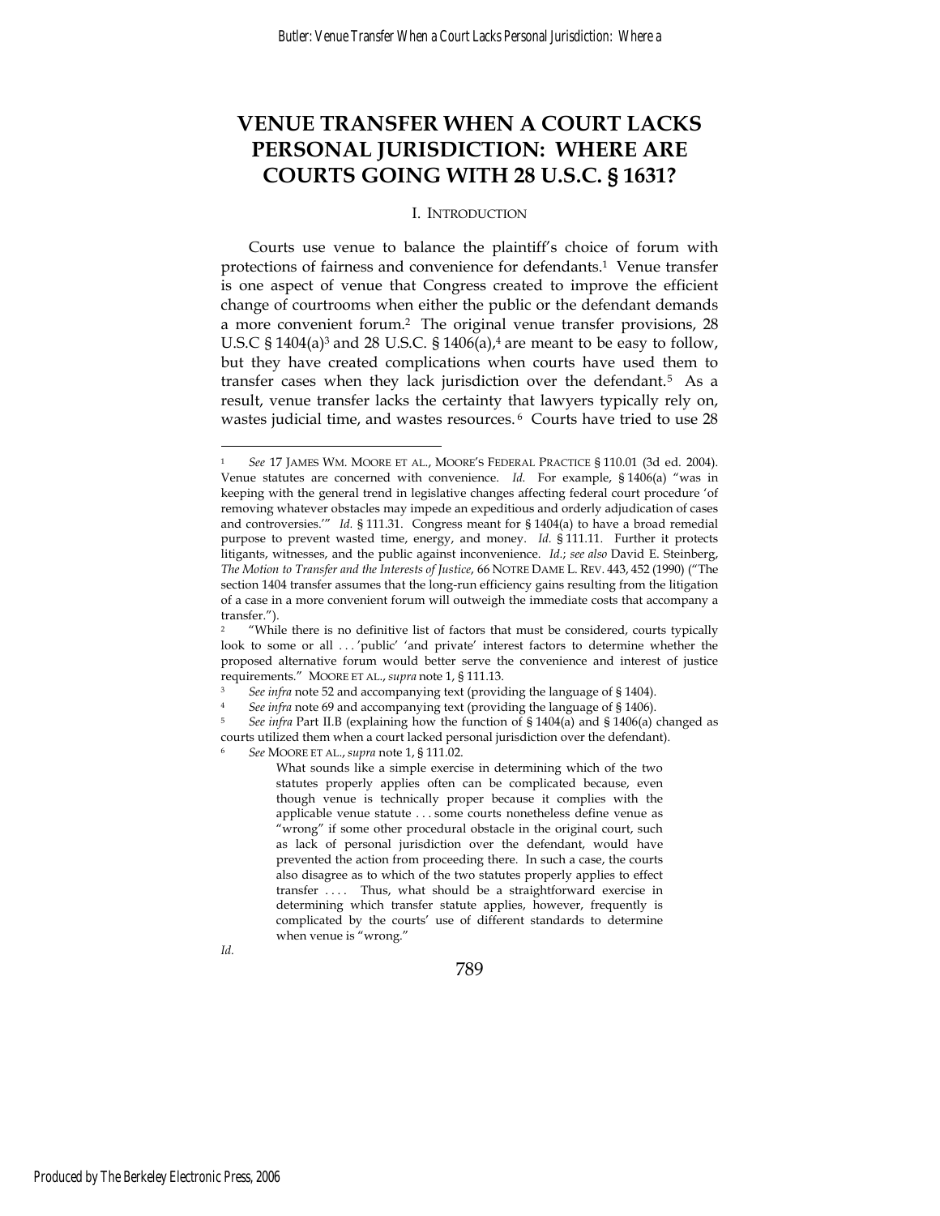# VENUE TRANSFER WHEN A COURT LACKS PERSONAL JURISDICTION: WHERE ARE COURTS GOING WITH 28 U.S.C. § 1631?

## I. INTRODUCTION

Courts use venue to balance the plaintiff's choice of forum with protections of fairness and convenience for defendants.[1] Venue transfer is one aspect of venue that Congress created to improve the efficient change of courtrooms when either the public or the defendant demands a more convenient forum.[2] The original venue transfer provisions, 28 U.S.C § 1404(a)[3] and 28 U.S.C. § 1406(a),[4] are meant to be easy to follow, but they have created complications when courts have used them to transfer cases when they lack jurisdiction over the defendant.[5] As a result, venue transfer lacks the certainty that lawyers typically rely on, wastes judicial time, and wastes resources.[6] Courts have tried to use 28

---

[1] *See* 17 JAMES WM. MOORE ET AL., MOORE'S FEDERAL PRACTICE § 110.01 (3d ed. 2004). Venue statutes are concerned with convenience. *Id.* For example, § 1406(a) "was in keeping with the general trend in legislative changes affecting federal court procedure 'of removing whatever obstacles may impede an expeditious and orderly adjudication of cases and controversies.'" *Id.* § 111.31. Congress meant for § 1404(a) to have a broad remedial purpose to prevent wasted time, energy, and money. *Id.* § 111.11. Further it protects litigants, witnesses, and the public against inconvenience. *Id.*; *see also* David E. Steinberg, *The Motion to Transfer and the Interests of Justice*, 66 NOTRE DAME L. REV. 443, 452 (1990) ("The section 1404 transfer assumes that the long-run efficiency gains resulting from the litigation of a case in a more convenient forum will outweigh the immediate costs that accompany a transfer.").

[2] "While there is no definitive list of factors that must be considered, courts typically look to some or all . . . 'public' 'and private' interest factors to determine whether the proposed alternative forum would better serve the convenience and interest of justice requirements." MOORE ET AL., *supra* note 1, § 111.13.

[3] *See infra* note 52 and accompanying text (providing the language of § 1404).

[4] *See infra* note 69 and accompanying text (providing the language of § 1406).

[5] *See infra* Part II.B (explaining how the function of § 1404(a) and § 1406(a) changed as courts utilized them when a court lacked personal jurisdiction over the defendant).

[6] *See* MOORE ET AL., *supra* note 1, § 111.02.

> What sounds like a simple exercise in determining which of the two statutes properly applies often can be complicated because, even though venue is technically proper because it complies with the applicable venue statute . . . some courts nonetheless define venue as "wrong" if some other procedural obstacle in the original court, such as lack of personal jurisdiction over the defendant, would have prevented the action from proceeding there. In such a case, the courts also disagree as to which of the two statutes properly applies to effect transfer . . . . Thus, what should be a straightforward exercise in determining which transfer statute applies, however, frequently is complicated by the courts' use of different standards to determine when venue is "wrong."

*Id.*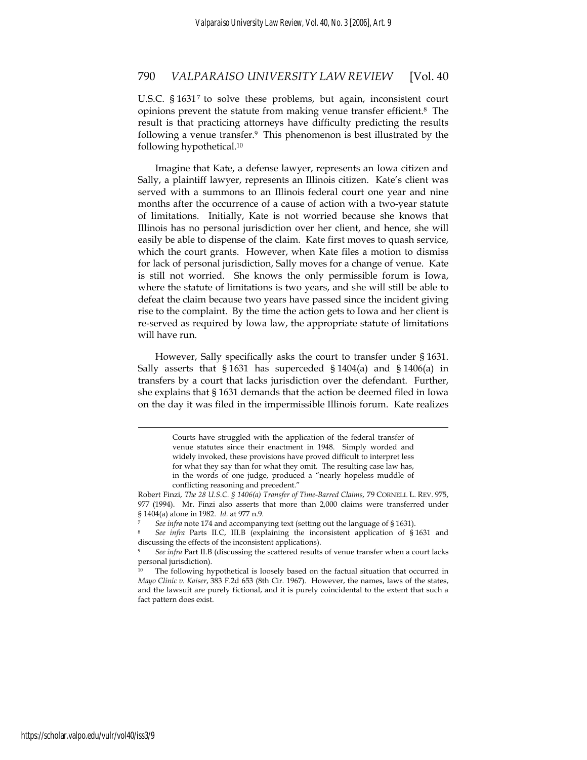U.S.C. § 1631[7] to solve these problems, but again, inconsistent court opinions prevent the statute from making venue transfer efficient.[8] The result is that practicing attorneys have difficulty predicting the results following a venue transfer.[9] This phenomenon is best illustrated by the following hypothetical.[10]

Imagine that Kate, a defense lawyer, represents an Iowa citizen and Sally, a plaintiff lawyer, represents an Illinois citizen. Kate's client was served with a summons to an Illinois federal court one year and nine months after the occurrence of a cause of action with a two-year statute of limitations. Initially, Kate is not worried because she knows that Illinois has no personal jurisdiction over her client, and hence, she will easily be able to dispense of the claim. Kate first moves to quash service, which the court grants. However, when Kate files a motion to dismiss for lack of personal jurisdiction, Sally moves for a change of venue. Kate is still not worried. She knows the only permissible forum is Iowa, where the statute of limitations is two years, and she will still be able to defeat the claim because two years have passed since the incident giving rise to the complaint. By the time the action gets to Iowa and her client is re-served as required by Iowa law, the appropriate statute of limitations will have run.

However, Sally specifically asks the court to transfer under § 1631. Sally asserts that § 1631 has superceded § 1404(a) and § 1406(a) in transfers by a court that lacks jurisdiction over the defendant. Further, she explains that § 1631 demands that the action be deemed filed in Iowa on the day it was filed in the impermissible Illinois forum. Kate realizes

---

> Courts have struggled with the application of the federal transfer of venue statutes since their enactment in 1948. Simply worded and widely invoked, these provisions have proved difficult to interpret less for what they say than for what they omit. The resulting case law has, in the words of one judge, produced a "nearly hopeless muddle of conflicting reasoning and precedent."

Robert Finzi, *The 28 U.S.C. § 1406(a) Transfer of Time-Barred Claims*, 79 CORNELL L. REV. 975, 977 (1994). Mr. Finzi also asserts that more than 2,000 claims were transferred under § 1404(a) alone in 1982. *Id.* at 977 n.9.

[7] *See infra* note 174 and accompanying text (setting out the language of § 1631).

[8] *See infra* Parts II.C, III.B (explaining the inconsistent application of § 1631 and discussing the effects of the inconsistent applications).

[9] *See infra* Part II.B (discussing the scattered results of venue transfer when a court lacks personal jurisdiction).

[10] The following hypothetical is loosely based on the factual situation that occurred in *Mayo Clinic v. Kaiser*, 383 F.2d 653 (8th Cir. 1967). However, the names, laws of the states, and the lawsuit are purely fictional, and it is purely coincidental to the extent that such a fact pattern does exist.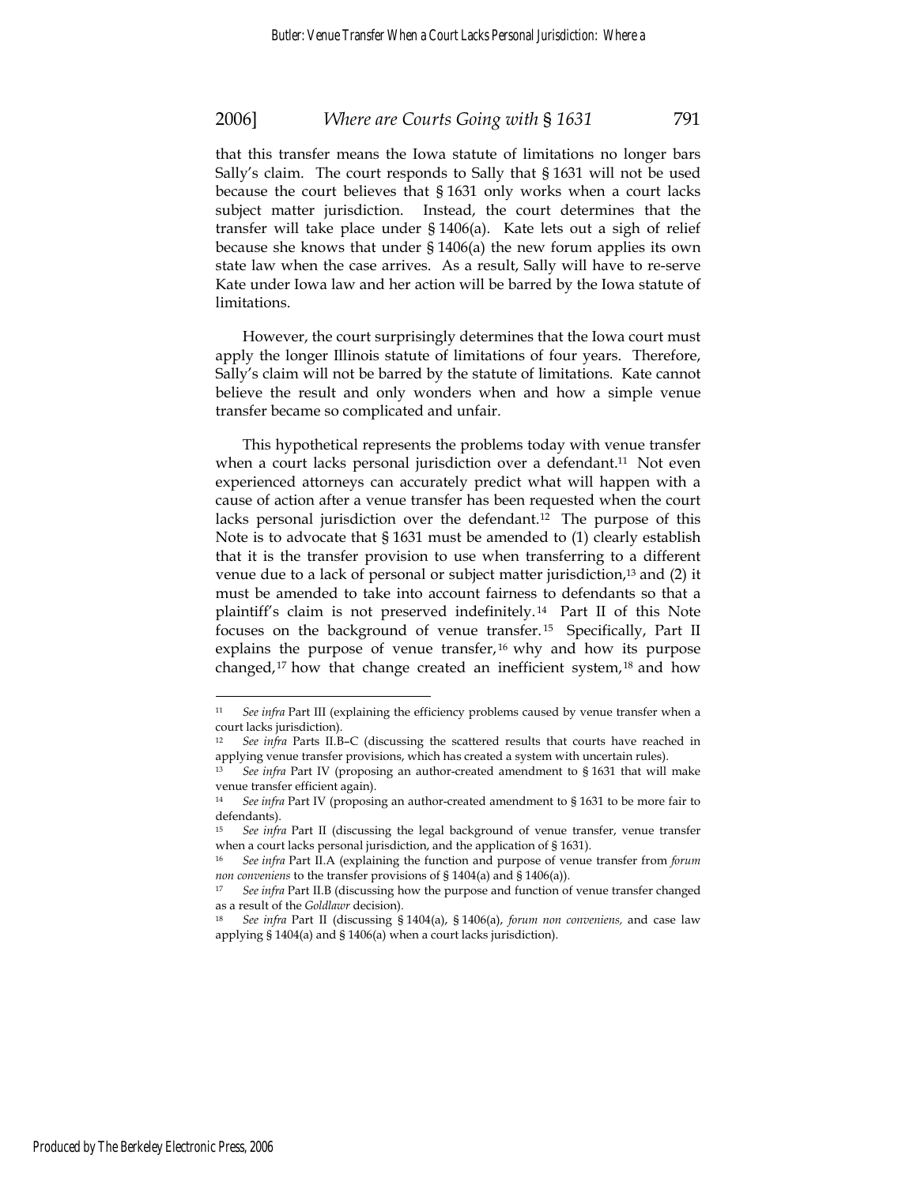that this transfer means the Iowa statute of limitations no longer bars Sally's claim. The court responds to Sally that § 1631 will not be used because the court believes that § 1631 only works when a court lacks subject matter jurisdiction. Instead, the court determines that the transfer will take place under § 1406(a). Kate lets out a sigh of relief because she knows that under § 1406(a) the new forum applies its own state law when the case arrives. As a result, Sally will have to re-serve Kate under Iowa law and her action will be barred by the Iowa statute of limitations.

However, the court surprisingly determines that the Iowa court must apply the longer Illinois statute of limitations of four years. Therefore, Sally's claim will not be barred by the statute of limitations. Kate cannot believe the result and only wonders when and how a simple venue transfer became so complicated and unfair.

This hypothetical represents the problems today with venue transfer when a court lacks personal jurisdiction over a defendant.[11] Not even experienced attorneys can accurately predict what will happen with a cause of action after a venue transfer has been requested when the court lacks personal jurisdiction over the defendant.[12] The purpose of this Note is to advocate that § 1631 must be amended to (1) clearly establish that it is the transfer provision to use when transferring to a different venue due to a lack of personal or subject matter jurisdiction,[13] and (2) it must be amended to take into account fairness to defendants so that a plaintiff's claim is not preserved indefinitely.[14] Part II of this Note focuses on the background of venue transfer.[15] Specifically, Part II explains the purpose of venue transfer,[16] why and how its purpose changed,[17] how that change created an inefficient system,[18] and how

---

[11] *See infra* Part III (explaining the efficiency problems caused by venue transfer when a court lacks jurisdiction).

[12] *See infra* Parts II.B–C (discussing the scattered results that courts have reached in applying venue transfer provisions, which has created a system with uncertain rules).

[13] *See infra* Part IV (proposing an author-created amendment to § 1631 that will make venue transfer efficient again).

[14] *See infra* Part IV (proposing an author-created amendment to § 1631 to be more fair to defendants).

[15] *See infra* Part II (discussing the legal background of venue transfer, venue transfer when a court lacks personal jurisdiction, and the application of § 1631).

[16] *See infra* Part II.A (explaining the function and purpose of venue transfer from *forum non conveniens* to the transfer provisions of § 1404(a) and § 1406(a)).

[17] *See infra* Part II.B (discussing how the purpose and function of venue transfer changed as a result of the *Goldlawr* decision).

[18] *See infra* Part II (discussing § 1404(a), § 1406(a), *forum non conveniens,* and case law applying § 1404(a) and § 1406(a) when a court lacks jurisdiction).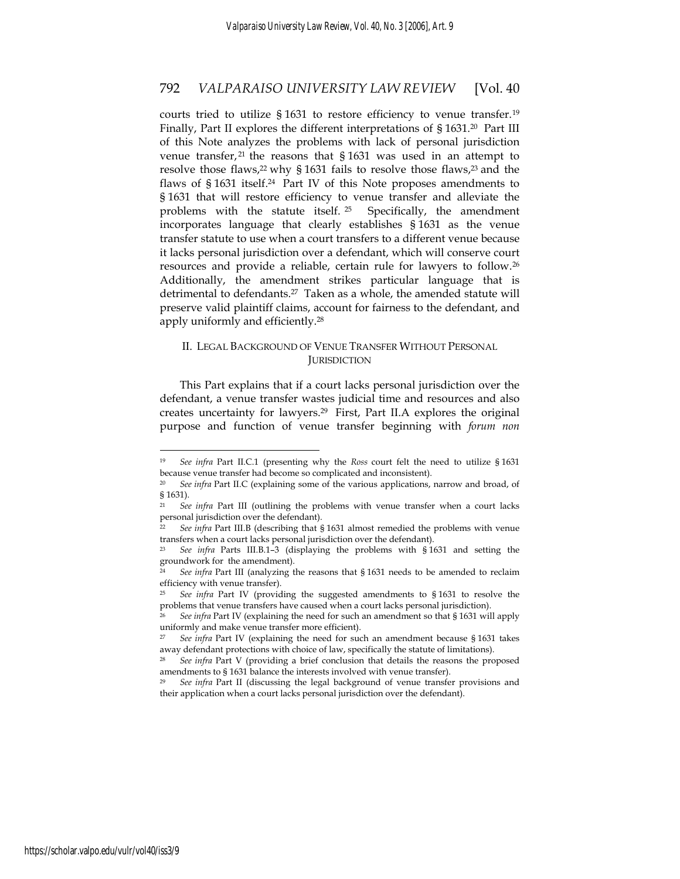courts tried to utilize § 1631 to restore efficiency to venue transfer.[19] Finally, Part II explores the different interpretations of § 1631.[20] Part III of this Note analyzes the problems with lack of personal jurisdiction venue transfer,[21] the reasons that § 1631 was used in an attempt to resolve those flaws,[22] why § 1631 fails to resolve those flaws,[23] and the flaws of § 1631 itself.[24] Part IV of this Note proposes amendments to § 1631 that will restore efficiency to venue transfer and alleviate the problems with the statute itself.[25] Specifically, the amendment incorporates language that clearly establishes § 1631 as the venue transfer statute to use when a court transfers to a different venue because it lacks personal jurisdiction over a defendant, which will conserve court resources and provide a reliable, certain rule for lawyers to follow.[26] Additionally, the amendment strikes particular language that is detrimental to defendants.[27] Taken as a whole, the amended statute will preserve valid plaintiff claims, account for fairness to the defendant, and apply uniformly and efficiently.[28]

## II. Legal Background of Venue Transfer Without Personal Jurisdiction

This Part explains that if a court lacks personal jurisdiction over the defendant, a venue transfer wastes judicial time and resources and also creates uncertainty for lawyers.[29] First, Part II.A explores the original purpose and function of venue transfer beginning with *forum non*

---

[19] *See infra* Part II.C.1 (presenting why the *Ross* court felt the need to utilize § 1631 because venue transfer had become so complicated and inconsistent).

[20] *See infra* Part II.C (explaining some of the various applications, narrow and broad, of § 1631).

[21] *See infra* Part III (outlining the problems with venue transfer when a court lacks personal jurisdiction over the defendant).

[22] *See infra* Part III.B (describing that § 1631 almost remedied the problems with venue transfers when a court lacks personal jurisdiction over the defendant).

[23] *See infra* Parts III.B.1–3 (displaying the problems with § 1631 and setting the groundwork for the amendment).

[24] *See infra* Part III (analyzing the reasons that § 1631 needs to be amended to reclaim efficiency with venue transfer).

[25] *See infra* Part IV (providing the suggested amendments to § 1631 to resolve the problems that venue transfers have caused when a court lacks personal jurisdiction).

[26] *See infra* Part IV (explaining the need for such an amendment so that § 1631 will apply uniformly and make venue transfer more efficient).

[27] *See infra* Part IV (explaining the need for such an amendment because § 1631 takes away defendant protections with choice of law, specifically the statute of limitations).

[28] *See infra* Part V (providing a brief conclusion that details the reasons the proposed amendments to § 1631 balance the interests involved with venue transfer).

[29] *See infra* Part II (discussing the legal background of venue transfer provisions and their application when a court lacks personal jurisdiction over the defendant).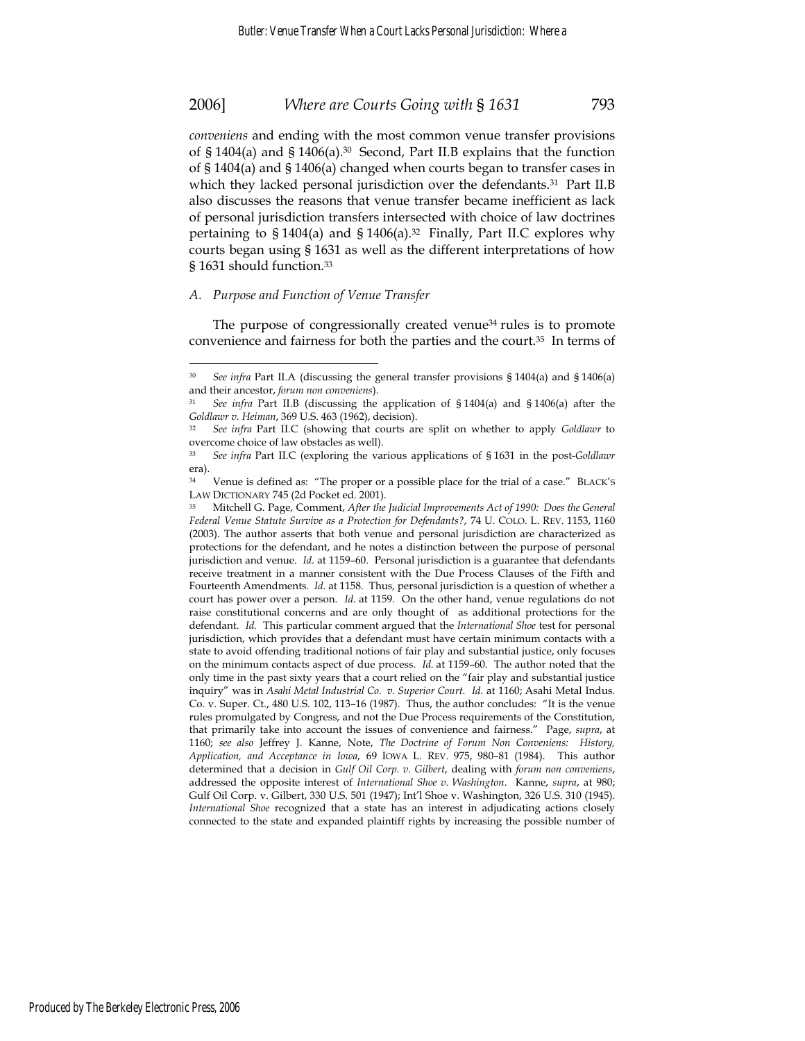*conveniens* and ending with the most common venue transfer provisions of § 1404(a) and § 1406(a).[30] Second, Part II.B explains that the function of § 1404(a) and § 1406(a) changed when courts began to transfer cases in which they lacked personal jurisdiction over the defendants.[31] Part II.B also discusses the reasons that venue transfer became inefficient as lack of personal jurisdiction transfers intersected with choice of law doctrines pertaining to § 1404(a) and § 1406(a).[32] Finally, Part II.C explores why courts began using § 1631 as well as the different interpretations of how § 1631 should function.[33]

### *A. Purpose and Function of Venue Transfer*

The purpose of congressionally created venue[34] rules is to promote convenience and fairness for both the parties and the court.[35] In terms of

---

[30] *See infra* Part II.A (discussing the general transfer provisions § 1404(a) and § 1406(a) and their ancestor, *forum non conveniens*).

[31] *See infra* Part II.B (discussing the application of § 1404(a) and § 1406(a) after the *Goldlawr v. Heiman*, 369 U.S. 463 (1962), decision).

[32] *See infra* Part II.C (showing that courts are split on whether to apply *Goldlawr* to overcome choice of law obstacles as well).

[33] *See infra* Part II.C (exploring the various applications of § 1631 in the post-*Goldlawr* era).

[34] Venue is defined as: "The proper or a possible place for the trial of a case." BLACK'S LAW DICTIONARY 745 (2d Pocket ed. 2001).

[35] Mitchell G. Page, Comment, *After the Judicial Improvements Act of 1990: Does the General Federal Venue Statute Survive as a Protection for Defendants?*, 74 U. COLO. L. REV. 1153, 1160 (2003). The author asserts that both venue and personal jurisdiction are characterized as protections for the defendant, and he notes a distinction between the purpose of personal jurisdiction and venue. *Id.* at 1159–60. Personal jurisdiction is a guarantee that defendants receive treatment in a manner consistent with the Due Process Clauses of the Fifth and Fourteenth Amendments. *Id.* at 1158. Thus, personal jurisdiction is a question of whether a court has power over a person. *Id.* at 1159. On the other hand, venue regulations do not raise constitutional concerns and are only thought of as additional protections for the defendant. *Id.* This particular comment argued that the *International Shoe* test for personal jurisdiction, which provides that a defendant must have certain minimum contacts with a state to avoid offending traditional notions of fair play and substantial justice, only focuses on the minimum contacts aspect of due process. *Id.* at 1159–60. The author noted that the only time in the past sixty years that a court relied on the "fair play and substantial justice inquiry" was in *Asahi Metal Industrial Co. v. Superior Court*. *Id.* at 1160; Asahi Metal Indus. Co. v. Super. Ct., 480 U.S. 102, 113–16 (1987). Thus, the author concludes: "It is the venue rules promulgated by Congress, and not the Due Process requirements of the Constitution, that primarily take into account the issues of convenience and fairness." Page, *supra*, at 1160; *see also* Jeffrey J. Kanne, Note, *The Doctrine of Forum Non Conveniens: History, Application, and Acceptance in Iowa*, 69 IOWA L. REV. 975, 980–81 (1984). This author determined that a decision in *Gulf Oil Corp. v. Gilbert*, dealing with *forum non conveniens*, addressed the opposite interest of *International Shoe v. Washington*. Kanne, *supra*, at 980; Gulf Oil Corp. v. Gilbert, 330 U.S. 501 (1947); Int'l Shoe v. Washington, 326 U.S. 310 (1945). *International Shoe* recognized that a state has an interest in adjudicating actions closely connected to the state and expanded plaintiff rights by increasing the possible number of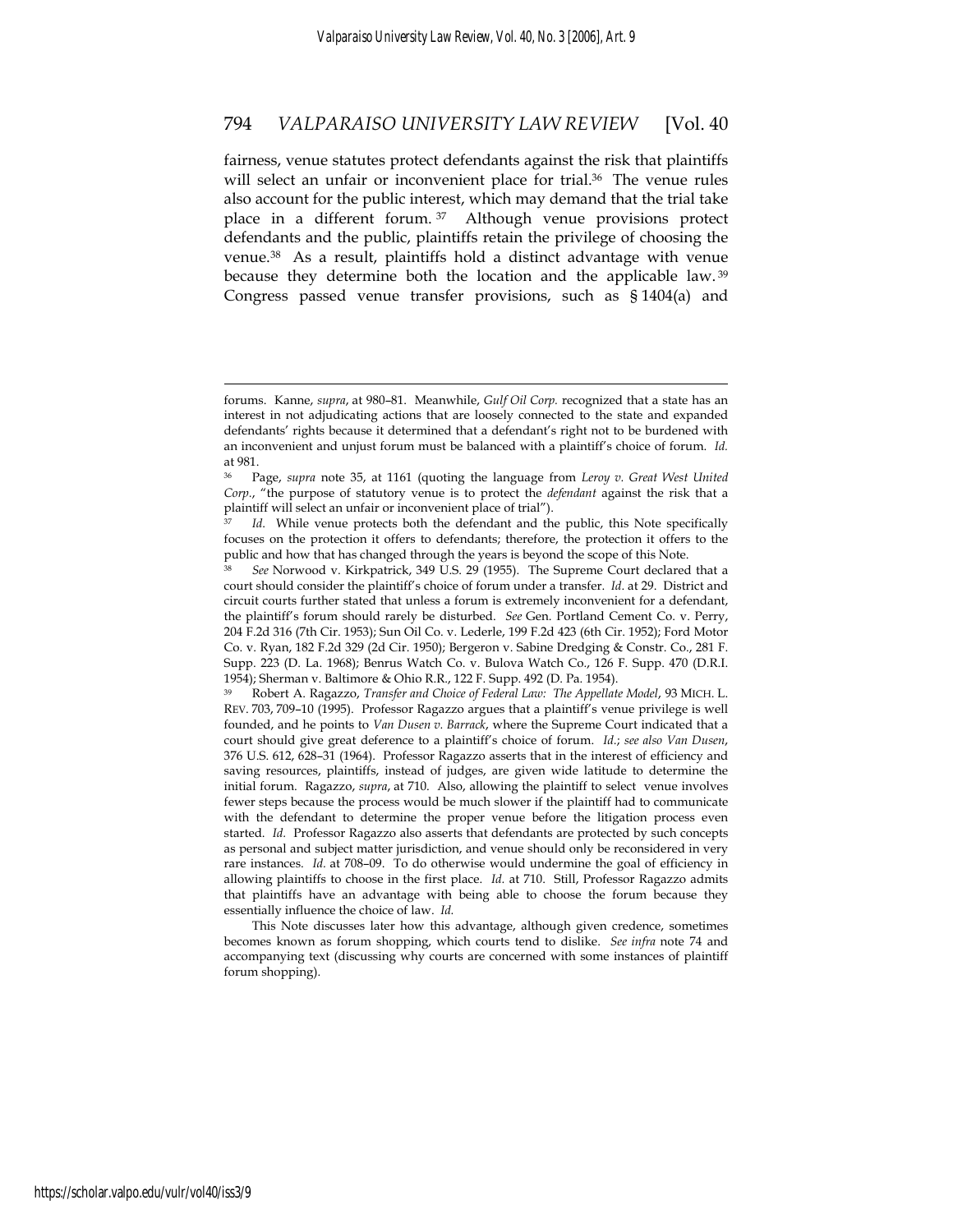fairness, venue statutes protect defendants against the risk that plaintiffs will select an unfair or inconvenient place for trial.[36] The venue rules also account for the public interest, which may demand that the trial take place in a different forum.[37] Although venue provisions protect defendants and the public, plaintiffs retain the privilege of choosing the venue.[38] As a result, plaintiffs hold a distinct advantage with venue because they determine both the location and the applicable law.[39] Congress passed venue transfer provisions, such as § 1404(a) and

---

forums. Kanne, *supra*, at 980–81. Meanwhile, *Gulf Oil Corp.* recognized that a state has an interest in not adjudicating actions that are loosely connected to the state and expanded defendants' rights because it determined that a defendant's right not to be burdened with an inconvenient and unjust forum must be balanced with a plaintiff's choice of forum. *Id.* at 981.

[36] Page, *supra* note 35, at 1161 (quoting the language from *Leroy v. Great West United Corp.*, "the purpose of statutory venue is to protect the *defendant* against the risk that a plaintiff will select an unfair or inconvenient place of trial").

[37] *Id.* While venue protects both the defendant and the public, this Note specifically focuses on the protection it offers to defendants; therefore, the protection it offers to the public and how that has changed through the years is beyond the scope of this Note.

[38] *See* Norwood v. Kirkpatrick, 349 U.S. 29 (1955). The Supreme Court declared that a court should consider the plaintiff's choice of forum under a transfer. *Id.* at 29. District and circuit courts further stated that unless a forum is extremely inconvenient for a defendant, the plaintiff's forum should rarely be disturbed. *See* Gen. Portland Cement Co. v. Perry, 204 F.2d 316 (7th Cir. 1953); Sun Oil Co. v. Lederle, 199 F.2d 423 (6th Cir. 1952); Ford Motor Co. v. Ryan, 182 F.2d 329 (2d Cir. 1950); Bergeron v. Sabine Dredging & Constr. Co., 281 F. Supp. 223 (D. La. 1968); Benrus Watch Co. v. Bulova Watch Co., 126 F. Supp. 470 (D.R.I. 1954); Sherman v. Baltimore & Ohio R.R., 122 F. Supp. 492 (D. Pa. 1954).

[39] Robert A. Ragazzo, *Transfer and Choice of Federal Law: The Appellate Model*, 93 MICH. L. REV. 703, 709–10 (1995). Professor Ragazzo argues that a plaintiff's venue privilege is well founded, and he points to *Van Dusen v. Barrack*, where the Supreme Court indicated that a court should give great deference to a plaintiff's choice of forum. *Id.*; *see also Van Dusen*, 376 U.S. 612, 628–31 (1964). Professor Ragazzo asserts that in the interest of efficiency and saving resources, plaintiffs, instead of judges, are given wide latitude to determine the initial forum. Ragazzo, *supra*, at 710. Also, allowing the plaintiff to select venue involves fewer steps because the process would be much slower if the plaintiff had to communicate with the defendant to determine the proper venue before the litigation process even started. *Id.* Professor Ragazzo also asserts that defendants are protected by such concepts as personal and subject matter jurisdiction, and venue should only be reconsidered in very rare instances. *Id.* at 708–09. To do otherwise would undermine the goal of efficiency in allowing plaintiffs to choose in the first place. *Id.* at 710. Still, Professor Ragazzo admits that plaintiffs have an advantage with being able to choose the forum because they essentially influence the choice of law. *Id.*

This Note discusses later how this advantage, although given credence, sometimes becomes known as forum shopping, which courts tend to dislike. *See infra* note 74 and accompanying text (discussing why courts are concerned with some instances of plaintiff forum shopping).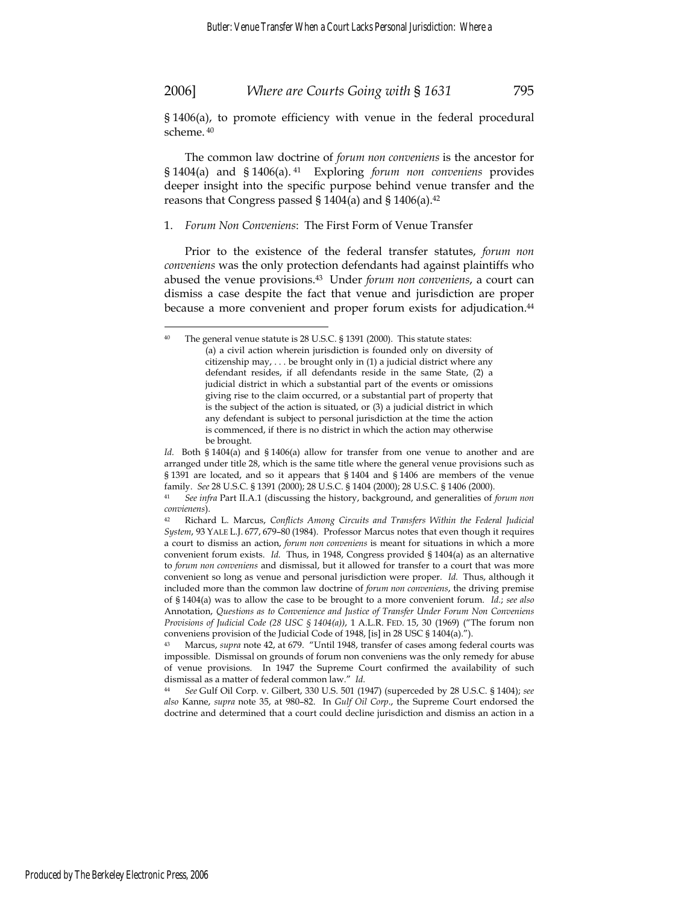§ 1406(a), to promote efficiency with venue in the federal procedural scheme.[40]

The common law doctrine of *forum non conveniens* is the ancestor for § 1404(a) and § 1406(a).[41] Exploring *forum non conveniens* provides deeper insight into the specific purpose behind venue transfer and the reasons that Congress passed § 1404(a) and § 1406(a).[42]

### 1. *Forum Non Conveniens*: The First Form of Venue Transfer

Prior to the existence of the federal transfer statutes, *forum non conveniens* was the only protection defendants had against plaintiffs who abused the venue provisions.[43] Under *forum non conveniens*, a court can dismiss a case despite the fact that venue and jurisdiction are proper because a more convenient and proper forum exists for adjudication.[44]

---

[40] The general venue statute is 28 U.S.C. § 1391 (2000). This statute states:

> (a) a civil action wherein jurisdiction is founded only on diversity of citizenship may, . . . be brought only in (1) a judicial district where any defendant resides, if all defendants reside in the same State, (2) a judicial district in which a substantial part of the events or omissions giving rise to the claim occurred, or a substantial part of property that is the subject of the action is situated, or (3) a judicial district in which any defendant is subject to personal jurisdiction at the time the action is commenced, if there is no district in which the action may otherwise be brought.

*Id.* Both § 1404(a) and § 1406(a) allow for transfer from one venue to another and are arranged under title 28, which is the same title where the general venue provisions such as § 1391 are located, and so it appears that § 1404 and § 1406 are members of the venue family. *See* 28 U.S.C. § 1391 (2000); 28 U.S.C. § 1404 (2000); 28 U.S.C. § 1406 (2000).

[41] *See infra* Part II.A.1 (discussing the history, background, and generalities of *forum non convienens*).

[42] Richard L. Marcus, *Conflicts Among Circuits and Transfers Within the Federal Judicial System*, 93 YALE L.J. 677, 679–80 (1984). Professor Marcus notes that even though it requires a court to dismiss an action, *forum non conveniens* is meant for situations in which a more convenient forum exists. *Id.* Thus, in 1948, Congress provided § 1404(a) as an alternative to *forum non conveniens* and dismissal, but it allowed for transfer to a court that was more convenient so long as venue and personal jurisdiction were proper. *Id.* Thus, although it included more than the common law doctrine of *forum non conveniens*, the driving premise of § 1404(a) was to allow the case to be brought to a more convenient forum. *Id.*; *see also* Annotation, *Questions as to Convenience and Justice of Transfer Under Forum Non Conveniens Provisions of Judicial Code (28 USC § 1404(a))*, 1 A.L.R. FED. 15, 30 (1969) ("The forum non conveniens provision of the Judicial Code of 1948, [is] in 28 USC § 1404(a).").

[43] Marcus, *supra* note 42, at 679. "Until 1948, transfer of cases among federal courts was impossible. Dismissal on grounds of forum non conveniens was the only remedy for abuse of venue provisions. In 1947 the Supreme Court confirmed the availability of such dismissal as a matter of federal common law." *Id.*

[44] *See* Gulf Oil Corp. v. Gilbert, 330 U.S. 501 (1947) (superceded by 28 U.S.C. § 1404); *see also* Kanne, *supra* note 35, at 980–82. In *Gulf Oil Corp.*, the Supreme Court endorsed the doctrine and determined that a court could decline jurisdiction and dismiss an action in a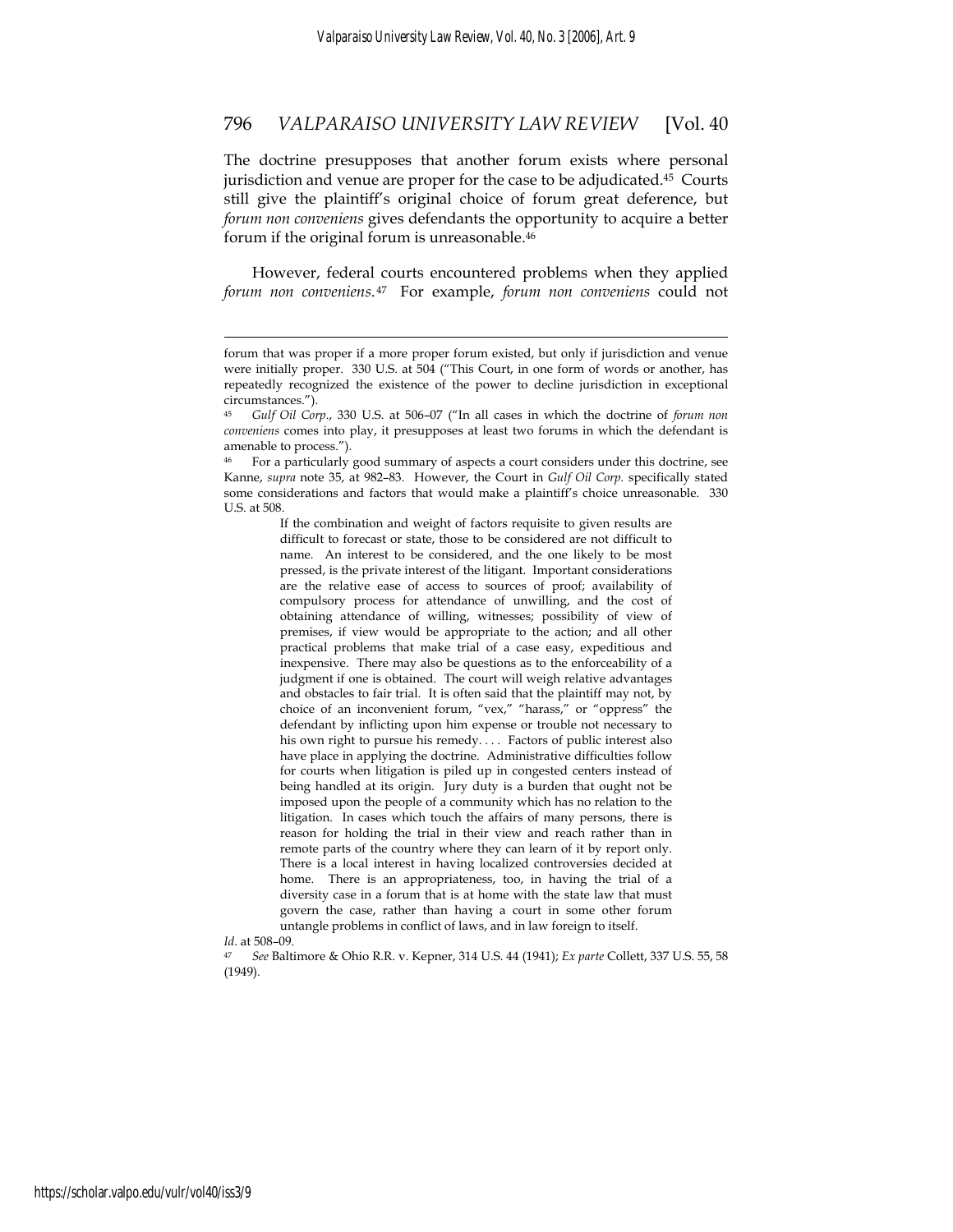The doctrine presupposes that another forum exists where personal jurisdiction and venue are proper for the case to be adjudicated.[45] Courts still give the plaintiff's original choice of forum great deference, but *forum non conveniens* gives defendants the opportunity to acquire a better forum if the original forum is unreasonable.[46]

However, federal courts encountered problems when they applied *forum non conveniens*.[47] For example, *forum non conveniens* could not

---

forum that was proper if a more proper forum existed, but only if jurisdiction and venue were initially proper. 330 U.S. at 504 ("This Court, in one form of words or another, has repeatedly recognized the existence of the power to decline jurisdiction in exceptional circumstances.").

[45] *Gulf Oil Corp.*, 330 U.S. at 506–07 ("In all cases in which the doctrine of *forum non conveniens* comes into play, it presupposes at least two forums in which the defendant is amenable to process.").

[46] For a particularly good summary of aspects a court considers under this doctrine, see Kanne, *supra* note 35, at 982–83. However, the Court in *Gulf Oil Corp.* specifically stated some considerations and factors that would make a plaintiff's choice unreasonable. 330 U.S. at 508.

> If the combination and weight of factors requisite to given results are difficult to forecast or state, those to be considered are not difficult to name. An interest to be considered, and the one likely to be most pressed, is the private interest of the litigant. Important considerations are the relative ease of access to sources of proof; availability of compulsory process for attendance of unwilling, and the cost of obtaining attendance of willing, witnesses; possibility of view of premises, if view would be appropriate to the action; and all other practical problems that make trial of a case easy, expeditious and inexpensive. There may also be questions as to the enforceability of a judgment if one is obtained. The court will weigh relative advantages and obstacles to fair trial. It is often said that the plaintiff may not, by choice of an inconvenient forum, "vex," "harass," or "oppress" the defendant by inflicting upon him expense or trouble not necessary to his own right to pursue his remedy. . . . Factors of public interest also have place in applying the doctrine. Administrative difficulties follow for courts when litigation is piled up in congested centers instead of being handled at its origin. Jury duty is a burden that ought not be imposed upon the people of a community which has no relation to the litigation. In cases which touch the affairs of many persons, there is reason for holding the trial in their view and reach rather than in remote parts of the country where they can learn of it by report only. There is a local interest in having localized controversies decided at home. There is an appropriateness, too, in having the trial of a diversity case in a forum that is at home with the state law that must govern the case, rather than having a court in some other forum untangle problems in conflict of laws, and in law foreign to itself.

*Id*. at 508–09.

[47] *See* Baltimore & Ohio R.R. v. Kepner, 314 U.S. 44 (1941); *Ex parte* Collett, 337 U.S. 55, 58 (1949).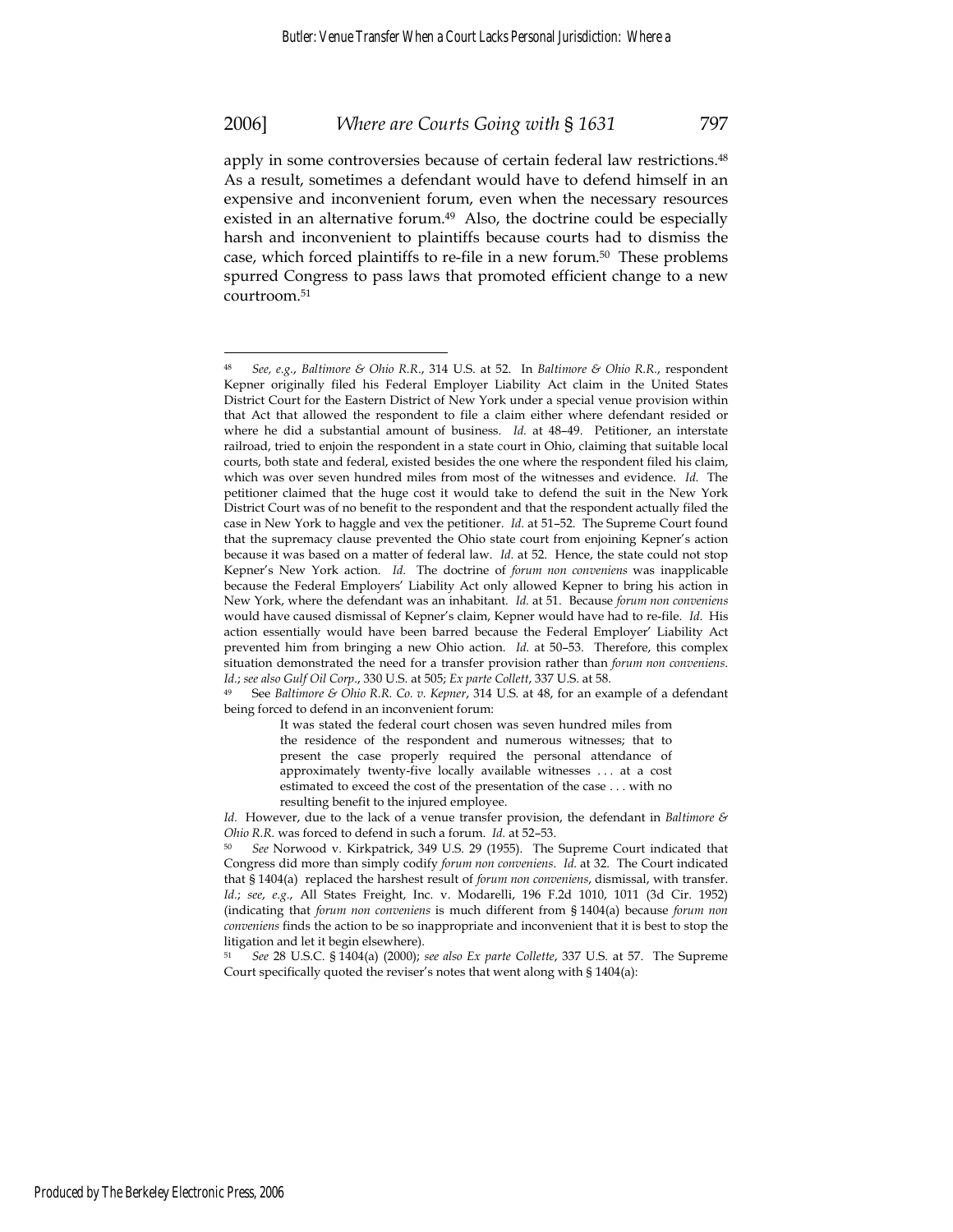apply in some controversies because of certain federal law restrictions.[48] As a result, sometimes a defendant would have to defend himself in an expensive and inconvenient forum, even when the necessary resources existed in an alternative forum.[49] Also, the doctrine could be especially harsh and inconvenient to plaintiffs because courts had to dismiss the case, which forced plaintiffs to re-file in a new forum.[50] These problems spurred Congress to pass laws that promoted efficient change to a new courtroom.[51]

---

[48] *See, e.g.*, *Baltimore & Ohio R.R.*, 314 U.S. at 52. In *Baltimore & Ohio R.R.*, respondent Kepner originally filed his Federal Employer Liability Act claim in the United States District Court for the Eastern District of New York under a special venue provision within that Act that allowed the respondent to file a claim either where defendant resided or where he did a substantial amount of business. *Id.* at 48–49. Petitioner, an interstate railroad, tried to enjoin the respondent in a state court in Ohio, claiming that suitable local courts, both state and federal, existed besides the one where the respondent filed his claim, which was over seven hundred miles from most of the witnesses and evidence. *Id.* The petitioner claimed that the huge cost it would take to defend the suit in the New York District Court was of no benefit to the respondent and that the respondent actually filed the case in New York to haggle and vex the petitioner. *Id.* at 51–52. The Supreme Court found that the supremacy clause prevented the Ohio state court from enjoining Kepner's action because it was based on a matter of federal law. *Id.* at 52. Hence, the state could not stop Kepner's New York action. *Id.* The doctrine of *forum non conveniens* was inapplicable because the Federal Employers' Liability Act only allowed Kepner to bring his action in New York, where the defendant was an inhabitant. *Id.* at 51. Because *forum non conveniens* would have caused dismissal of Kepner's claim, Kepner would have had to re-file. *Id.* His action essentially would have been barred because the Federal Employer' Liability Act prevented him from bringing a new Ohio action. *Id.* at 50–53. Therefore, this complex situation demonstrated the need for a transfer provision rather than *forum non conveniens*. *Id.*; *see also Gulf Oil Corp*., 330 U.S. at 505; *Ex parte Collett*, 337 U.S. at 58.

[49] See *Baltimore & Ohio R.R. Co. v. Kepner*, 314 U.S. at 48, for an example of a defendant being forced to defend in an inconvenient forum:

> It was stated the federal court chosen was seven hundred miles from the residence of the respondent and numerous witnesses; that to present the case properly required the personal attendance of approximately twenty-five locally available witnesses . . . at a cost estimated to exceed the cost of the presentation of the case . . . with no resulting benefit to the injured employee.

*Id.* However, due to the lack of a venue transfer provision, the defendant in *Baltimore & Ohio R.R.* was forced to defend in such a forum. *Id.* at 52–53.

[50] *See* Norwood v. Kirkpatrick, 349 U.S. 29 (1955). The Supreme Court indicated that Congress did more than simply codify *forum non conveniens*. *Id.* at 32. The Court indicated that § 1404(a) replaced the harshest result of *forum non conveniens*, dismissal, with transfer. *Id.*; *see*, *e.g.*, All States Freight, Inc. v. Modarelli, 196 F.2d 1010, 1011 (3d Cir. 1952) (indicating that *forum non conveniens* is much different from § 1404(a) because *forum non conveniens* finds the action to be so inappropriate and inconvenient that it is best to stop the litigation and let it begin elsewhere).

[51] *See* 28 U.S.C. § 1404(a) (2000); *see also Ex parte Collette*, 337 U.S. at 57. The Supreme Court specifically quoted the reviser's notes that went along with § 1404(a):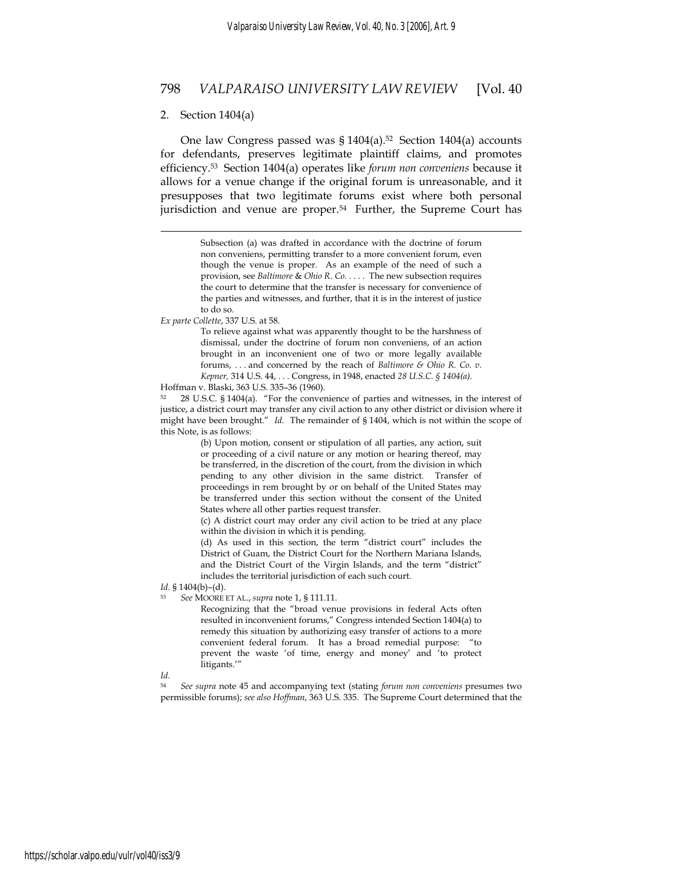2. Section 1404(a)

One law Congress passed was § 1404(a).[52] Section 1404(a) accounts for defendants, preserves legitimate plaintiff claims, and promotes efficiency.[53] Section 1404(a) operates like *forum non conveniens* because it allows for a venue change if the original forum is unreasonable, and it presupposes that two legitimate forums exist where both personal jurisdiction and venue are proper.[54] Further, the Supreme Court has

---

> Subsection (a) was drafted in accordance with the doctrine of forum non conveniens, permitting transfer to a more convenient forum, even though the venue is proper. As an example of the need of such a provision, see *Baltimore & Ohio R. Co.* . . . . The new subsection requires the court to determine that the transfer is necessary for convenience of the parties and witnesses, and further, that it is in the interest of justice to do so.

*Ex parte Collette*, 337 U.S. at 58.

> To relieve against what was apparently thought to be the harshness of dismissal, under the doctrine of forum non conveniens, of an action brought in an inconvenient one of two or more legally available forums, . . . and concerned by the reach of *Baltimore & Ohio R. Co. v. Kepner,* 314 U.S. 44, . . . Congress, in 1948, enacted *28 U.S.C. § 1404(a).*

Hoffman v. Blaski, 363 U.S. 335–36 (1960).

[52] 28 U.S.C. § 1404(a). "For the convenience of parties and witnesses, in the interest of justice, a district court may transfer any civil action to any other district or division where it might have been brought." *Id.* The remainder of § 1404, which is not within the scope of this Note, is as follows:

> (b) Upon motion, consent or stipulation of all parties, any action, suit or proceeding of a civil nature or any motion or hearing thereof, may be transferred, in the discretion of the court, from the division in which pending to any other division in the same district. Transfer of proceedings in rem brought by or on behalf of the United States may be transferred under this section without the consent of the United States where all other parties request transfer.
>
> (c) A district court may order any civil action to be tried at any place within the division in which it is pending.
>
> (d) As used in this section, the term "district court" includes the District of Guam, the District Court for the Northern Mariana Islands, and the District Court of the Virgin Islands, and the term "district" includes the territorial jurisdiction of each such court.

*Id*. § 1404(b)–(d).

[53] *See* MOORE ET AL., *supra* note 1, § 111.11.

> Recognizing that the "broad venue provisions in federal Acts often resulted in inconvenient forums," Congress intended Section 1404(a) to remedy this situation by authorizing easy transfer of actions to a more convenient federal forum. It has a broad remedial purpose: "to prevent the waste 'of time, energy and money' and 'to protect litigants.'"

*Id.*

[54] *See supra* note 45 and accompanying text (stating *forum non conveniens* presumes two permissible forums); *see also Hoffman*, 363 U.S. 335. The Supreme Court determined that the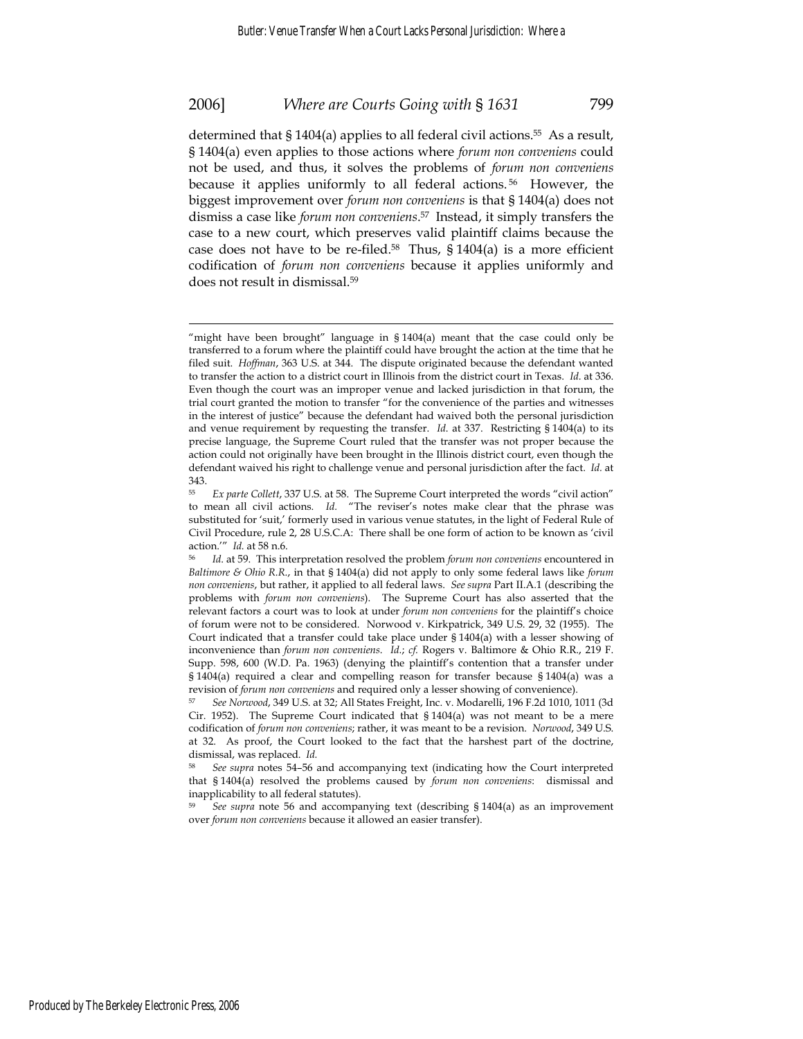determined that § 1404(a) applies to all federal civil actions.[55] As a result, § 1404(a) even applies to those actions where *forum non conveniens* could not be used, and thus, it solves the problems of *forum non conveniens* because it applies uniformly to all federal actions.[56] However, the biggest improvement over *forum non conveniens* is that § 1404(a) does not dismiss a case like *forum non conveniens*.[57] Instead, it simply transfers the case to a new court, which preserves valid plaintiff claims because the case does not have to be re-filed.[58] Thus, § 1404(a) is a more efficient codification of *forum non conveniens* because it applies uniformly and does not result in dismissal.[59]

---

"might have been brought" language in § 1404(a) meant that the case could only be transferred to a forum where the plaintiff could have brought the action at the time that he filed suit. *Hoffman*, 363 U.S. at 344. The dispute originated because the defendant wanted to transfer the action to a district court in Illinois from the district court in Texas. *Id.* at 336. Even though the court was an improper venue and lacked jurisdiction in that forum, the trial court granted the motion to transfer "for the convenience of the parties and witnesses in the interest of justice" because the defendant had waived both the personal jurisdiction and venue requirement by requesting the transfer. *Id.* at 337. Restricting § 1404(a) to its precise language, the Supreme Court ruled that the transfer was not proper because the action could not originally have been brought in the Illinois district court, even though the defendant waived his right to challenge venue and personal jurisdiction after the fact. *Id.* at 343.

[55] *Ex parte Collett*, 337 U.S. at 58. The Supreme Court interpreted the words "civil action" to mean all civil actions. *Id.* "The reviser's notes make clear that the phrase was substituted for 'suit,' formerly used in various venue statutes, in the light of Federal Rule of Civil Procedure, rule 2, 28 U.S.C.A: There shall be one form of action to be known as 'civil action.'" *Id.* at 58 n.6.

[56] *Id.* at 59. This interpretation resolved the problem *forum non conveniens* encountered in *Baltimore & Ohio R.R.*, in that § 1404(a) did not apply to only some federal laws like *forum non conveniens*, but rather, it applied to all federal laws. *See supra* Part II.A.1 (describing the problems with *forum non conveniens*). The Supreme Court has also asserted that the relevant factors a court was to look at under *forum non conveniens* for the plaintiff's choice of forum were not to be considered. Norwood v. Kirkpatrick, 349 U.S. 29, 32 (1955). The Court indicated that a transfer could take place under § 1404(a) with a lesser showing of inconvenience than *forum non conveniens*. *Id.*; *cf.* Rogers v. Baltimore & Ohio R.R., 219 F. Supp. 598, 600 (W.D. Pa. 1963) (denying the plaintiff's contention that a transfer under § 1404(a) required a clear and compelling reason for transfer because § 1404(a) was a revision of *forum non conveniens* and required only a lesser showing of convenience).

[57] *See Norwood*, 349 U.S. at 32; All States Freight, Inc. v. Modarelli, 196 F.2d 1010, 1011 (3d Cir. 1952). The Supreme Court indicated that § 1404(a) was not meant to be a mere codification of *forum non conveniens*; rather, it was meant to be a revision. *Norwood*, 349 U.S. at 32. As proof, the Court looked to the fact that the harshest part of the doctrine, dismissal, was replaced. *Id.*

[58] *See supra* notes 54–56 and accompanying text (indicating how the Court interpreted that § 1404(a) resolved the problems caused by *forum non conveniens*: dismissal and inapplicability to all federal statutes).

[59] *See supra* note 56 and accompanying text (describing § 1404(a) as an improvement over *forum non conveniens* because it allowed an easier transfer).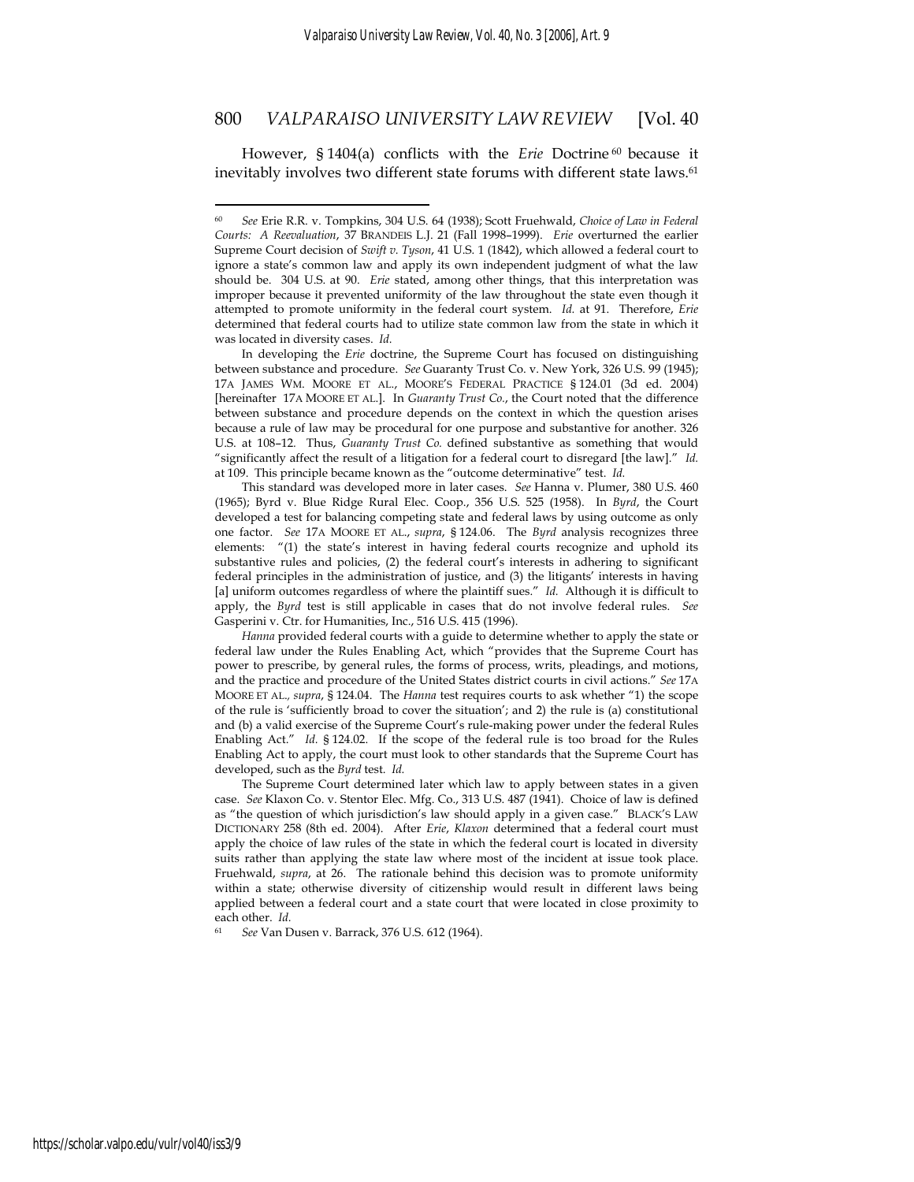However, § 1404(a) conflicts with the *Erie* Doctrine[60] because it inevitably involves two different state forums with different state laws.[61]

---

[60] *See* Erie R.R. v. Tompkins, 304 U.S. 64 (1938); Scott Fruehwald, *Choice of Law in Federal Courts: A Reevaluation*, 37 BRANDEIS L.J. 21 (Fall 1998–1999). *Erie* overturned the earlier Supreme Court decision of *Swift v. Tyson*, 41 U.S. 1 (1842), which allowed a federal court to ignore a state's common law and apply its own independent judgment of what the law should be. 304 U.S. at 90. *Erie* stated, among other things, that this interpretation was improper because it prevented uniformity of the law throughout the state even though it attempted to promote uniformity in the federal court system. *Id.* at 91. Therefore, *Erie* determined that federal courts had to utilize state common law from the state in which it was located in diversity cases. *Id.*

In developing the *Erie* doctrine, the Supreme Court has focused on distinguishing between substance and procedure. *See* Guaranty Trust Co. v. New York, 326 U.S. 99 (1945); 17A JAMES WM. MOORE ET AL., MOORE'S FEDERAL PRACTICE § 124.01 (3d ed. 2004) [hereinafter 17A MOORE ET AL.]. In *Guaranty Trust Co.*, the Court noted that the difference between substance and procedure depends on the context in which the question arises because a rule of law may be procedural for one purpose and substantive for another. 326 U.S. at 108–12. Thus, *Guaranty Trust Co.* defined substantive as something that would "significantly affect the result of a litigation for a federal court to disregard [the law]." *Id.* at 109. This principle became known as the "outcome determinative" test. *Id.*

This standard was developed more in later cases. *See* Hanna v. Plumer, 380 U.S. 460 (1965); Byrd v. Blue Ridge Rural Elec. Coop., 356 U.S. 525 (1958). In *Byrd*, the Court developed a test for balancing competing state and federal laws by using outcome as only one factor. *See* 17A MOORE ET AL., *supra*, § 124.06. The *Byrd* analysis recognizes three elements: "(1) the state's interest in having federal courts recognize and uphold its substantive rules and policies, (2) the federal court's interests in adhering to significant federal principles in the administration of justice, and (3) the litigants' interests in having [a] uniform outcomes regardless of where the plaintiff sues." *Id.* Although it is difficult to apply, the *Byrd* test is still applicable in cases that do not involve federal rules. *See* Gasperini v. Ctr. for Humanities, Inc., 516 U.S. 415 (1996).

*Hanna* provided federal courts with a guide to determine whether to apply the state or federal law under the Rules Enabling Act, which "provides that the Supreme Court has power to prescribe, by general rules, the forms of process, writs, pleadings, and motions, and the practice and procedure of the United States district courts in civil actions." *See* 17A MOORE ET AL., *supra*, § 124.04. The *Hanna* test requires courts to ask whether "1) the scope of the rule is 'sufficiently broad to cover the situation'; and 2) the rule is (a) constitutional and (b) a valid exercise of the Supreme Court's rule-making power under the federal Rules Enabling Act." *Id.* § 124.02. If the scope of the federal rule is too broad for the Rules Enabling Act to apply, the court must look to other standards that the Supreme Court has developed, such as the *Byrd* test. *Id.*

The Supreme Court determined later which law to apply between states in a given case. *See* Klaxon Co. v. Stentor Elec. Mfg. Co., 313 U.S. 487 (1941). Choice of law is defined as "the question of which jurisdiction's law should apply in a given case." BLACK'S LAW DICTIONARY 258 (8th ed. 2004). After *Erie*, *Klaxon* determined that a federal court must apply the choice of law rules of the state in which the federal court is located in diversity suits rather than applying the state law where most of the incident at issue took place. Fruehwald, *supra*, at 26. The rationale behind this decision was to promote uniformity within a state; otherwise diversity of citizenship would result in different laws being applied between a federal court and a state court that were located in close proximity to each other. *Id.*

[61] *See* Van Dusen v. Barrack, 376 U.S. 612 (1964).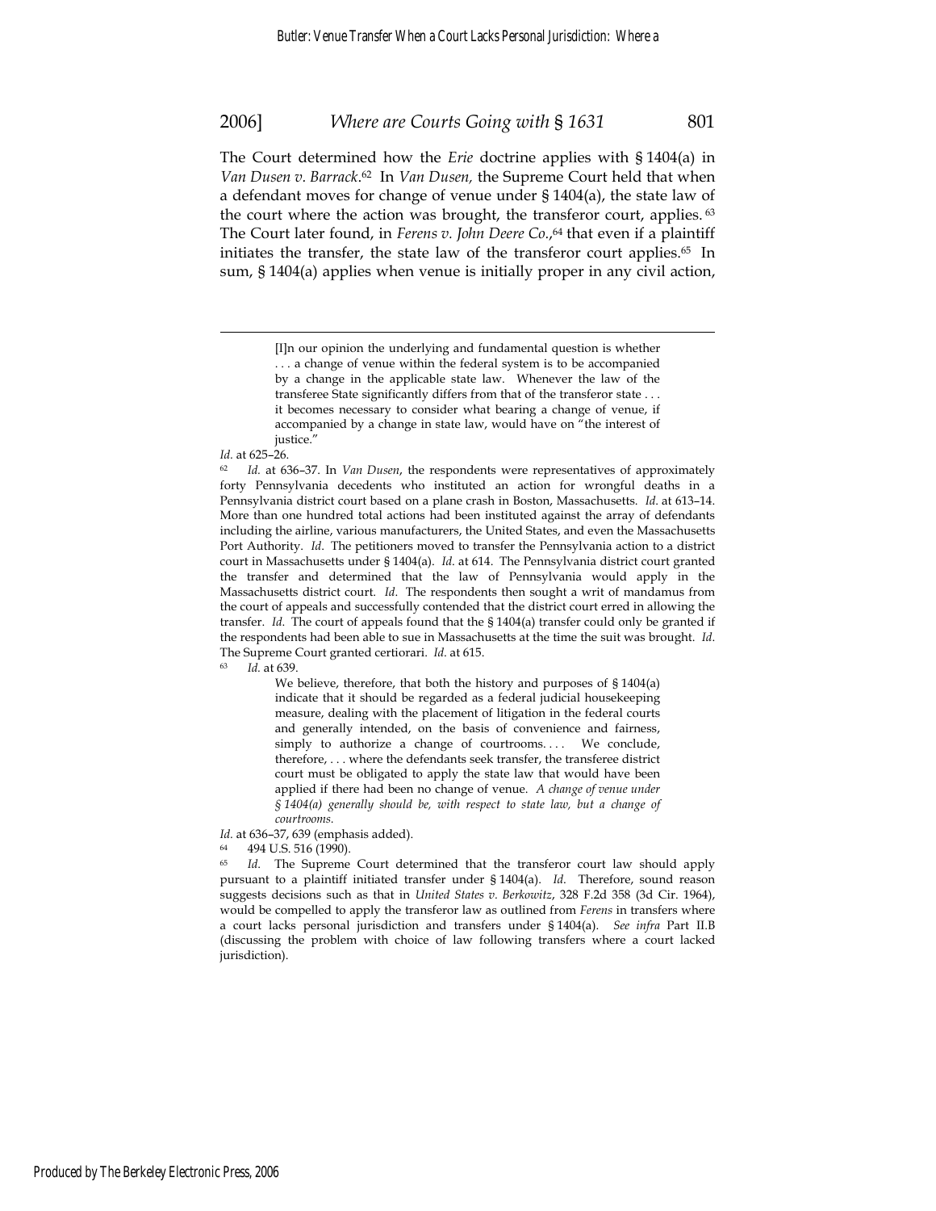The Court determined how the *Erie* doctrine applies with § 1404(a) in *Van Dusen v. Barrack*.[62] In *Van Dusen,* the Supreme Court held that when a defendant moves for change of venue under § 1404(a), the state law of the court where the action was brought, the transferor court, applies.[63] The Court later found, in *Ferens v. John Deere Co.*,[64] that even if a plaintiff initiates the transfer, the state law of the transferor court applies.[65] In sum, § 1404(a) applies when venue is initially proper in any civil action,

---

> [I]n our opinion the underlying and fundamental question is whether . . . a change of venue within the federal system is to be accompanied by a change in the applicable state law. Whenever the law of the transferee State significantly differs from that of the transferor state . . . it becomes necessary to consider what bearing a change of venue, if accompanied by a change in state law, would have on "the interest of justice."

*Id.* at 625–26.

[62] *Id.* at 636–37. In *Van Dusen*, the respondents were representatives of approximately forty Pennsylvania decedents who instituted an action for wrongful deaths in a Pennsylvania district court based on a plane crash in Boston, Massachusetts. *Id.* at 613–14. More than one hundred total actions had been instituted against the array of defendants including the airline, various manufacturers, the United States, and even the Massachusetts Port Authority. *Id.* The petitioners moved to transfer the Pennsylvania action to a district court in Massachusetts under § 1404(a). *Id.* at 614. The Pennsylvania district court granted the transfer and determined that the law of Pennsylvania would apply in the Massachusetts district court. *Id.* The respondents then sought a writ of mandamus from the court of appeals and successfully contended that the district court erred in allowing the transfer. *Id.* The court of appeals found that the § 1404(a) transfer could only be granted if the respondents had been able to sue in Massachusetts at the time the suit was brought. *Id.* The Supreme Court granted certiorari. *Id.* at 615.

[63] *Id.* at 639.

> We believe, therefore, that both the history and purposes of § 1404(a) indicate that it should be regarded as a federal judicial housekeeping measure, dealing with the placement of litigation in the federal courts and generally intended, on the basis of convenience and fairness, simply to authorize a change of courtrooms. . . . We conclude, therefore, . . . where the defendants seek transfer, the transferee district court must be obligated to apply the state law that would have been applied if there had been no change of venue. *A change of venue under § 1404(a) generally should be, with respect to state law, but a change of courtrooms.*

*Id.* at 636–37, 639 (emphasis added).

[64] 494 U.S. 516 (1990).

[65] *Id.* The Supreme Court determined that the transferor court law should apply pursuant to a plaintiff initiated transfer under § 1404(a). *Id.* Therefore, sound reason suggests decisions such as that in *United States v. Berkowitz*, 328 F.2d 358 (3d Cir. 1964), would be compelled to apply the transferor law as outlined from *Ferens* in transfers where a court lacks personal jurisdiction and transfers under § 1404(a). *See infra* Part II.B (discussing the problem with choice of law following transfers where a court lacked jurisdiction).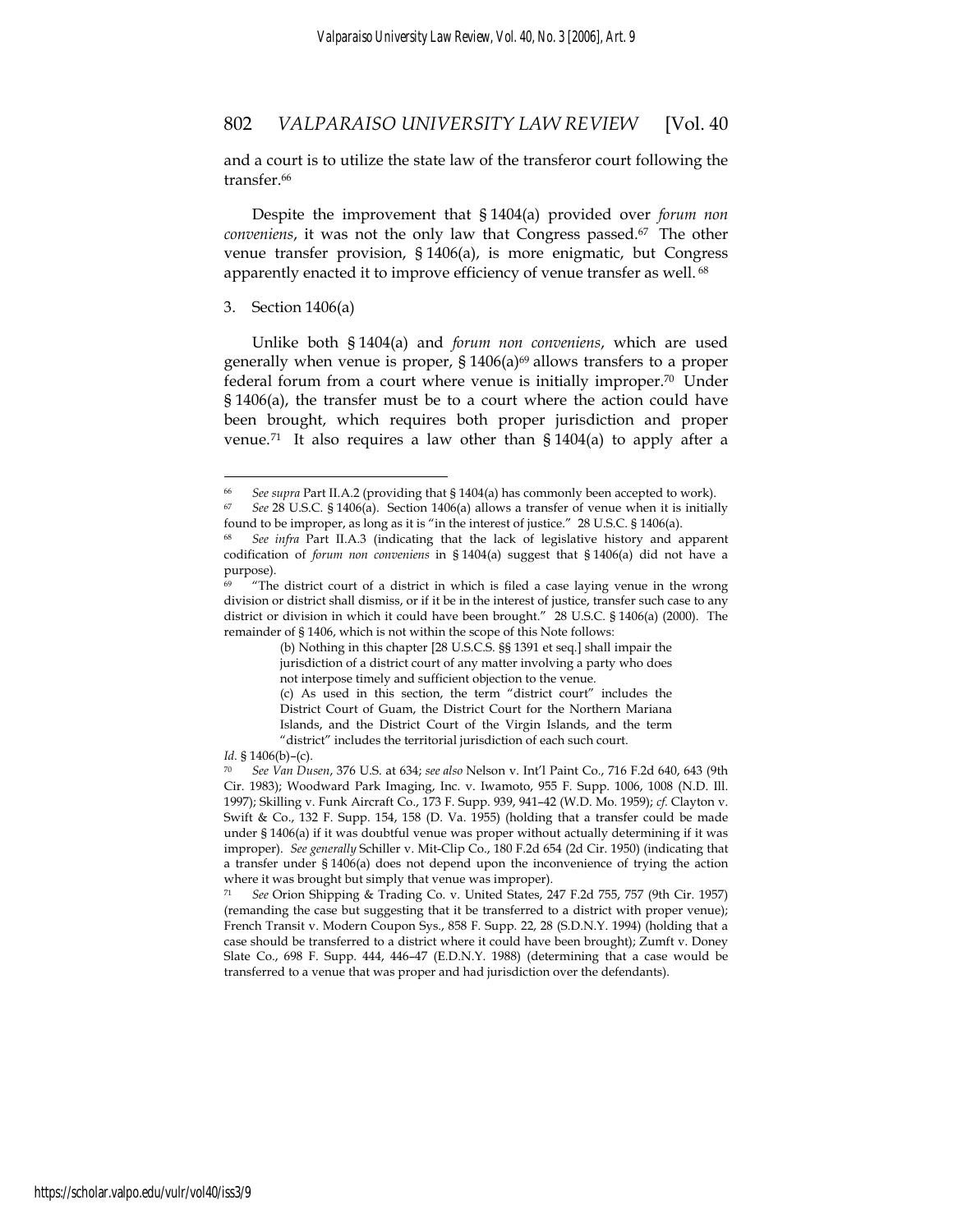and a court is to utilize the state law of the transferor court following the transfer.[66]

Despite the improvement that § 1404(a) provided over *forum non conveniens*, it was not the only law that Congress passed.[67] The other venue transfer provision, § 1406(a), is more enigmatic, but Congress apparently enacted it to improve efficiency of venue transfer as well.[68]

3. Section 1406(a)

Unlike both § 1404(a) and *forum non conveniens*, which are used generally when venue is proper, § 1406(a)[69] allows transfers to a proper federal forum from a court where venue is initially improper.[70] Under § 1406(a), the transfer must be to a court where the action could have been brought, which requires both proper jurisdiction and proper venue.[71] It also requires a law other than § 1404(a) to apply after a

---

[66] *See supra* Part II.A.2 (providing that § 1404(a) has commonly been accepted to work).

[67] *See* 28 U.S.C. § 1406(a). Section 1406(a) allows a transfer of venue when it is initially found to be improper, as long as it is "in the interest of justice." 28 U.S.C. § 1406(a).

[68] *See infra* Part II.A.3 (indicating that the lack of legislative history and apparent codification of *forum non conveniens* in § 1404(a) suggest that § 1406(a) did not have a purpose).

[69] "The district court of a district in which is filed a case laying venue in the wrong division or district shall dismiss, or if it be in the interest of justice, transfer such case to any district or division in which it could have been brought." 28 U.S.C. § 1406(a) (2000). The remainder of § 1406, which is not within the scope of this Note follows:

> (b) Nothing in this chapter [28 U.S.C.S. §§ 1391 et seq.] shall impair the jurisdiction of a district court of any matter involving a party who does not interpose timely and sufficient objection to the venue.
>
> (c) As used in this section, the term "district court" includes the District Court of Guam, the District Court for the Northern Mariana Islands, and the District Court of the Virgin Islands, and the term "district" includes the territorial jurisdiction of each such court.

*Id.* § 1406(b)–(c).

[70] *See Van Dusen*, 376 U.S. at 634; *see also* Nelson v. Int'l Paint Co., 716 F.2d 640, 643 (9th Cir. 1983); Woodward Park Imaging, Inc. v. Iwamoto, 955 F. Supp. 1006, 1008 (N.D. Ill. 1997); Skilling v. Funk Aircraft Co., 173 F. Supp. 939, 941–42 (W.D. Mo. 1959); *cf.* Clayton v. Swift & Co., 132 F. Supp. 154, 158 (D. Va. 1955) (holding that a transfer could be made under § 1406(a) if it was doubtful venue was proper without actually determining if it was improper). *See generally* Schiller v. Mit-Clip Co., 180 F.2d 654 (2d Cir. 1950) (indicating that a transfer under § 1406(a) does not depend upon the inconvenience of trying the action where it was brought but simply that venue was improper).

[71] *See* Orion Shipping & Trading Co. v. United States, 247 F.2d 755, 757 (9th Cir. 1957) (remanding the case but suggesting that it be transferred to a district with proper venue); French Transit v. Modern Coupon Sys., 858 F. Supp. 22, 28 (S.D.N.Y. 1994) (holding that a case should be transferred to a district where it could have been brought); Zumft v. Doney Slate Co., 698 F. Supp. 444, 446–47 (E.D.N.Y. 1988) (determining that a case would be transferred to a venue that was proper and had jurisdiction over the defendants).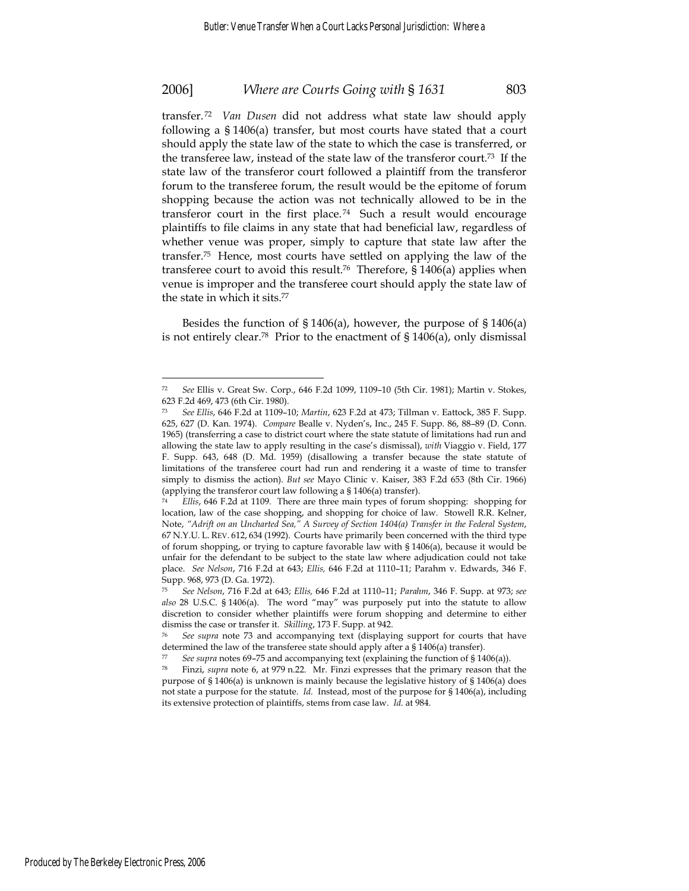transfer.[72] *Van Dusen* did not address what state law should apply following a § 1406(a) transfer, but most courts have stated that a court should apply the state law of the state to which the case is transferred, or the transferee law, instead of the state law of the transferor court.[73] If the state law of the transferor court followed a plaintiff from the transferor forum to the transferee forum, the result would be the epitome of forum shopping because the action was not technically allowed to be in the transferor court in the first place.[74] Such a result would encourage plaintiffs to file claims in any state that had beneficial law, regardless of whether venue was proper, simply to capture that state law after the transfer.[75] Hence, most courts have settled on applying the law of the transferee court to avoid this result.[76] Therefore, § 1406(a) applies when venue is improper and the transferee court should apply the state law of the state in which it sits.[77]

Besides the function of § 1406(a), however, the purpose of § 1406(a) is not entirely clear.[78] Prior to the enactment of § 1406(a), only dismissal

---

[72] *See* Ellis v. Great Sw. Corp., 646 F.2d 1099, 1109–10 (5th Cir. 1981); Martin v. Stokes, 623 F.2d 469, 473 (6th Cir. 1980).

[73] *See Ellis*, 646 F.2d at 1109–10; *Martin*, 623 F.2d at 473; Tillman v. Eattock, 385 F. Supp. 625, 627 (D. Kan. 1974). *Compare* Bealle v. Nyden's, Inc., 245 F. Supp. 86, 88–89 (D. Conn. 1965) (transferring a case to district court where the state statute of limitations had run and allowing the state law to apply resulting in the case's dismissal), *with* Viaggio v. Field, 177 F. Supp. 643, 648 (D. Md. 1959) (disallowing a transfer because the state statute of limitations of the transferee court had run and rendering it a waste of time to transfer simply to dismiss the action). *But see* Mayo Clinic v. Kaiser, 383 F.2d 653 (8th Cir. 1966) (applying the transferor court law following a § 1406(a) transfer).

[74] *Ellis*, 646 F.2d at 1109. There are three main types of forum shopping: shopping for location, law of the case shopping, and shopping for choice of law. Stowell R.R. Kelner, Note, *"Adrift on an Uncharted Sea," A Survey of Section 1404(a) Transfer in the Federal System*, 67 N.Y.U. L. REV. 612, 634 (1992). Courts have primarily been concerned with the third type of forum shopping, or trying to capture favorable law with § 1406(a), because it would be unfair for the defendant to be subject to the state law where adjudication could not take place. *See Nelson*, 716 F.2d at 643; *Ellis,* 646 F.2d at 1110–11; Parahm v. Edwards, 346 F. Supp. 968, 973 (D. Ga. 1972).

[75] *See Nelson*, 716 F.2d at 643; *Ellis,* 646 F.2d at 1110–11; *Parahm*, 346 F. Supp. at 973; *see also* 28 U.S.C. § 1406(a). The word "may" was purposely put into the statute to allow discretion to consider whether plaintiffs were forum shopping and determine to either dismiss the case or transfer it. *Skilling*, 173 F. Supp. at 942.

[76] *See supra* note 73 and accompanying text (displaying support for courts that have determined the law of the transferee state should apply after a § 1406(a) transfer).

[77] *See supra* notes 69–75 and accompanying text (explaining the function of § 1406(a)).

[78] Finzi, *supra* note 6, at 979 n.22. Mr. Finzi expresses that the primary reason that the purpose of § 1406(a) is unknown is mainly because the legislative history of § 1406(a) does not state a purpose for the statute. *Id.* Instead, most of the purpose for § 1406(a), including its extensive protection of plaintiffs, stems from case law. *Id.* at 984.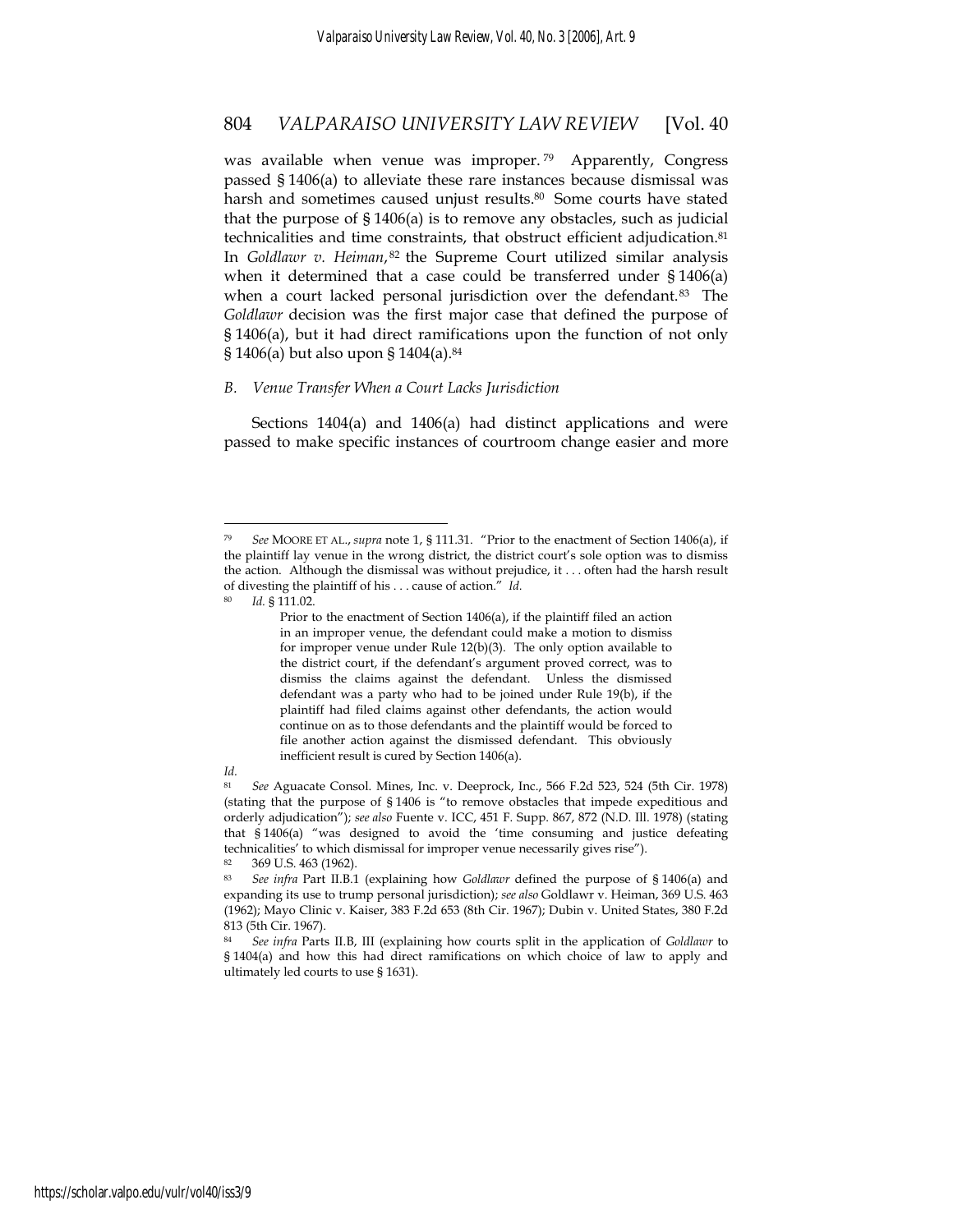was available when venue was improper.[79] Apparently, Congress passed § 1406(a) to alleviate these rare instances because dismissal was harsh and sometimes caused unjust results.[80] Some courts have stated that the purpose of § 1406(a) is to remove any obstacles, such as judicial technicalities and time constraints, that obstruct efficient adjudication.[81] In *Goldlawr v. Heiman*,[82] the Supreme Court utilized similar analysis when it determined that a case could be transferred under § 1406(a) when a court lacked personal jurisdiction over the defendant.[83] The *Goldlawr* decision was the first major case that defined the purpose of § 1406(a), but it had direct ramifications upon the function of not only § 1406(a) but also upon § 1404(a).[84]

### *B. Venue Transfer When a Court Lacks Jurisdiction*

Sections 1404(a) and 1406(a) had distinct applications and were passed to make specific instances of courtroom change easier and more

---

[79] *See* MOORE ET AL., *supra* note 1, § 111.31. "Prior to the enactment of Section 1406(a), if the plaintiff lay venue in the wrong district, the district court's sole option was to dismiss the action. Although the dismissal was without prejudice, it . . . often had the harsh result of divesting the plaintiff of his . . . cause of action." *Id.*

[80] *Id.* § 111.02.

> Prior to the enactment of Section 1406(a), if the plaintiff filed an action in an improper venue, the defendant could make a motion to dismiss for improper venue under Rule 12(b)(3). The only option available to the district court, if the defendant's argument proved correct, was to dismiss the claims against the defendant. Unless the dismissed defendant was a party who had to be joined under Rule 19(b), if the plaintiff had filed claims against other defendants, the action would continue on as to those defendants and the plaintiff would be forced to file another action against the dismissed defendant. This obviously inefficient result is cured by Section 1406(a).

*Id.*

[81] *See* Aguacate Consol. Mines, Inc. v. Deeprock, Inc., 566 F.2d 523, 524 (5th Cir. 1978) (stating that the purpose of § 1406 is "to remove obstacles that impede expeditious and orderly adjudication"); *see also* Fuente v. ICC, 451 F. Supp. 867, 872 (N.D. Ill. 1978) (stating that § 1406(a) "was designed to avoid the 'time consuming and justice defeating technicalities' to which dismissal for improper venue necessarily gives rise").

[82] 369 U.S. 463 (1962).

[83] *See infra* Part II.B.1 (explaining how *Goldlawr* defined the purpose of § 1406(a) and expanding its use to trump personal jurisdiction); *see also* Goldlawr v. Heiman, 369 U.S. 463 (1962); Mayo Clinic v. Kaiser, 383 F.2d 653 (8th Cir. 1967); Dubin v. United States, 380 F.2d 813 (5th Cir. 1967).

[84] *See infra* Parts II.B, III (explaining how courts split in the application of *Goldlawr* to § 1404(a) and how this had direct ramifications on which choice of law to apply and ultimately led courts to use § 1631).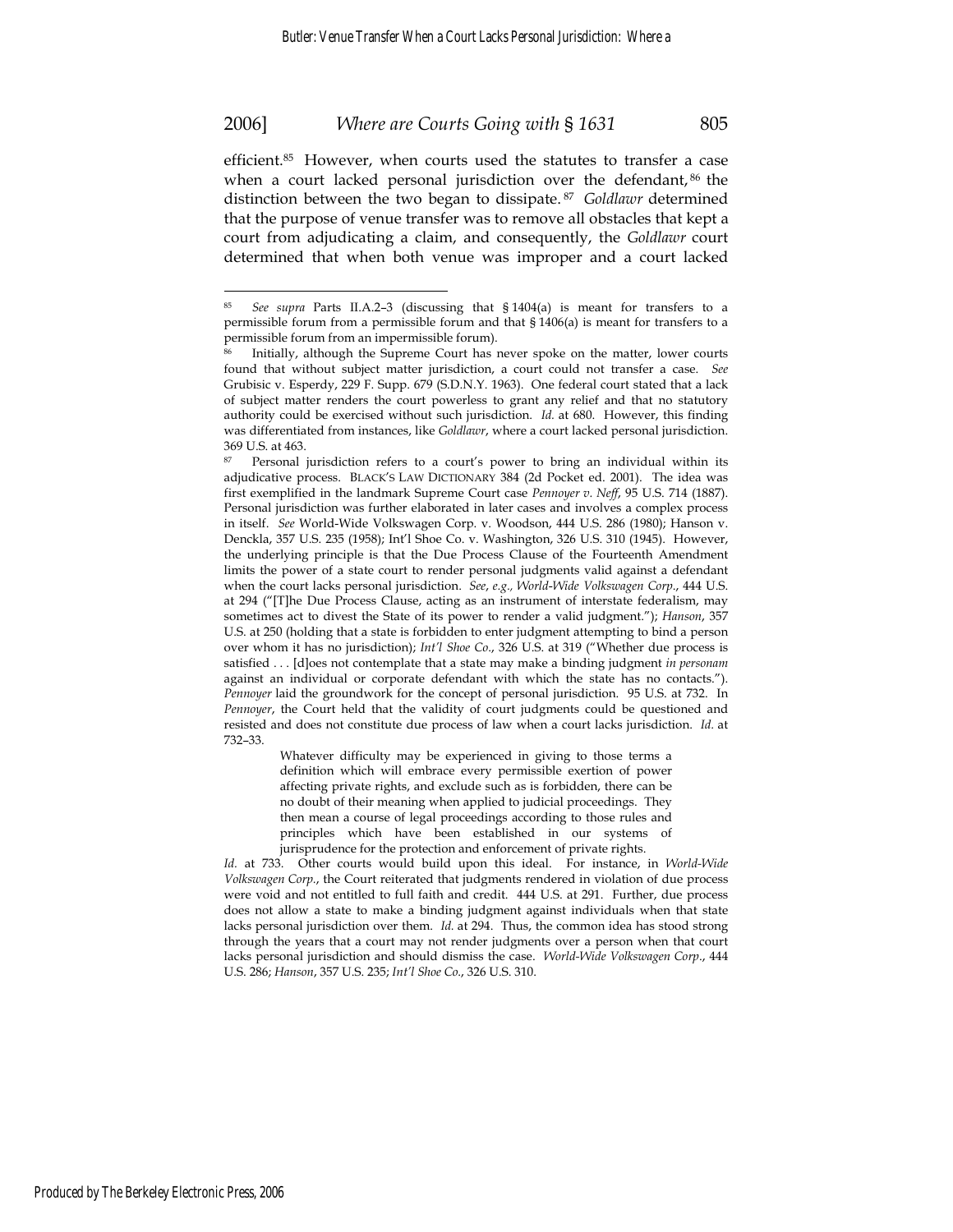efficient.[85] However, when courts used the statutes to transfer a case when a court lacked personal jurisdiction over the defendant,[86] the distinction between the two began to dissipate.[87] *Goldlawr* determined that the purpose of venue transfer was to remove all obstacles that kept a court from adjudicating a claim, and consequently, the *Goldlawr* court determined that when both venue was improper and a court lacked

---

[85] *See supra* Parts II.A.2–3 (discussing that § 1404(a) is meant for transfers to a permissible forum from a permissible forum and that § 1406(a) is meant for transfers to a permissible forum from an impermissible forum).

[86] Initially, although the Supreme Court has never spoke on the matter, lower courts found that without subject matter jurisdiction, a court could not transfer a case. *See* Grubisic v. Esperdy, 229 F. Supp. 679 (S.D.N.Y. 1963). One federal court stated that a lack of subject matter renders the court powerless to grant any relief and that no statutory authority could be exercised without such jurisdiction. *Id.* at 680. However, this finding was differentiated from instances, like *Goldlawr*, where a court lacked personal jurisdiction. 369 U.S. at 463.

[87] Personal jurisdiction refers to a court's power to bring an individual within its adjudicative process. BLACK'S LAW DICTIONARY 384 (2d Pocket ed. 2001). The idea was first exemplified in the landmark Supreme Court case *Pennoyer v. Neff*, 95 U.S. 714 (1887). Personal jurisdiction was further elaborated in later cases and involves a complex process in itself. *See* World-Wide Volkswagen Corp. v. Woodson, 444 U.S. 286 (1980); Hanson v. Denckla, 357 U.S. 235 (1958); Int'l Shoe Co. v. Washington, 326 U.S. 310 (1945). However, the underlying principle is that the Due Process Clause of the Fourteenth Amendment limits the power of a state court to render personal judgments valid against a defendant when the court lacks personal jurisdiction. *See, e.g., World-Wide Volkswagen Corp.*, 444 U.S. at 294 ("[T]he Due Process Clause, acting as an instrument of interstate federalism, may sometimes act to divest the State of its power to render a valid judgment."); *Hanson*, 357 U.S. at 250 (holding that a state is forbidden to enter judgment attempting to bind a person over whom it has no jurisdiction); *Int'l Shoe Co.*, 326 U.S. at 319 ("Whether due process is satisfied . . . [d]oes not contemplate that a state may make a binding judgment *in personam* against an individual or corporate defendant with which the state has no contacts."). *Pennoyer* laid the groundwork for the concept of personal jurisdiction. 95 U.S. at 732. In *Pennoyer*, the Court held that the validity of court judgments could be questioned and resisted and does not constitute due process of law when a court lacks jurisdiction. *Id.* at 732–33.

> Whatever difficulty may be experienced in giving to those terms a definition which will embrace every permissible exertion of power affecting private rights, and exclude such as is forbidden, there can be no doubt of their meaning when applied to judicial proceedings. They then mean a course of legal proceedings according to those rules and principles which have been established in our systems of jurisprudence for the protection and enforcement of private rights.

*Id.* at 733. Other courts would build upon this ideal. For instance, in *World-Wide Volkswagen Corp.*, the Court reiterated that judgments rendered in violation of due process were void and not entitled to full faith and credit. 444 U.S. at 291. Further, due process does not allow a state to make a binding judgment against individuals when that state lacks personal jurisdiction over them. *Id.* at 294. Thus, the common idea has stood strong through the years that a court may not render judgments over a person when that court lacks personal jurisdiction and should dismiss the case. *World-Wide Volkswagen Corp.*, 444 U.S. 286; *Hanson*, 357 U.S. 235; *Int'l Shoe Co.*, 326 U.S. 310.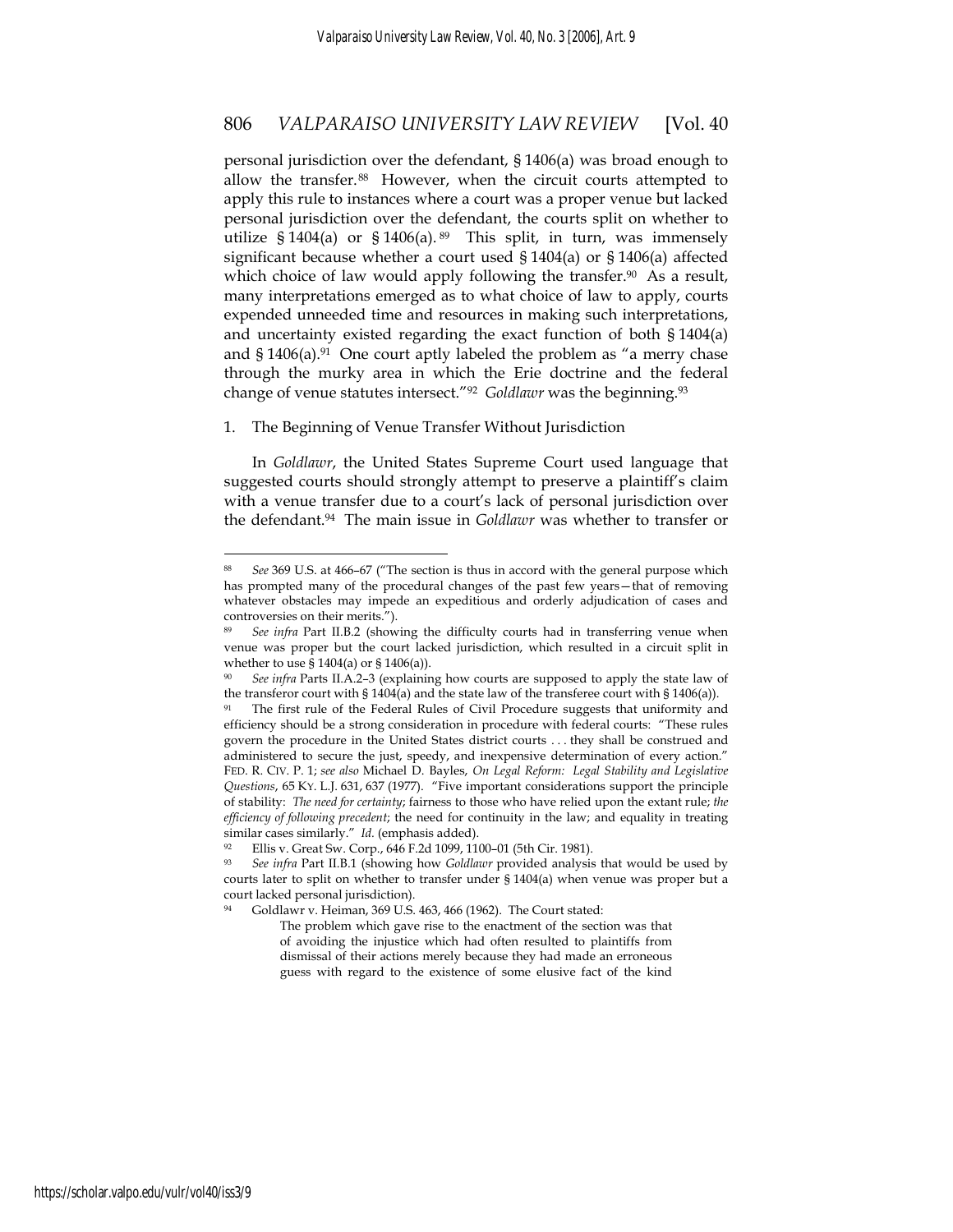personal jurisdiction over the defendant, § 1406(a) was broad enough to allow the transfer.[88] However, when the circuit courts attempted to apply this rule to instances where a court was a proper venue but lacked personal jurisdiction over the defendant, the courts split on whether to utilize § 1404(a) or § 1406(a).[89] This split, in turn, was immensely significant because whether a court used § 1404(a) or § 1406(a) affected which choice of law would apply following the transfer.[90] As a result, many interpretations emerged as to what choice of law to apply, courts expended unneeded time and resources in making such interpretations, and uncertainty existed regarding the exact function of both § 1404(a) and § 1406(a).[91] One court aptly labeled the problem as "a merry chase through the murky area in which the Erie doctrine and the federal change of venue statutes intersect."[92] *Goldlawr* was the beginning.[93]

1. The Beginning of Venue Transfer Without Jurisdiction

In *Goldlawr*, the United States Supreme Court used language that suggested courts should strongly attempt to preserve a plaintiff's claim with a venue transfer due to a court's lack of personal jurisdiction over the defendant.[94] The main issue in *Goldlawr* was whether to transfer or

---

[88] *See* 369 U.S. at 466–67 ("The section is thus in accord with the general purpose which has prompted many of the procedural changes of the past few years—that of removing whatever obstacles may impede an expeditious and orderly adjudication of cases and controversies on their merits.").

[89] *See infra* Part II.B.2 (showing the difficulty courts had in transferring venue when venue was proper but the court lacked jurisdiction, which resulted in a circuit split in whether to use § 1404(a) or § 1406(a)).

[90] *See infra* Parts II.A.2–3 (explaining how courts are supposed to apply the state law of the transferor court with § 1404(a) and the state law of the transferee court with § 1406(a)).

[91] The first rule of the Federal Rules of Civil Procedure suggests that uniformity and efficiency should be a strong consideration in procedure with federal courts: "These rules govern the procedure in the United States district courts . . . they shall be construed and administered to secure the just, speedy, and inexpensive determination of every action." FED. R. CIV. P. 1; *see also* Michael D. Bayles, *On Legal Reform: Legal Stability and Legislative Questions*, 65 KY. L.J. 631, 637 (1977). "Five important considerations support the principle of stability: *The need for certainty*; fairness to those who have relied upon the extant rule; *the efficiency of following precedent*; the need for continuity in the law; and equality in treating similar cases similarly." *Id.* (emphasis added).

[92] Ellis v. Great Sw. Corp., 646 F.2d 1099, 1100–01 (5th Cir. 1981).

[93] *See infra* Part II.B.1 (showing how *Goldlawr* provided analysis that would be used by courts later to split on whether to transfer under § 1404(a) when venue was proper but a court lacked personal jurisdiction).

[94] Goldlawr v. Heiman, 369 U.S. 463, 466 (1962). The Court stated:

> The problem which gave rise to the enactment of the section was that of avoiding the injustice which had often resulted to plaintiffs from dismissal of their actions merely because they had made an erroneous guess with regard to the existence of some elusive fact of the kind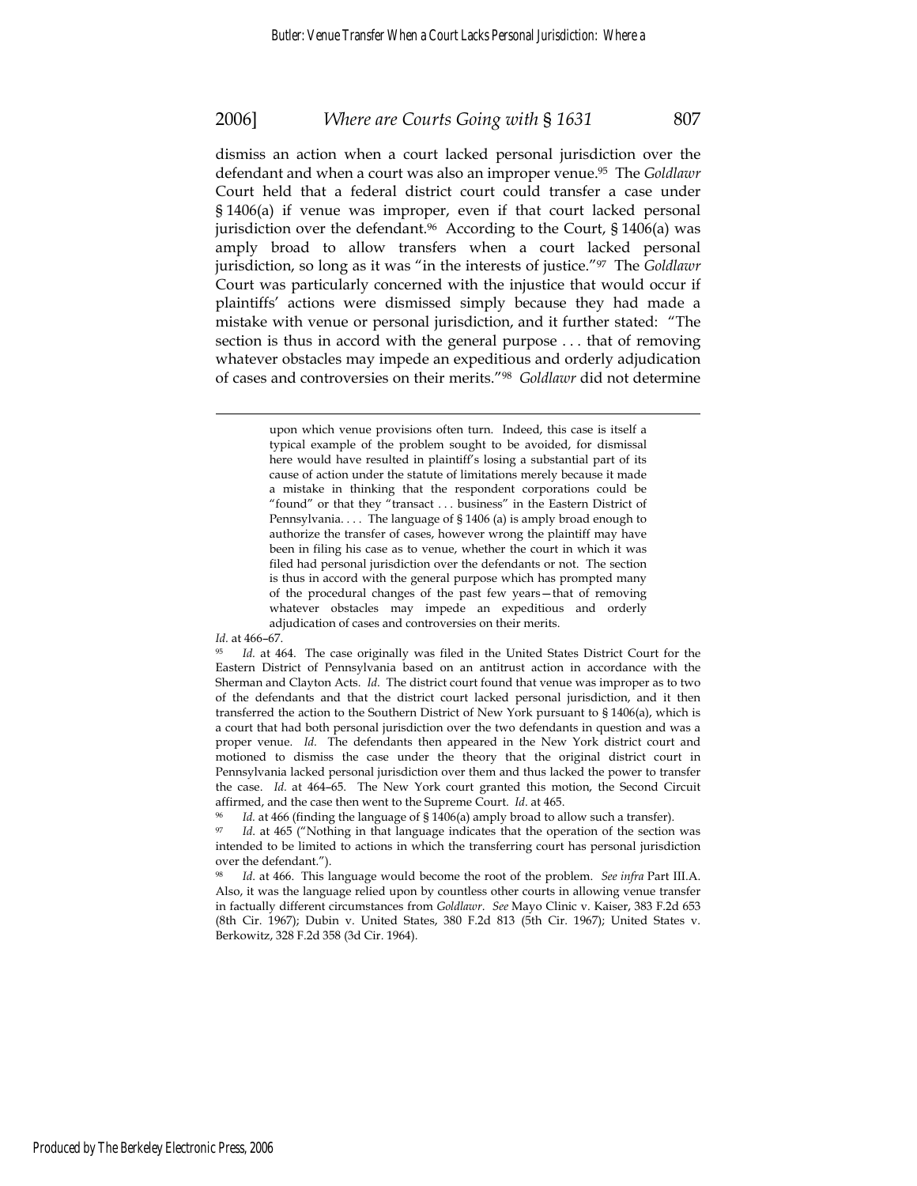dismiss an action when a court lacked personal jurisdiction over the defendant and when a court was also an improper venue.[95] The *Goldlawr* Court held that a federal district court could transfer a case under § 1406(a) if venue was improper, even if that court lacked personal jurisdiction over the defendant.[96] According to the Court, § 1406(a) was amply broad to allow transfers when a court lacked personal jurisdiction, so long as it was "in the interests of justice."[97] The *Goldlawr* Court was particularly concerned with the injustice that would occur if plaintiffs' actions were dismissed simply because they had made a mistake with venue or personal jurisdiction, and it further stated: "The section is thus in accord with the general purpose . . . that of removing whatever obstacles may impede an expeditious and orderly adjudication of cases and controversies on their merits."[98] *Goldlawr* did not determine

> upon which venue provisions often turn. Indeed, this case is itself a typical example of the problem sought to be avoided, for dismissal here would have resulted in plaintiff's losing a substantial part of its cause of action under the statute of limitations merely because it made a mistake in thinking that the respondent corporations could be "found" or that they "transact . . . business" in the Eastern District of Pennsylvania. . . . The language of § 1406 (a) is amply broad enough to authorize the transfer of cases, however wrong the plaintiff may have been in filing his case as to venue, whether the court in which it was filed had personal jurisdiction over the defendants or not. The section is thus in accord with the general purpose which has prompted many of the procedural changes of the past few years—that of removing whatever obstacles may impede an expeditious and orderly adjudication of cases and controversies on their merits.

*Id.* at 466–67.

[95] *Id.* at 464. The case originally was filed in the United States District Court for the Eastern District of Pennsylvania based on an antitrust action in accordance with the Sherman and Clayton Acts. *Id.* The district court found that venue was improper as to two of the defendants and that the district court lacked personal jurisdiction, and it then transferred the action to the Southern District of New York pursuant to § 1406(a), which is a court that had both personal jurisdiction over the two defendants in question and was a proper venue. *Id.* The defendants then appeared in the New York district court and motioned to dismiss the case under the theory that the original district court in Pennsylvania lacked personal jurisdiction over them and thus lacked the power to transfer the case. *Id.* at 464–65. The New York court granted this motion, the Second Circuit affirmed, and the case then went to the Supreme Court. *Id*. at 465.

[96] *Id.* at 466 (finding the language of § 1406(a) amply broad to allow such a transfer).

[97] *Id.* at 465 ("Nothing in that language indicates that the operation of the section was intended to be limited to actions in which the transferring court has personal jurisdiction over the defendant.").

[98] *Id*. at 466. This language would become the root of the problem. *See infra* Part III.A. Also, it was the language relied upon by countless other courts in allowing venue transfer in factually different circumstances from *Goldlawr*. *See* Mayo Clinic v. Kaiser, 383 F.2d 653 (8th Cir. 1967); Dubin v. United States, 380 F.2d 813 (5th Cir. 1967); United States v. Berkowitz, 328 F.2d 358 (3d Cir. 1964).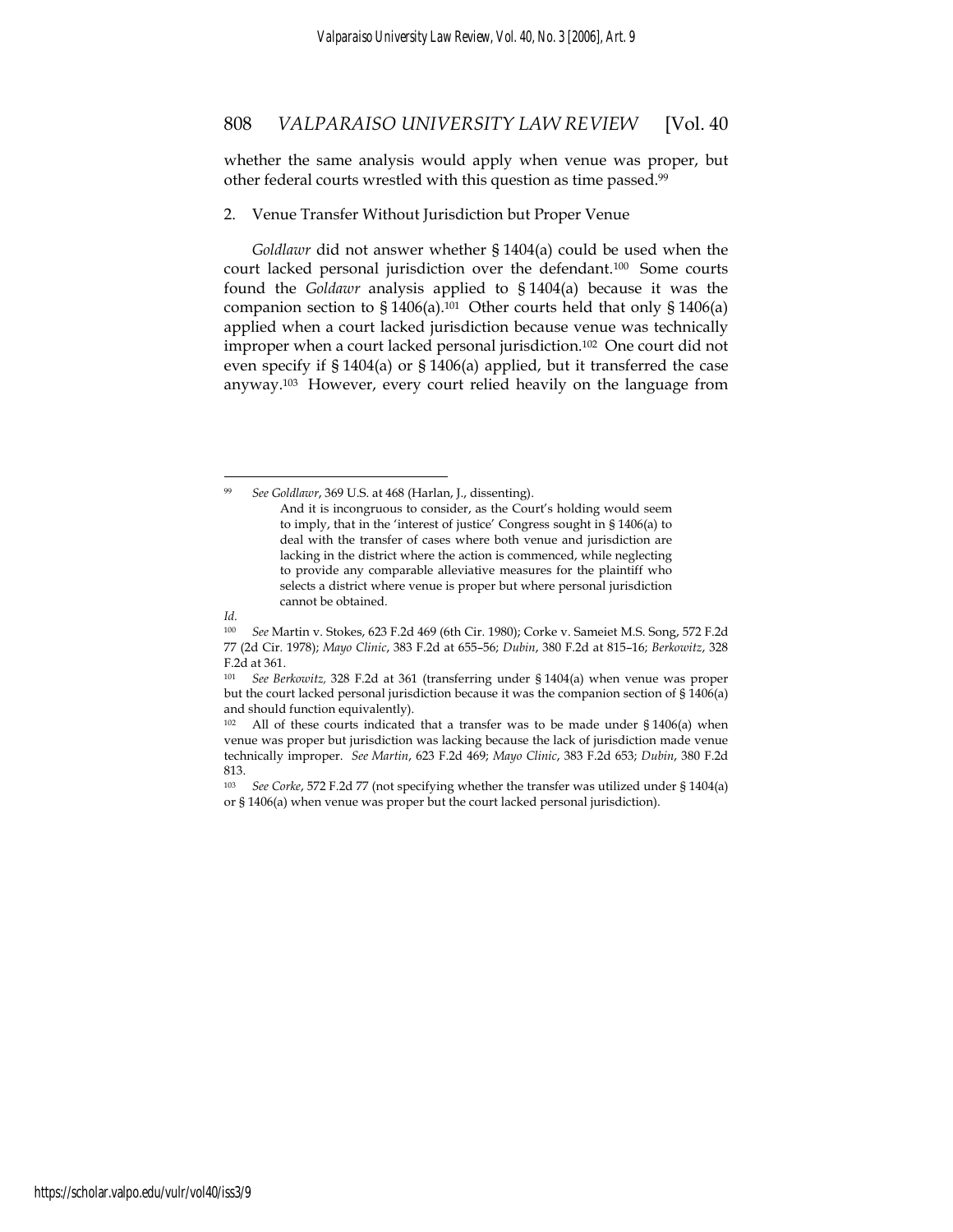whether the same analysis would apply when venue was proper, but other federal courts wrestled with this question as time passed.[99]

### 2. Venue Transfer Without Jurisdiction but Proper Venue

*Goldlawr* did not answer whether § 1404(a) could be used when the court lacked personal jurisdiction over the defendant.[100] Some courts found the *Goldawr* analysis applied to § 1404(a) because it was the companion section to § 1406(a).[101] Other courts held that only § 1406(a) applied when a court lacked jurisdiction because venue was technically improper when a court lacked personal jurisdiction.[102] One court did not even specify if § 1404(a) or § 1406(a) applied, but it transferred the case anyway.[103] However, every court relied heavily on the language from

---

[99] *See Goldlawr*, 369 U.S. at 468 (Harlan, J., dissenting).

> And it is incongruous to consider, as the Court's holding would seem to imply, that in the 'interest of justice' Congress sought in § 1406(a) to deal with the transfer of cases where both venue and jurisdiction are lacking in the district where the action is commenced, while neglecting to provide any comparable alleviative measures for the plaintiff who selects a district where venue is proper but where personal jurisdiction cannot be obtained.

*Id.*

[100] *See* Martin v. Stokes, 623 F.2d 469 (6th Cir. 1980); Corke v. Sameiet M.S. Song, 572 F.2d 77 (2d Cir. 1978); *Mayo Clinic*, 383 F.2d at 655–56; *Dubin*, 380 F.2d at 815–16; *Berkowitz*, 328 F.2d at 361.

[101] *See Berkowitz,* 328 F.2d at 361 (transferring under § 1404(a) when venue was proper but the court lacked personal jurisdiction because it was the companion section of § 1406(a) and should function equivalently).

[102] All of these courts indicated that a transfer was to be made under § 1406(a) when venue was proper but jurisdiction was lacking because the lack of jurisdiction made venue technically improper. *See Martin*, 623 F.2d 469; *Mayo Clinic*, 383 F.2d 653; *Dubin*, 380 F.2d 813.

[103] *See Corke*, 572 F.2d 77 (not specifying whether the transfer was utilized under § 1404(a) or § 1406(a) when venue was proper but the court lacked personal jurisdiction).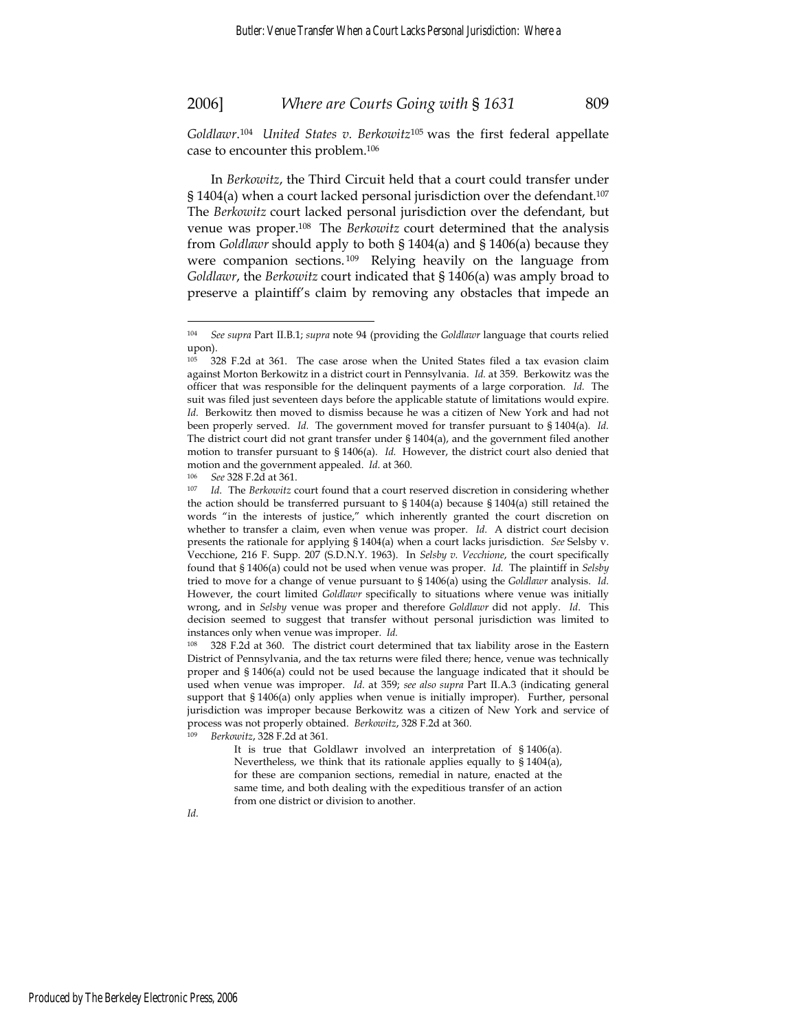*Goldlawr*.[104] *United States v. Berkowitz*[105] was the first federal appellate case to encounter this problem.[106]

In *Berkowitz*, the Third Circuit held that a court could transfer under § 1404(a) when a court lacked personal jurisdiction over the defendant.[107] The *Berkowitz* court lacked personal jurisdiction over the defendant, but venue was proper.[108] The *Berkowitz* court determined that the analysis from *Goldlawr* should apply to both § 1404(a) and § 1406(a) because they were companion sections.[109] Relying heavily on the language from *Goldlawr*, the *Berkowitz* court indicated that § 1406(a) was amply broad to preserve a plaintiff's claim by removing any obstacles that impede an

---

[104] *See supra* Part II.B.1; *supra* note 94 (providing the *Goldlawr* language that courts relied upon).

[105] 328 F.2d at 361. The case arose when the United States filed a tax evasion claim against Morton Berkowitz in a district court in Pennsylvania. *Id.* at 359. Berkowitz was the officer that was responsible for the delinquent payments of a large corporation. *Id.* The suit was filed just seventeen days before the applicable statute of limitations would expire. *Id.* Berkowitz then moved to dismiss because he was a citizen of New York and had not been properly served. *Id.* The government moved for transfer pursuant to § 1404(a). *Id.* The district court did not grant transfer under § 1404(a), and the government filed another motion to transfer pursuant to § 1406(a). *Id.* However, the district court also denied that motion and the government appealed. *Id.* at 360.

[106] *See* 328 F.2d at 361.

[107] *Id.* The *Berkowitz* court found that a court reserved discretion in considering whether the action should be transferred pursuant to § 1404(a) because § 1404(a) still retained the words "in the interests of justice," which inherently granted the court discretion on whether to transfer a claim, even when venue was proper. *Id.* A district court decision presents the rationale for applying § 1404(a) when a court lacks jurisdiction. *See* Selsby v. Vecchione, 216 F. Supp. 207 (S.D.N.Y. 1963). In *Selsby v. Vecchione*, the court specifically found that § 1406(a) could not be used when venue was proper. *Id.* The plaintiff in *Selsby* tried to move for a change of venue pursuant to § 1406(a) using the *Goldlawr* analysis. *Id.* However, the court limited *Goldlawr* specifically to situations where venue was initially wrong, and in *Selsby* venue was proper and therefore *Goldlawr* did not apply. *Id*. This decision seemed to suggest that transfer without personal jurisdiction was limited to instances only when venue was improper. *Id.*

[108] 328 F.2d at 360. The district court determined that tax liability arose in the Eastern District of Pennsylvania, and the tax returns were filed there; hence, venue was technically proper and § 1406(a) could not be used because the language indicated that it should be used when venue was improper. *Id.* at 359; *see also supra* Part II.A.3 (indicating general support that § 1406(a) only applies when venue is initially improper). Further, personal jurisdiction was improper because Berkowitz was a citizen of New York and service of process was not properly obtained. *Berkowitz*, 328 F.2d at 360.

[109] *Berkowitz*, 328 F.2d at 361.

> It is true that Goldlawr involved an interpretation of § 1406(a). Nevertheless, we think that its rationale applies equally to § 1404(a), for these are companion sections, remedial in nature, enacted at the same time, and both dealing with the expeditious transfer of an action from one district or division to another.

*Id.*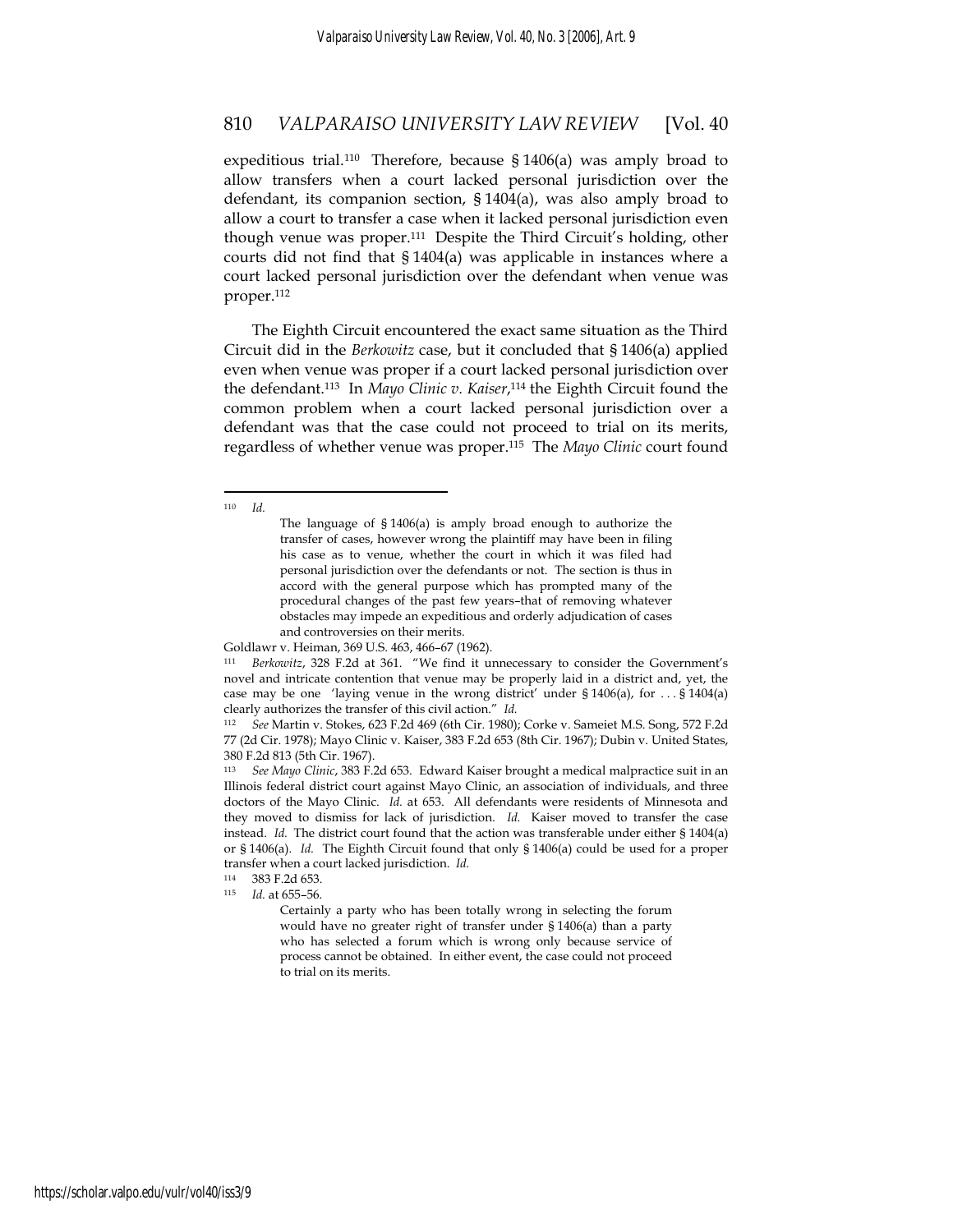expeditious trial.[110] Therefore, because § 1406(a) was amply broad to allow transfers when a court lacked personal jurisdiction over the defendant, its companion section, § 1404(a), was also amply broad to allow a court to transfer a case when it lacked personal jurisdiction even though venue was proper.[111] Despite the Third Circuit's holding, other courts did not find that § 1404(a) was applicable in instances where a court lacked personal jurisdiction over the defendant when venue was proper.[112]

The Eighth Circuit encountered the exact same situation as the Third Circuit did in the *Berkowitz* case, but it concluded that § 1406(a) applied even when venue was proper if a court lacked personal jurisdiction over the defendant.[113] In *Mayo Clinic v. Kaiser*,[114] the Eighth Circuit found the common problem when a court lacked personal jurisdiction over a defendant was that the case could not proceed to trial on its merits, regardless of whether venue was proper.[115] The *Mayo Clinic* court found

---

[110] *Id.*

> The language of § 1406(a) is amply broad enough to authorize the transfer of cases, however wrong the plaintiff may have been in filing his case as to venue, whether the court in which it was filed had personal jurisdiction over the defendants or not. The section is thus in accord with the general purpose which has prompted many of the procedural changes of the past few years–that of removing whatever obstacles may impede an expeditious and orderly adjudication of cases and controversies on their merits.

Goldlawr v. Heiman, 369 U.S. 463, 466–67 (1962).

[111] *Berkowitz*, 328 F.2d at 361. "We find it unnecessary to consider the Government's novel and intricate contention that venue may be properly laid in a district and, yet, the case may be one 'laying venue in the wrong district' under § 1406(a), for . . . § 1404(a) clearly authorizes the transfer of this civil action." *Id.*

[112] *See* Martin v. Stokes, 623 F.2d 469 (6th Cir. 1980); Corke v. Sameiet M.S. Song, 572 F.2d 77 (2d Cir. 1978); Mayo Clinic v. Kaiser, 383 F.2d 653 (8th Cir. 1967); Dubin v. United States, 380 F.2d 813 (5th Cir. 1967).

[113] *See Mayo Clinic*, 383 F.2d 653. Edward Kaiser brought a medical malpractice suit in an Illinois federal district court against Mayo Clinic, an association of individuals, and three doctors of the Mayo Clinic. *Id.* at 653. All defendants were residents of Minnesota and they moved to dismiss for lack of jurisdiction. *Id.* Kaiser moved to transfer the case instead. *Id.* The district court found that the action was transferable under either § 1404(a) or § 1406(a). *Id.* The Eighth Circuit found that only § 1406(a) could be used for a proper transfer when a court lacked jurisdiction. *Id.*

[114] 383 F.2d 653.

[115] *Id.* at 655–56.

> Certainly a party who has been totally wrong in selecting the forum would have no greater right of transfer under § 1406(a) than a party who has selected a forum which is wrong only because service of process cannot be obtained. In either event, the case could not proceed to trial on its merits.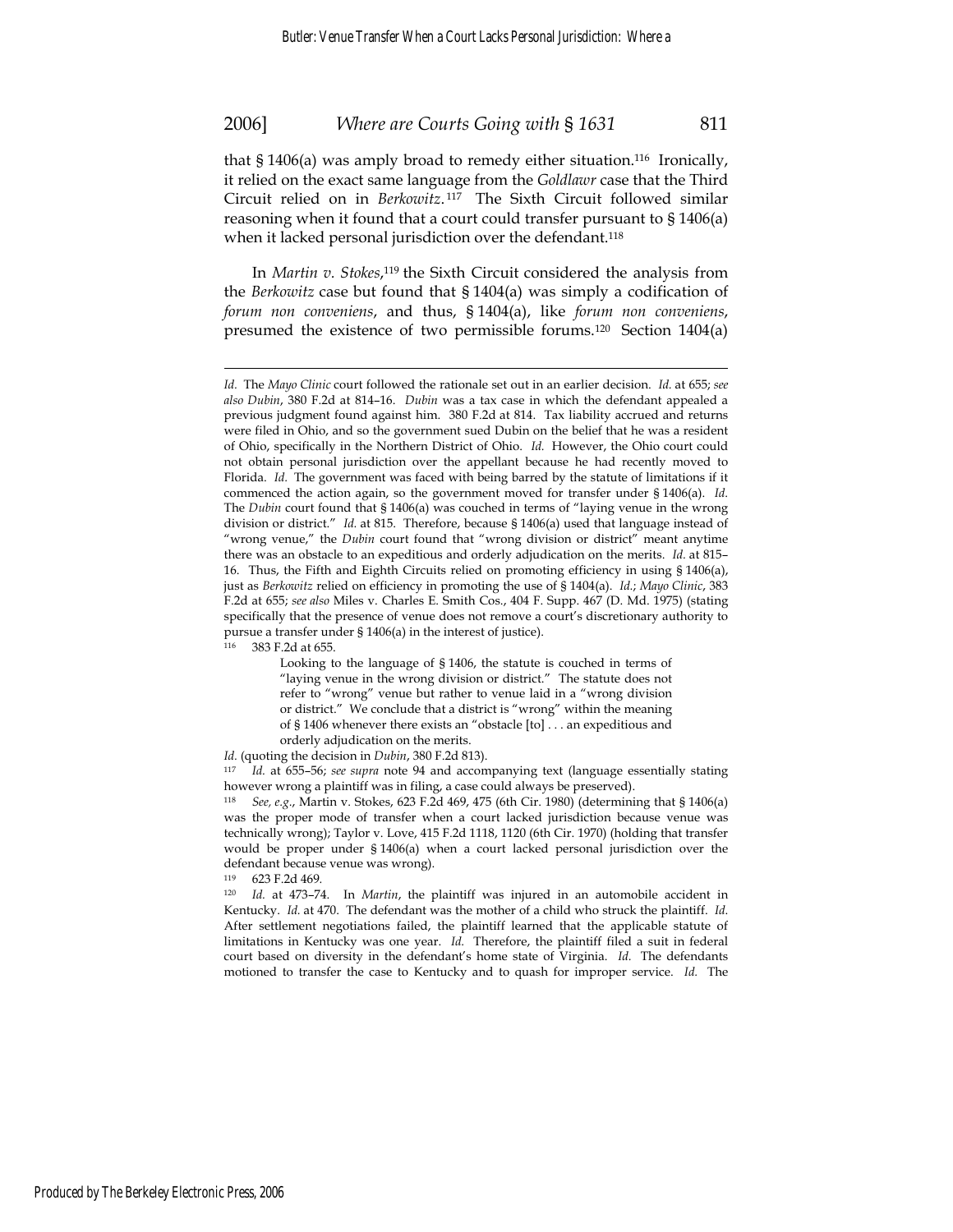that § 1406(a) was amply broad to remedy either situation.[116] Ironically, it relied on the exact same language from the *Goldlawr* case that the Third Circuit relied on in *Berkowitz*.[117] The Sixth Circuit followed similar reasoning when it found that a court could transfer pursuant to § 1406(a) when it lacked personal jurisdiction over the defendant.[118]

In *Martin v. Stokes*,[119] the Sixth Circuit considered the analysis from the *Berkowitz* case but found that § 1404(a) was simply a codification of *forum non conveniens*, and thus, § 1404(a), like *forum non conveniens*, presumed the existence of two permissible forums.[120] Section 1404(a)

---

*Id.* The *Mayo Clinic* court followed the rationale set out in an earlier decision. *Id.* at 655; *see also Dubin*, 380 F.2d at 814–16. *Dubin* was a tax case in which the defendant appealed a previous judgment found against him. 380 F.2d at 814. Tax liability accrued and returns were filed in Ohio, and so the government sued Dubin on the belief that he was a resident of Ohio, specifically in the Northern District of Ohio. *Id.* However, the Ohio court could not obtain personal jurisdiction over the appellant because he had recently moved to Florida. *Id.* The government was faced with being barred by the statute of limitations if it commenced the action again, so the government moved for transfer under § 1406(a). *Id.* The *Dubin* court found that § 1406(a) was couched in terms of "laying venue in the wrong division or district." *Id.* at 815. Therefore, because § 1406(a) used that language instead of "wrong venue," the *Dubin* court found that "wrong division or district" meant anytime there was an obstacle to an expeditious and orderly adjudication on the merits. *Id.* at 815–16. Thus, the Fifth and Eighth Circuits relied on promoting efficiency in using § 1406(a), just as *Berkowitz* relied on efficiency in promoting the use of § 1404(a). *Id.*; *Mayo Clinic*, 383 F.2d at 655; *see also* Miles v. Charles E. Smith Cos., 404 F. Supp. 467 (D. Md. 1975) (stating specifically that the presence of venue does not remove a court's discretionary authority to pursue a transfer under § 1406(a) in the interest of justice).

[116] 383 F.2d at 655.

> Looking to the language of § 1406, the statute is couched in terms of "laying venue in the wrong division or district." The statute does not refer to "wrong" venue but rather to venue laid in a "wrong division or district." We conclude that a district is "wrong" within the meaning of § 1406 whenever there exists an "obstacle [to] . . . an expeditious and orderly adjudication on the merits.

*Id.* (quoting the decision in *Dubin*, 380 F.2d 813).

[117] *Id.* at 655–56; *see supra* note 94 and accompanying text (language essentially stating however wrong a plaintiff was in filing, a case could always be preserved).

[118] *See, e.g.*, Martin v. Stokes, 623 F.2d 469, 475 (6th Cir. 1980) (determining that § 1406(a) was the proper mode of transfer when a court lacked jurisdiction because venue was technically wrong); Taylor v. Love, 415 F.2d 1118, 1120 (6th Cir. 1970) (holding that transfer would be proper under § 1406(a) when a court lacked personal jurisdiction over the defendant because venue was wrong).

[119] 623 F.2d 469.

[120] *Id.* at 473–74. In *Martin*, the plaintiff was injured in an automobile accident in Kentucky. *Id.* at 470. The defendant was the mother of a child who struck the plaintiff. *Id.* After settlement negotiations failed, the plaintiff learned that the applicable statute of limitations in Kentucky was one year. *Id.* Therefore, the plaintiff filed a suit in federal court based on diversity in the defendant's home state of Virginia. *Id.* The defendants motioned to transfer the case to Kentucky and to quash for improper service. *Id.* The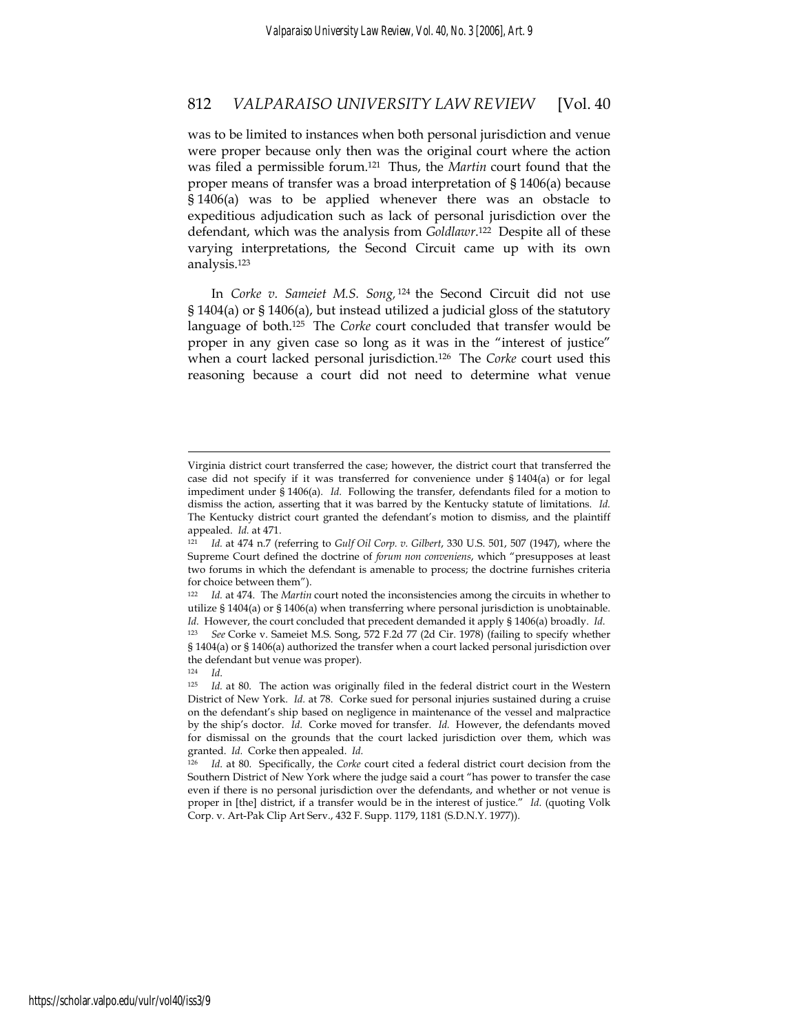was to be limited to instances when both personal jurisdiction and venue were proper because only then was the original court where the action was filed a permissible forum.[121] Thus, the *Martin* court found that the proper means of transfer was a broad interpretation of § 1406(a) because § 1406(a) was to be applied whenever there was an obstacle to expeditious adjudication such as lack of personal jurisdiction over the defendant, which was the analysis from *Goldlawr*.[122] Despite all of these varying interpretations, the Second Circuit came up with its own analysis.[123]

In *Corke v. Sameiet M.S. Song*,[124] the Second Circuit did not use § 1404(a) or § 1406(a), but instead utilized a judicial gloss of the statutory language of both.[125] The *Corke* court concluded that transfer would be proper in any given case so long as it was in the "interest of justice" when a court lacked personal jurisdiction.[126] The *Corke* court used this reasoning because a court did not need to determine what venue

---

Virginia district court transferred the case; however, the district court that transferred the case did not specify if it was transferred for convenience under § 1404(a) or for legal impediment under § 1406(a). *Id.* Following the transfer, defendants filed for a motion to dismiss the action, asserting that it was barred by the Kentucky statute of limitations. *Id.* The Kentucky district court granted the defendant's motion to dismiss, and the plaintiff appealed. *Id.* at 471.

[121] *Id.* at 474 n.7 (referring to *Gulf Oil Corp. v. Gilbert*, 330 U.S. 501, 507 (1947), where the Supreme Court defined the doctrine of *forum non conveniens*, which "presupposes at least two forums in which the defendant is amenable to process; the doctrine furnishes criteria for choice between them").

[122] *Id.* at 474. The *Martin* court noted the inconsistencies among the circuits in whether to utilize § 1404(a) or § 1406(a) when transferring where personal jurisdiction is unobtainable. *Id.* However, the court concluded that precedent demanded it apply § 1406(a) broadly. *Id.*

[123] *See* Corke v. Sameiet M.S. Song, 572 F.2d 77 (2d Cir. 1978) (failing to specify whether § 1404(a) or § 1406(a) authorized the transfer when a court lacked personal jurisdiction over the defendant but venue was proper).

[124] *Id.*

[125] *Id.* at 80. The action was originally filed in the federal district court in the Western District of New York. *Id.* at 78. Corke sued for personal injuries sustained during a cruise on the defendant's ship based on negligence in maintenance of the vessel and malpractice by the ship's doctor. *Id.* Corke moved for transfer. *Id.* However, the defendants moved for dismissal on the grounds that the court lacked jurisdiction over them, which was granted. *Id.* Corke then appealed. *Id.*

[126] *Id.* at 80. Specifically, the *Corke* court cited a federal district court decision from the Southern District of New York where the judge said a court "has power to transfer the case even if there is no personal jurisdiction over the defendants, and whether or not venue is proper in [the] district, if a transfer would be in the interest of justice." *Id.* (quoting Volk Corp. v. Art-Pak Clip Art Serv., 432 F. Supp. 1179, 1181 (S.D.N.Y. 1977)).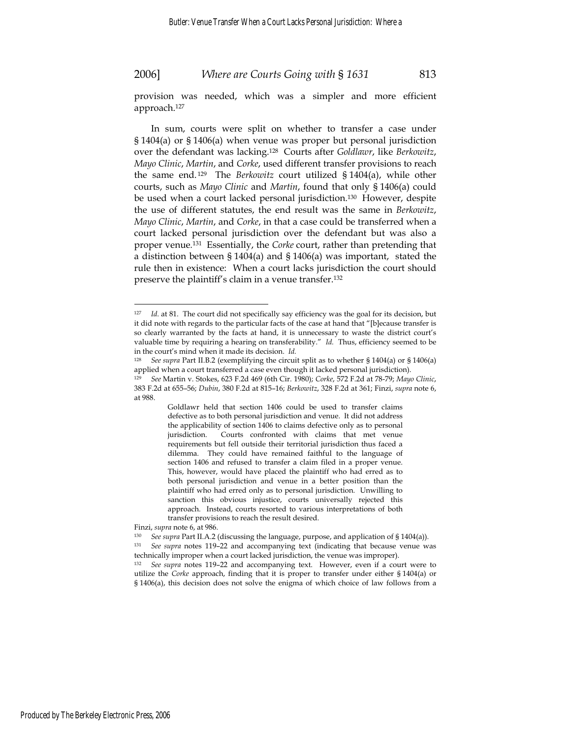provision was needed, which was a simpler and more efficient approach.[127]

In sum, courts were split on whether to transfer a case under § 1404(a) or § 1406(a) when venue was proper but personal jurisdiction over the defendant was lacking.[128] Courts after *Goldlawr*, like *Berkowitz*, *Mayo Clinic*, *Martin*, and *Corke*, used different transfer provisions to reach the same end.[129] The *Berkowitz* court utilized § 1404(a), while other courts, such as *Mayo Clinic* and *Martin*, found that only § 1406(a) could be used when a court lacked personal jurisdiction.[130] However, despite the use of different statutes, the end result was the same in *Berkowitz*, *Mayo Clinic*, *Martin*, and *Corke*, in that a case could be transferred when a court lacked personal jurisdiction over the defendant but was also a proper venue.[131] Essentially, the *Corke* court, rather than pretending that a distinction between § 1404(a) and § 1406(a) was important, stated the rule then in existence: When a court lacks jurisdiction the court should preserve the plaintiff's claim in a venue transfer.[132]

---

[127] *Id.* at 81. The court did not specifically say efficiency was the goal for its decision, but it did note with regards to the particular facts of the case at hand that "[b]ecause transfer is so clearly warranted by the facts at hand, it is unnecessary to waste the district court's valuable time by requiring a hearing on transferability." *Id.* Thus, efficiency seemed to be in the court's mind when it made its decision. *Id.*

[128] *See supra* Part II.B.2 (exemplifying the circuit split as to whether § 1404(a) or § 1406(a) applied when a court transferred a case even though it lacked personal jurisdiction).

[129] *See* Martin v. Stokes, 623 F.2d 469 (6th Cir. 1980); *Corke*, 572 F.2d at 78-79; *Mayo Clinic*, 383 F.2d at 655–56; *Dubin*, 380 F.2d at 815–16; *Berkowitz*, 328 F.2d at 361; Finzi, *supra* note 6, at 988.

> Goldlawr held that section 1406 could be used to transfer claims defective as to both personal jurisdiction and venue. It did not address the applicability of section 1406 to claims defective only as to personal jurisdiction. Courts confronted with claims that met venue requirements but fell outside their territorial jurisdiction thus faced a dilemma. They could have remained faithful to the language of section 1406 and refused to transfer a claim filed in a proper venue. This, however, would have placed the plaintiff who had erred as to both personal jurisdiction and venue in a better position than the plaintiff who had erred only as to personal jurisdiction. Unwilling to sanction this obvious injustice, courts universally rejected this approach. Instead, courts resorted to various interpretations of both transfer provisions to reach the result desired.

Finzi, *supra* note 6, at 986.

[130] *See supra* Part II.A.2 (discussing the language, purpose, and application of § 1404(a)).

[131] *See supra* notes 119–22 and accompanying text (indicating that because venue was technically improper when a court lacked jurisdiction, the venue was improper).

[132] *See supra* notes 119–22 and accompanying text. However, even if a court were to utilize the *Corke* approach, finding that it is proper to transfer under either § 1404(a) or § 1406(a), this decision does not solve the enigma of which choice of law follows from a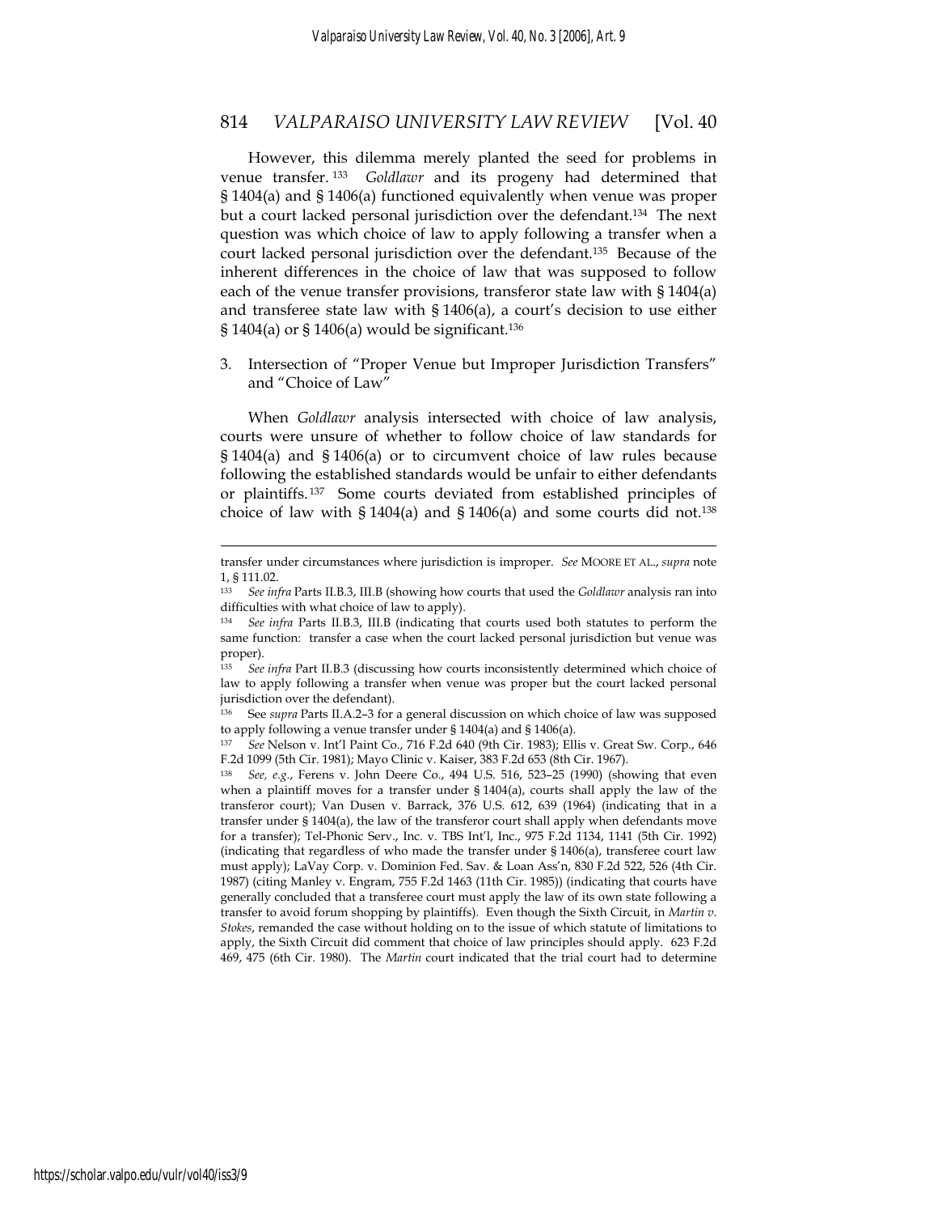However, this dilemma merely planted the seed for problems in venue transfer.[133] *Goldlawr* and its progeny had determined that § 1404(a) and § 1406(a) functioned equivalently when venue was proper but a court lacked personal jurisdiction over the defendant.[134] The next question was which choice of law to apply following a transfer when a court lacked personal jurisdiction over the defendant.[135] Because of the inherent differences in the choice of law that was supposed to follow each of the venue transfer provisions, transferor state law with § 1404(a) and transferee state law with § 1406(a), a court's decision to use either § 1404(a) or § 1406(a) would be significant.[136]

### 3. Intersection of "Proper Venue but Improper Jurisdiction Transfers" and "Choice of Law"

When *Goldlawr* analysis intersected with choice of law analysis, courts were unsure of whether to follow choice of law standards for § 1404(a) and § 1406(a) or to circumvent choice of law rules because following the established standards would be unfair to either defendants or plaintiffs.[137] Some courts deviated from established principles of choice of law with § 1404(a) and § 1406(a) and some courts did not.[138]

---

transfer under circumstances where jurisdiction is improper. *See* MOORE ET AL., *supra* note 1, § 111.02.

[133] *See infra* Parts II.B.3, III.B (showing how courts that used the *Goldlawr* analysis ran into difficulties with what choice of law to apply).

[134] *See infra* Parts II.B.3, III.B (indicating that courts used both statutes to perform the same function: transfer a case when the court lacked personal jurisdiction but venue was proper).

[135] *See infra* Part II.B.3 (discussing how courts inconsistently determined which choice of law to apply following a transfer when venue was proper but the court lacked personal jurisdiction over the defendant).

[136] See *supra* Parts II.A.2–3 for a general discussion on which choice of law was supposed to apply following a venue transfer under § 1404(a) and § 1406(a).

[137] *See* Nelson v. Int'l Paint Co., 716 F.2d 640 (9th Cir. 1983); Ellis v. Great Sw. Corp., 646 F.2d 1099 (5th Cir. 1981); Mayo Clinic v. Kaiser, 383 F.2d 653 (8th Cir. 1967).

[138] *See, e.g.*, Ferens v. John Deere Co., 494 U.S. 516, 523–25 (1990) (showing that even when a plaintiff moves for a transfer under § 1404(a), courts shall apply the law of the transferor court); Van Dusen v. Barrack, 376 U.S. 612, 639 (1964) (indicating that in a transfer under § 1404(a), the law of the transferor court shall apply when defendants move for a transfer); Tel-Phonic Serv., Inc. v. TBS Int'l, Inc., 975 F.2d 1134, 1141 (5th Cir. 1992) (indicating that regardless of who made the transfer under § 1406(a), transferee court law must apply); LaVay Corp. v. Dominion Fed. Sav. & Loan Ass'n, 830 F.2d 522, 526 (4th Cir. 1987) (citing Manley v. Engram, 755 F.2d 1463 (11th Cir. 1985)) (indicating that courts have generally concluded that a transferee court must apply the law of its own state following a transfer to avoid forum shopping by plaintiffs). Even though the Sixth Circuit, in *Martin v. Stokes*, remanded the case without holding on to the issue of which statute of limitations to apply, the Sixth Circuit did comment that choice of law principles should apply. 623 F.2d 469, 475 (6th Cir. 1980). The *Martin* court indicated that the trial court had to determine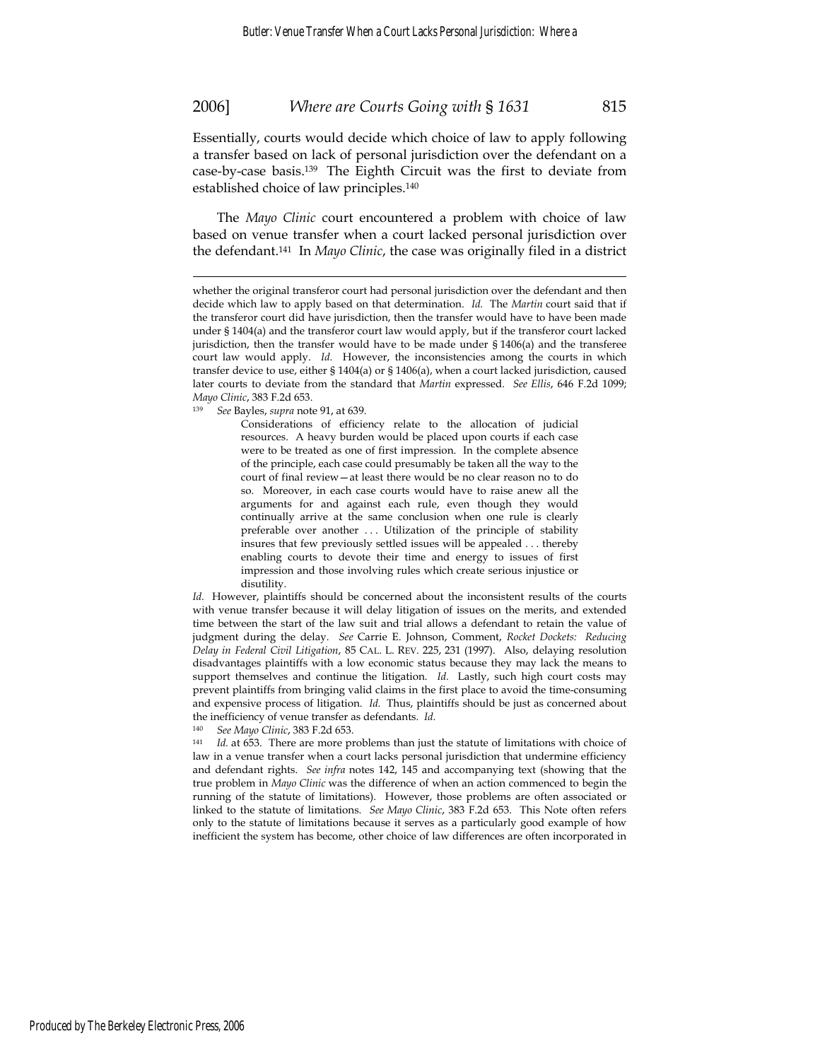Essentially, courts would decide which choice of law to apply following a transfer based on lack of personal jurisdiction over the defendant on a case-by-case basis.[139] The Eighth Circuit was the first to deviate from established choice of law principles.[140]

The *Mayo Clinic* court encountered a problem with choice of law based on venue transfer when a court lacked personal jurisdiction over the defendant.[141] In *Mayo Clinic*, the case was originally filed in a district

---

whether the original transferor court had personal jurisdiction over the defendant and then decide which law to apply based on that determination. *Id.* The *Martin* court said that if the transferor court did have jurisdiction, then the transfer would have to have been made under § 1404(a) and the transferor court law would apply, but if the transferor court lacked jurisdiction, then the transfer would have to be made under § 1406(a) and the transferee court law would apply. *Id.* However, the inconsistencies among the courts in which transfer device to use, either § 1404(a) or § 1406(a), when a court lacked jurisdiction, caused later courts to deviate from the standard that *Martin* expressed. *See Ellis*, 646 F.2d 1099; *Mayo Clinic*, 383 F.2d 653.

[139] *See* Bayles, *supra* note 91, at 639.

> Considerations of efficiency relate to the allocation of judicial resources. A heavy burden would be placed upon courts if each case were to be treated as one of first impression. In the complete absence of the principle, each case could presumably be taken all the way to the court of final review—at least there would be no clear reason no to do so. Moreover, in each case courts would have to raise anew all the arguments for and against each rule, even though they would continually arrive at the same conclusion when one rule is clearly preferable over another . . . Utilization of the principle of stability insures that few previously settled issues will be appealed . . . thereby enabling courts to devote their time and energy to issues of first impression and those involving rules which create serious injustice or disutility.

*Id.* However, plaintiffs should be concerned about the inconsistent results of the courts with venue transfer because it will delay litigation of issues on the merits, and extended time between the start of the law suit and trial allows a defendant to retain the value of judgment during the delay. *See* Carrie E. Johnson, Comment, *Rocket Dockets: Reducing Delay in Federal Civil Litigation*, 85 CAL. L. REV. 225, 231 (1997). Also, delaying resolution disadvantages plaintiffs with a low economic status because they may lack the means to support themselves and continue the litigation. *Id.* Lastly, such high court costs may prevent plaintiffs from bringing valid claims in the first place to avoid the time-consuming and expensive process of litigation. *Id.* Thus, plaintiffs should be just as concerned about the inefficiency of venue transfer as defendants. *Id.*

[140] *See Mayo Clinic*, 383 F.2d 653.

[141] *Id.* at 653. There are more problems than just the statute of limitations with choice of law in a venue transfer when a court lacks personal jurisdiction that undermine efficiency and defendant rights. *See infra* notes 142, 145 and accompanying text (showing that the true problem in *Mayo Clinic* was the difference of when an action commenced to begin the running of the statute of limitations). However, those problems are often associated or linked to the statute of limitations. *See Mayo Clinic*, 383 F.2d 653. This Note often refers only to the statute of limitations because it serves as a particularly good example of how inefficient the system has become, other choice of law differences are often incorporated in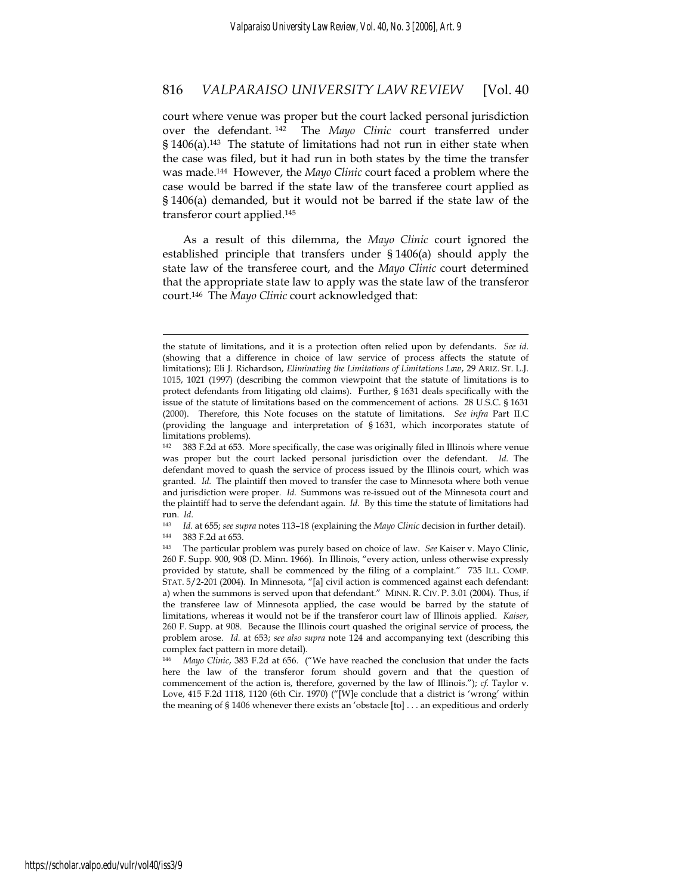court where venue was proper but the court lacked personal jurisdiction over the defendant.[142] The *Mayo Clinic* court transferred under § 1406(a).[143] The statute of limitations had not run in either state when the case was filed, but it had run in both states by the time the transfer was made.[144] However, the *Mayo Clinic* court faced a problem where the case would be barred if the state law of the transferee court applied as § 1406(a) demanded, but it would not be barred if the state law of the transferor court applied.[145]

As a result of this dilemma, the *Mayo Clinic* court ignored the established principle that transfers under § 1406(a) should apply the state law of the transferee court, and the *Mayo Clinic* court determined that the appropriate state law to apply was the state law of the transferor court.[146] The *Mayo Clinic* court acknowledged that:

---

the statute of limitations, and it is a protection often relied upon by defendants. *See id.* (showing that a difference in choice of law service of process affects the statute of limitations); Eli J. Richardson, *Eliminating the Limitations of Limitations Law*, 29 ARIZ. ST. L.J. 1015, 1021 (1997) (describing the common viewpoint that the statute of limitations is to protect defendants from litigating old claims). Further, § 1631 deals specifically with the issue of the statute of limitations based on the commencement of actions. 28 U.S.C. § 1631 (2000). Therefore, this Note focuses on the statute of limitations. *See infra* Part II.C (providing the language and interpretation of § 1631, which incorporates statute of limitations problems).

[142] 383 F.2d at 653. More specifically, the case was originally filed in Illinois where venue was proper but the court lacked personal jurisdiction over the defendant. *Id.* The defendant moved to quash the service of process issued by the Illinois court, which was granted. *Id.* The plaintiff then moved to transfer the case to Minnesota where both venue and jurisdiction were proper. *Id.* Summons was re-issued out of the Minnesota court and the plaintiff had to serve the defendant again. *Id.* By this time the statute of limitations had run. *Id.*

[143] *Id.* at 655; *see supra* notes 113–18 (explaining the *Mayo Clinic* decision in further detail).

[144] 383 F.2d at 653.

[145] The particular problem was purely based on choice of law. *See* Kaiser v. Mayo Clinic, 260 F. Supp. 900, 908 (D. Minn. 1966). In Illinois, "every action, unless otherwise expressly provided by statute, shall be commenced by the filing of a complaint." 735 ILL. COMP. STAT. 5/2-201 (2004). In Minnesota, "[a] civil action is commenced against each defendant: a) when the summons is served upon that defendant." MINN. R. CIV. P. 3.01 (2004). Thus, if the transferee law of Minnesota applied, the case would be barred by the statute of limitations, whereas it would not be if the transferor court law of Illinois applied. *Kaiser*, 260 F. Supp. at 908. Because the Illinois court quashed the original service of process, the problem arose. *Id.* at 653; *see also supra* note 124 and accompanying text (describing this complex fact pattern in more detail).

[146] *Mayo Clinic*, 383 F.2d at 656. ("We have reached the conclusion that under the facts here the law of the transferor forum should govern and that the question of commencement of the action is, therefore, governed by the law of Illinois."); *cf.* Taylor v. Love, 415 F.2d 1118, 1120 (6th Cir. 1970) ("[W]e conclude that a district is 'wrong' within the meaning of § 1406 whenever there exists an 'obstacle [to] . . . an expeditious and orderly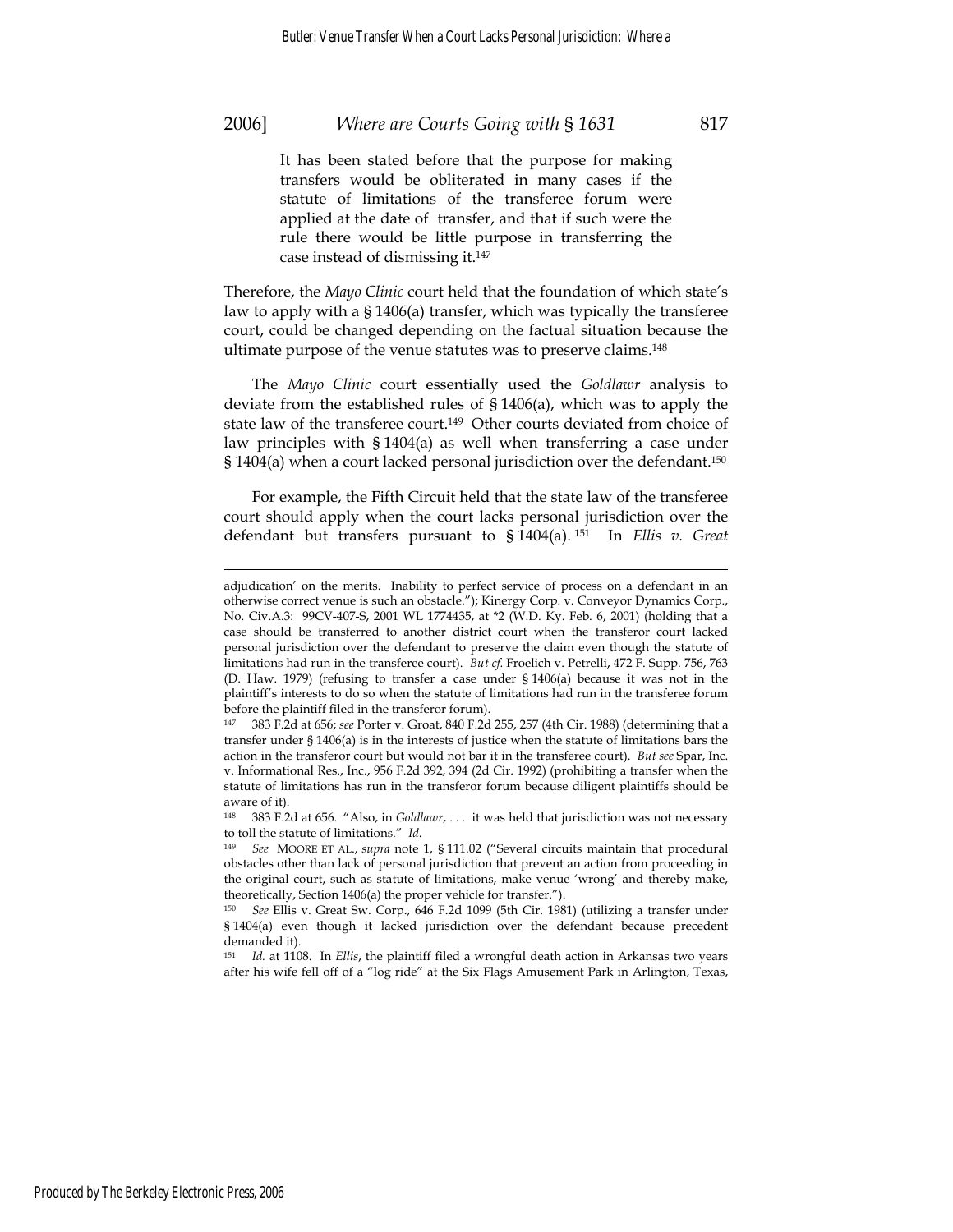> It has been stated before that the purpose for making transfers would be obliterated in many cases if the statute of limitations of the transferee forum were applied at the date of transfer, and that if such were the rule there would be little purpose in transferring the case instead of dismissing it.[147]

Therefore, the *Mayo Clinic* court held that the foundation of which state's law to apply with a § 1406(a) transfer, which was typically the transferee court, could be changed depending on the factual situation because the ultimate purpose of the venue statutes was to preserve claims.[148]

The *Mayo Clinic* court essentially used the *Goldlawr* analysis to deviate from the established rules of § 1406(a), which was to apply the state law of the transferee court.[149] Other courts deviated from choice of law principles with § 1404(a) as well when transferring a case under § 1404(a) when a court lacked personal jurisdiction over the defendant.[150]

For example, the Fifth Circuit held that the state law of the transferee court should apply when the court lacks personal jurisdiction over the defendant but transfers pursuant to § 1404(a).[151] In *Ellis v. Great*

---

adjudication' on the merits. Inability to perfect service of process on a defendant in an otherwise correct venue is such an obstacle."); Kinergy Corp. v. Conveyor Dynamics Corp., No. Civ.A.3: 99CV-407-S, 2001 WL 1774435, at *2 (W.D. Ky. Feb. 6, 2001) (holding that a case should be transferred to another district court when the transferor court lacked personal jurisdiction over the defendant to preserve the claim even though the statute of limitations had run in the transferee court). *But cf.* Froelich v. Petrelli, 472 F. Supp. 756, 763 (D. Haw. 1979) (refusing to transfer a case under § 1406(a) because it was not in the plaintiff's interests to do so when the statute of limitations had run in the transferee forum before the plaintiff filed in the transferor forum).

[147] 383 F.2d at 656; *see* Porter v. Groat, 840 F.2d 255, 257 (4th Cir. 1988) (determining that a transfer under § 1406(a) is in the interests of justice when the statute of limitations bars the action in the transferor court but would not bar it in the transferee court). *But see* Spar, Inc. v. Informational Res., Inc., 956 F.2d 392, 394 (2d Cir. 1992) (prohibiting a transfer when the statute of limitations has run in the transferor forum because diligent plaintiffs should be aware of it).

[148] 383 F.2d at 656. "Also, in *Goldlawr*, . . . it was held that jurisdiction was not necessary to toll the statute of limitations." *Id.*

[149] *See* MOORE ET AL., *supra* note 1, § 111.02 ("Several circuits maintain that procedural obstacles other than lack of personal jurisdiction that prevent an action from proceeding in the original court, such as statute of limitations, make venue 'wrong' and thereby make, theoretically, Section 1406(a) the proper vehicle for transfer.").

[150] *See* Ellis v. Great Sw. Corp., 646 F.2d 1099 (5th Cir. 1981) (utilizing a transfer under § 1404(a) even though it lacked jurisdiction over the defendant because precedent demanded it).

[151] *Id.* at 1108. In *Ellis*, the plaintiff filed a wrongful death action in Arkansas two years after his wife fell off of a "log ride" at the Six Flags Amusement Park in Arlington, Texas,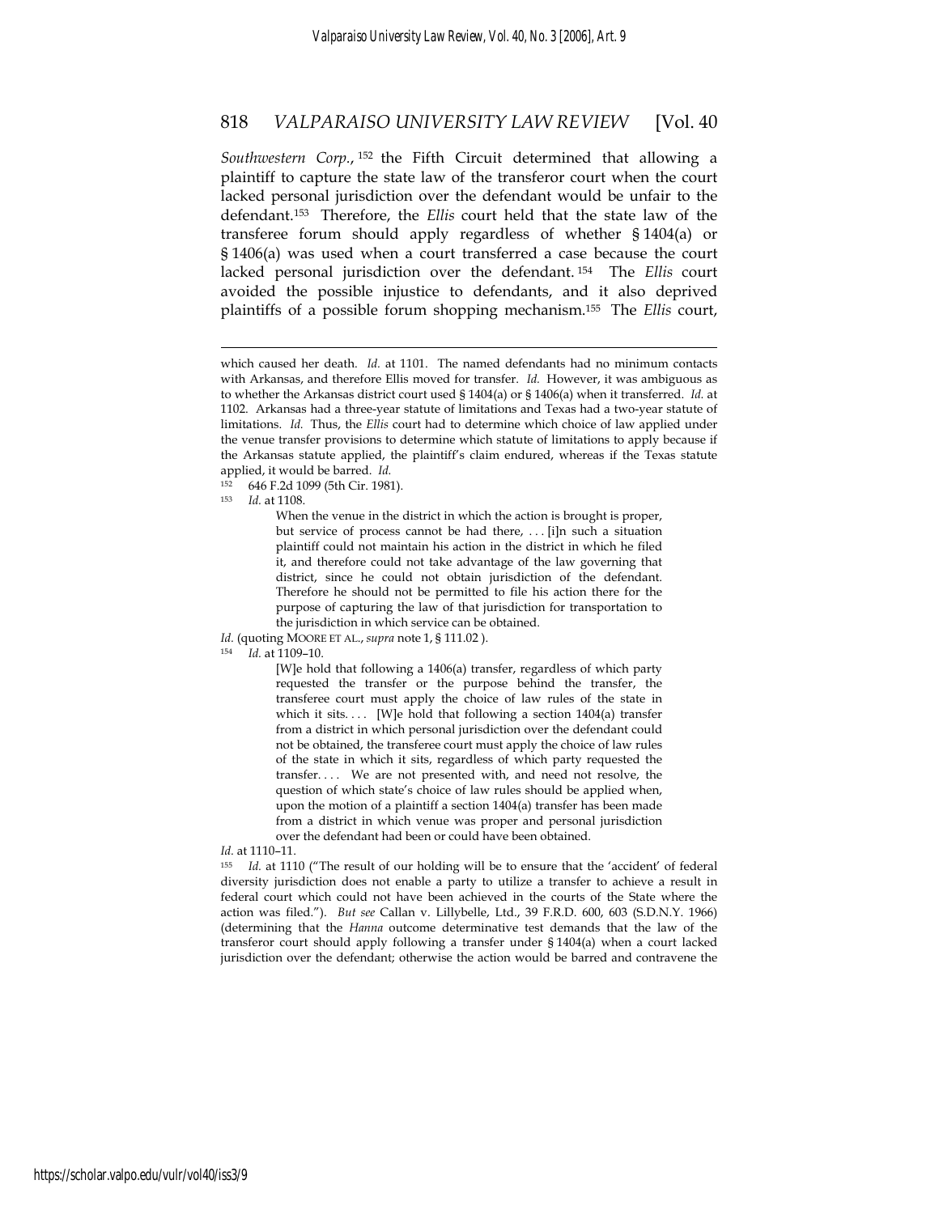*Southwestern Corp.*,[152] the Fifth Circuit determined that allowing a plaintiff to capture the state law of the transferor court when the court lacked personal jurisdiction over the defendant would be unfair to the defendant.[153] Therefore, the *Ellis* court held that the state law of the transferee forum should apply regardless of whether § 1404(a) or § 1406(a) was used when a court transferred a case because the court lacked personal jurisdiction over the defendant.[154] The *Ellis* court avoided the possible injustice to defendants, and it also deprived plaintiffs of a possible forum shopping mechanism.[155] The *Ellis* court,

---

which caused her death. *Id.* at 1101. The named defendants had no minimum contacts with Arkansas, and therefore Ellis moved for transfer. *Id.* However, it was ambiguous as to whether the Arkansas district court used § 1404(a) or § 1406(a) when it transferred. *Id.* at 1102. Arkansas had a three-year statute of limitations and Texas had a two-year statute of limitations. *Id.* Thus, the *Ellis* court had to determine which choice of law applied under the venue transfer provisions to determine which statute of limitations to apply because if the Arkansas statute applied, the plaintiff's claim endured, whereas if the Texas statute applied, it would be barred. *Id.*

[152] 646 F.2d 1099 (5th Cir. 1981).

[153] *Id.* at 1108.

> When the venue in the district in which the action is brought is proper, but service of process cannot be had there, . . . [i]n such a situation plaintiff could not maintain his action in the district in which he filed it, and therefore could not take advantage of the law governing that district, since he could not obtain jurisdiction of the defendant. Therefore he should not be permitted to file his action there for the purpose of capturing the law of that jurisdiction for transportation to the jurisdiction in which service can be obtained.

*Id.* (quoting MOORE ET AL., *supra* note 1, § 111.02 ).

[154] *Id.* at 1109–10.

> [W]e hold that following a 1406(a) transfer, regardless of which party requested the transfer or the purpose behind the transfer, the transferee court must apply the choice of law rules of the state in which it sits. . . . [W]e hold that following a section 1404(a) transfer from a district in which personal jurisdiction over the defendant could not be obtained, the transferee court must apply the choice of law rules of the state in which it sits, regardless of which party requested the transfer. . . . We are not presented with, and need not resolve, the question of which state's choice of law rules should be applied when, upon the motion of a plaintiff a section 1404(a) transfer has been made from a district in which venue was proper and personal jurisdiction over the defendant had been or could have been obtained.

*Id.* at 1110–11.

[155] *Id.* at 1110 ("The result of our holding will be to ensure that the 'accident' of federal diversity jurisdiction does not enable a party to utilize a transfer to achieve a result in federal court which could not have been achieved in the courts of the State where the action was filed."). *But see* Callan v. Lillybelle, Ltd., 39 F.R.D. 600, 603 (S.D.N.Y. 1966) (determining that the *Hanna* outcome determinative test demands that the law of the transferor court should apply following a transfer under § 1404(a) when a court lacked jurisdiction over the defendant; otherwise the action would be barred and contravene the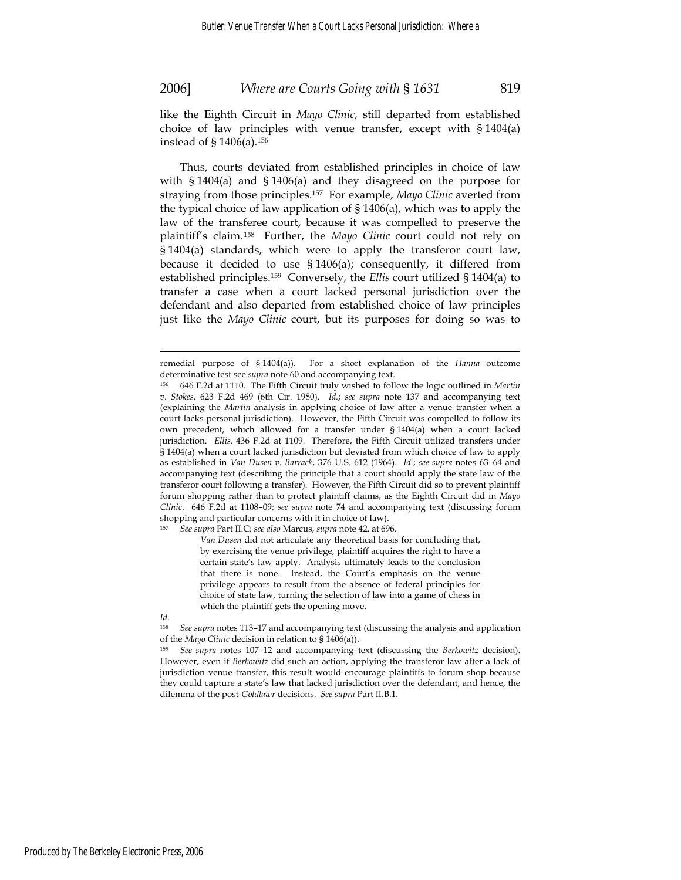like the Eighth Circuit in *Mayo Clinic*, still departed from established choice of law principles with venue transfer, except with § 1404(a) instead of § 1406(a).[156]

Thus, courts deviated from established principles in choice of law with § 1404(a) and § 1406(a) and they disagreed on the purpose for straying from those principles.[157] For example, *Mayo Clinic* averted from the typical choice of law application of § 1406(a), which was to apply the law of the transferee court, because it was compelled to preserve the plaintiff's claim.[158] Further, the *Mayo Clinic* court could not rely on § 1404(a) standards, which were to apply the transferor court law, because it decided to use § 1406(a); consequently, it differed from established principles.[159] Conversely, the *Ellis* court utilized § 1404(a) to transfer a case when a court lacked personal jurisdiction over the defendant and also departed from established choice of law principles just like the *Mayo Clinic* court, but its purposes for doing so was to

---

remedial purpose of § 1404(a)). For a short explanation of the *Hanna* outcome determinative test see *supra* note 60 and accompanying text.

[156] 646 F.2d at 1110. The Fifth Circuit truly wished to follow the logic outlined in *Martin v. Stokes*, 623 F.2d 469 (6th Cir. 1980). *Id.*; *see supra* note 137 and accompanying text (explaining the *Martin* analysis in applying choice of law after a venue transfer when a court lacks personal jurisdiction). However, the Fifth Circuit was compelled to follow its own precedent, which allowed for a transfer under § 1404(a) when a court lacked jurisdiction. *Ellis*, 436 F.2d at 1109. Therefore, the Fifth Circuit utilized transfers under § 1404(a) when a court lacked jurisdiction but deviated from which choice of law to apply as established in *Van Dusen v. Barrack*, 376 U.S. 612 (1964). *Id.*; *see supra* notes 63–64 and accompanying text (describing the principle that a court should apply the state law of the transferor court following a transfer). However, the Fifth Circuit did so to prevent plaintiff forum shopping rather than to protect plaintiff claims, as the Eighth Circuit did in *Mayo Clinic*. 646 F.2d at 1108–09; *see supra* note 74 and accompanying text (discussing forum shopping and particular concerns with it in choice of law).

[157] *See supra* Part II.C; *see also* Marcus, *supra* note 42, at 696.

> *Van Dusen* did not articulate any theoretical basis for concluding that, by exercising the venue privilege, plaintiff acquires the right to have a certain state's law apply. Analysis ultimately leads to the conclusion that there is none. Instead, the Court's emphasis on the venue privilege appears to result from the absence of federal principles for choice of state law, turning the selection of law into a game of chess in which the plaintiff gets the opening move.

*Id.*

[158] *See supra* notes 113–17 and accompanying text (discussing the analysis and application of the *Mayo Clinic* decision in relation to § 1406(a)).

[159] *See supra* notes 107–12 and accompanying text (discussing the *Berkowitz* decision). However, even if *Berkowitz* did such an action, applying the transferor law after a lack of jurisdiction venue transfer, this result would encourage plaintiffs to forum shop because they could capture a state's law that lacked jurisdiction over the defendant, and hence, the dilemma of the post-*Goldlawr* decisions. *See supra* Part II.B.1.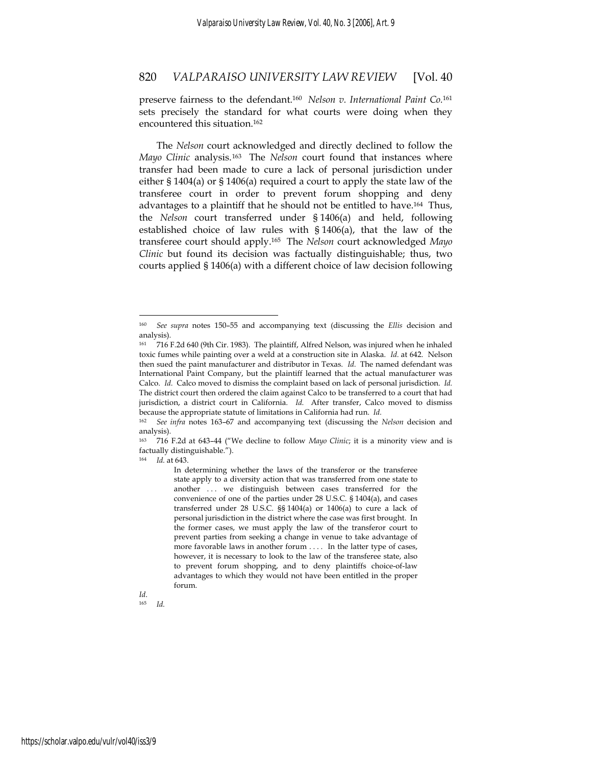preserve fairness to the defendant.[160] *Nelson v. International Paint Co.*[161] sets precisely the standard for what courts were doing when they encountered this situation.[162]

The *Nelson* court acknowledged and directly declined to follow the *Mayo Clinic* analysis.[163] The *Nelson* court found that instances where transfer had been made to cure a lack of personal jurisdiction under either § 1404(a) or § 1406(a) required a court to apply the state law of the transferee court in order to prevent forum shopping and deny advantages to a plaintiff that he should not be entitled to have.[164] Thus, the *Nelson* court transferred under § 1406(a) and held, following established choice of law rules with § 1406(a), that the law of the transferee court should apply.[165] The *Nelson* court acknowledged *Mayo Clinic* but found its decision was factually distinguishable; thus, two courts applied § 1406(a) with a different choice of law decision following

---

[160] *See supra* notes 150–55 and accompanying text (discussing the *Ellis* decision and analysis).

[161] 716 F.2d 640 (9th Cir. 1983). The plaintiff, Alfred Nelson, was injured when he inhaled toxic fumes while painting over a weld at a construction site in Alaska. *Id.* at 642. Nelson then sued the paint manufacturer and distributor in Texas. *Id.* The named defendant was International Paint Company, but the plaintiff learned that the actual manufacturer was Calco. *Id.* Calco moved to dismiss the complaint based on lack of personal jurisdiction. *Id.* The district court then ordered the claim against Calco to be transferred to a court that had jurisdiction, a district court in California. *Id.* After transfer, Calco moved to dismiss because the appropriate statute of limitations in California had run. *Id.*

[162] *See infra* notes 163–67 and accompanying text (discussing the *Nelson* decision and analysis).

[163] 716 F.2d at 643–44 ("We decline to follow *Mayo Clinic*; it is a minority view and is factually distinguishable.").

[164] *Id.* at 643.

> In determining whether the laws of the transferor or the transferee state apply to a diversity action that was transferred from one state to another . . . we distinguish between cases transferred for the convenience of one of the parties under 28 U.S.C. § 1404(a), and cases transferred under 28 U.S.C. §§ 1404(a) or 1406(a) to cure a lack of personal jurisdiction in the district where the case was first brought. In the former cases, we must apply the law of the transferor court to prevent parties from seeking a change in venue to take advantage of more favorable laws in another forum . . . . In the latter type of cases, however, it is necessary to look to the law of the transferee state, also to prevent forum shopping, and to deny plaintiffs choice-of-law advantages to which they would not have been entitled in the proper forum.

*Id*.

[165] *Id.*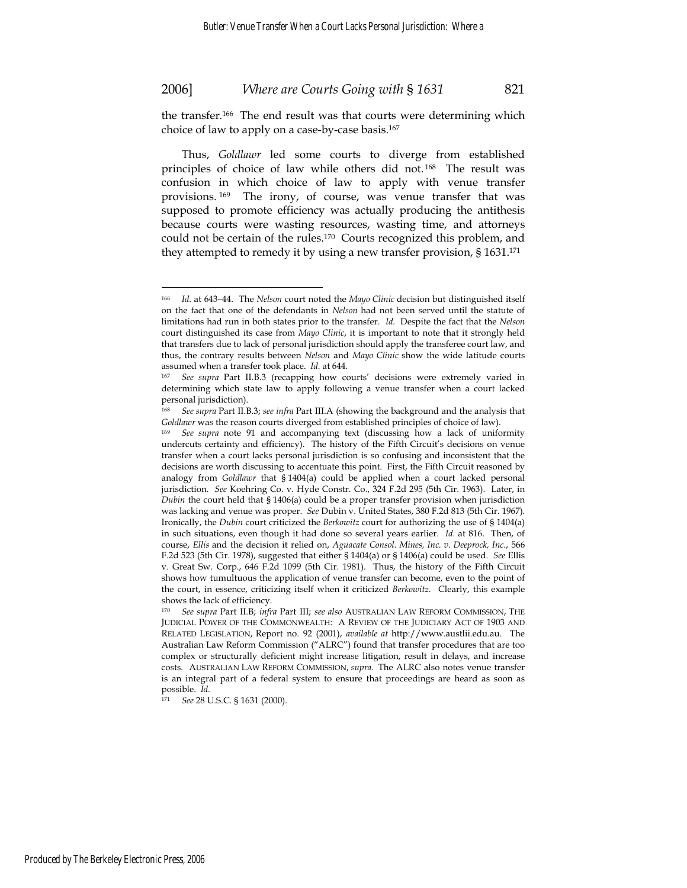the transfer.[166] The end result was that courts were determining which choice of law to apply on a case-by-case basis.[167]

Thus, *Goldlawr* led some courts to diverge from established principles of choice of law while others did not.[168] The result was confusion in which choice of law to apply with venue transfer provisions.[169] The irony, of course, was venue transfer that was supposed to promote efficiency was actually producing the antithesis because courts were wasting resources, wasting time, and attorneys could not be certain of the rules.[170] Courts recognized this problem, and they attempted to remedy it by using a new transfer provision, § 1631.[171]

---

[166] *Id.* at 643–44. The *Nelson* court noted the *Mayo Clinic* decision but distinguished itself on the fact that one of the defendants in *Nelson* had not been served until the statute of limitations had run in both states prior to the transfer. *Id.* Despite the fact that the *Nelson* court distinguished its case from *Mayo Clinic*, it is important to note that it strongly held that transfers due to lack of personal jurisdiction should apply the transferee court law, and thus, the contrary results between *Nelson* and *Mayo Clinic* show the wide latitude courts assumed when a transfer took place. *Id.* at 644.

[167] *See supra* Part II.B.3 (recapping how courts' decisions were extremely varied in determining which state law to apply following a venue transfer when a court lacked personal jurisdiction).

[168] *See supra* Part II.B.3; *see infra* Part III.A (showing the background and the analysis that *Goldlawr* was the reason courts diverged from established principles of choice of law).

[169] *See supra* note 91 and accompanying text (discussing how a lack of uniformity undercuts certainty and efficiency). The history of the Fifth Circuit's decisions on venue transfer when a court lacks personal jurisdiction is so confusing and inconsistent that the decisions are worth discussing to accentuate this point. First, the Fifth Circuit reasoned by analogy from *Goldlawr* that § 1404(a) could be applied when a court lacked personal jurisdiction. *See* Koehring Co. v. Hyde Constr. Co., 324 F.2d 295 (5th Cir. 1963). Later, in *Dubin* the court held that § 1406(a) could be a proper transfer provision when jurisdiction was lacking and venue was proper. *See* Dubin v. United States, 380 F.2d 813 (5th Cir. 1967). Ironically, the *Dubin* court criticized the *Berkowitz* court for authorizing the use of § 1404(a) in such situations, even though it had done so several years earlier. *Id.* at 816. Then, of course, *Ellis* and the decision it relied on, *Aguacate Consol. Mines, Inc. v. Deeprock, Inc.*, 566 F.2d 523 (5th Cir. 1978), suggested that either § 1404(a) or § 1406(a) could be used. *See* Ellis v. Great Sw. Corp., 646 F.2d 1099 (5th Cir. 1981). Thus, the history of the Fifth Circuit shows how tumultuous the application of venue transfer can become, even to the point of the court, in essence, criticizing itself when it criticized *Berkowitz*. Clearly, this example shows the lack of efficiency.

[170] *See supra* Part II.B; *infra* Part III; *see also* AUSTRALIAN LAW REFORM COMMISSION, THE JUDICIAL POWER OF THE COMMONWEALTH: A REVIEW OF THE JUDICIARY ACT OF 1903 AND RELATED LEGISLATION, Report no. 92 (2001), *available at* http://www.austlii.edu.au. The Australian Law Reform Commission ("ALRC") found that transfer procedures that are too complex or structurally deficient might increase litigation, result in delays, and increase costs. AUSTRALIAN LAW REFORM COMMISSION, *supra*. The ALRC also notes venue transfer is an integral part of a federal system to ensure that proceedings are heard as soon as possible. *Id.*

[171] *See* 28 U.S.C. § 1631 (2000).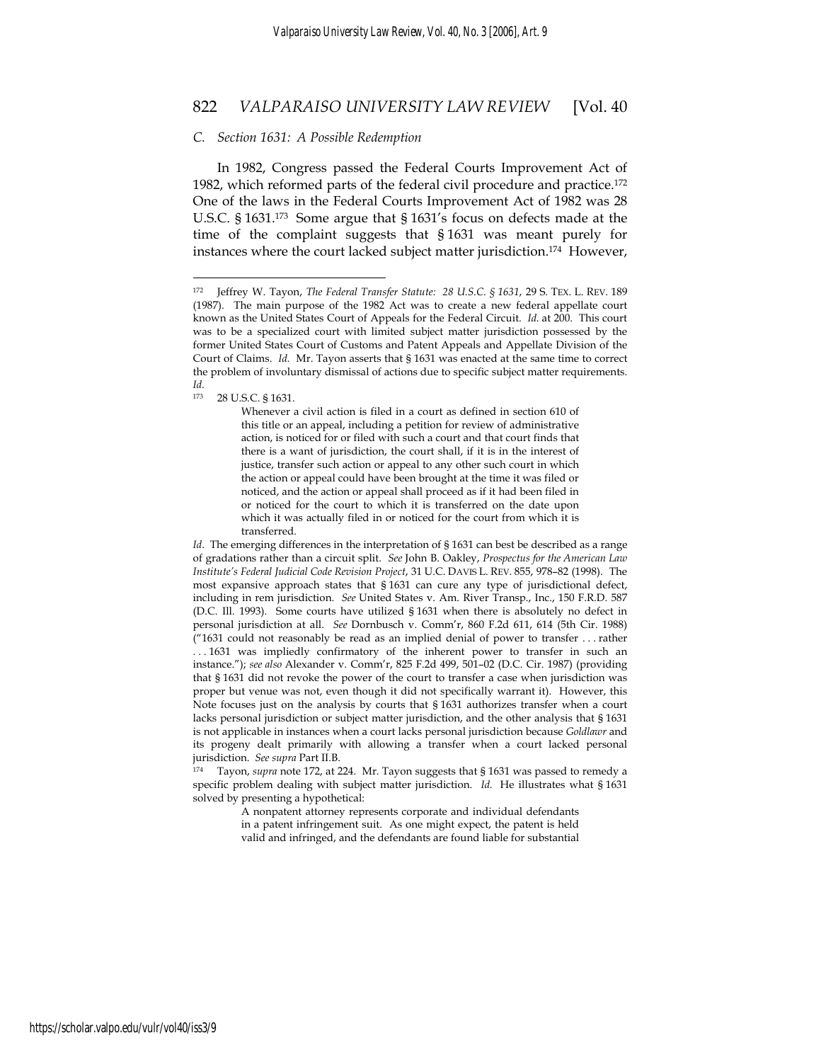### C. Section 1631: A Possible Redemption

In 1982, Congress passed the Federal Courts Improvement Act of 1982, which reformed parts of the federal civil procedure and practice.[172] One of the laws in the Federal Courts Improvement Act of 1982 was 28 U.S.C. § 1631.[173] Some argue that § 1631's focus on defects made at the time of the complaint suggests that § 1631 was meant purely for instances where the court lacked subject matter jurisdiction.[174] However,

---

[172] Jeffrey W. Tayon, *The Federal Transfer Statute: 28 U.S.C. § 1631*, 29 S. TEX. L. REV. 189 (1987). The main purpose of the 1982 Act was to create a new federal appellate court known as the United States Court of Appeals for the Federal Circuit. *Id.* at 200. This court was to be a specialized court with limited subject matter jurisdiction possessed by the former United States Court of Customs and Patent Appeals and Appellate Division of the Court of Claims. *Id.* Mr. Tayon asserts that § 1631 was enacted at the same time to correct the problem of involuntary dismissal of actions due to specific subject matter requirements. *Id.*

[173] 28 U.S.C. § 1631.

> Whenever a civil action is filed in a court as defined in section 610 of this title or an appeal, including a petition for review of administrative action, is noticed for or filed with such a court and that court finds that there is a want of jurisdiction, the court shall, if it is in the interest of justice, transfer such action or appeal to any other such court in which the action or appeal could have been brought at the time it was filed or noticed, and the action or appeal shall proceed as if it had been filed in or noticed for the court to which it is transferred on the date upon which it was actually filed in or noticed for the court from which it is transferred.

*Id*. The emerging differences in the interpretation of § 1631 can best be described as a range of gradations rather than a circuit split. *See* John B. Oakley, *Prospectus for the American Law Institute's Federal Judicial Code Revision Project*, 31 U.C. DAVIS L. REV. 855, 978–82 (1998). The most expansive approach states that § 1631 can cure any type of jurisdictional defect, including in rem jurisdiction. *See* United States v. Am. River Transp., Inc., 150 F.R.D. 587 (D.C. Ill. 1993). Some courts have utilized § 1631 when there is absolutely no defect in personal jurisdiction at all. *See* Dornbusch v. Comm'r, 860 F.2d 611, 614 (5th Cir. 1988) ("1631 could not reasonably be read as an implied denial of power to transfer . . . rather . . . 1631 was impliedly confirmatory of the inherent power to transfer in such an instance."); *see also* Alexander v. Comm'r, 825 F.2d 499, 501–02 (D.C. Cir. 1987) (providing that § 1631 did not revoke the power of the court to transfer a case when jurisdiction was proper but venue was not, even though it did not specifically warrant it). However, this Note focuses just on the analysis by courts that § 1631 authorizes transfer when a court lacks personal jurisdiction or subject matter jurisdiction, and the other analysis that § 1631 is not applicable in instances when a court lacks personal jurisdiction because *Goldlawr* and its progeny dealt primarily with allowing a transfer when a court lacked personal jurisdiction. *See supra* Part II.B.

[174] Tayon, *supra* note 172, at 224. Mr. Tayon suggests that § 1631 was passed to remedy a specific problem dealing with subject matter jurisdiction. *Id.* He illustrates what § 1631 solved by presenting a hypothetical:

> A nonpatent attorney represents corporate and individual defendants in a patent infringement suit. As one might expect, the patent is held valid and infringed, and the defendants are found liable for substantial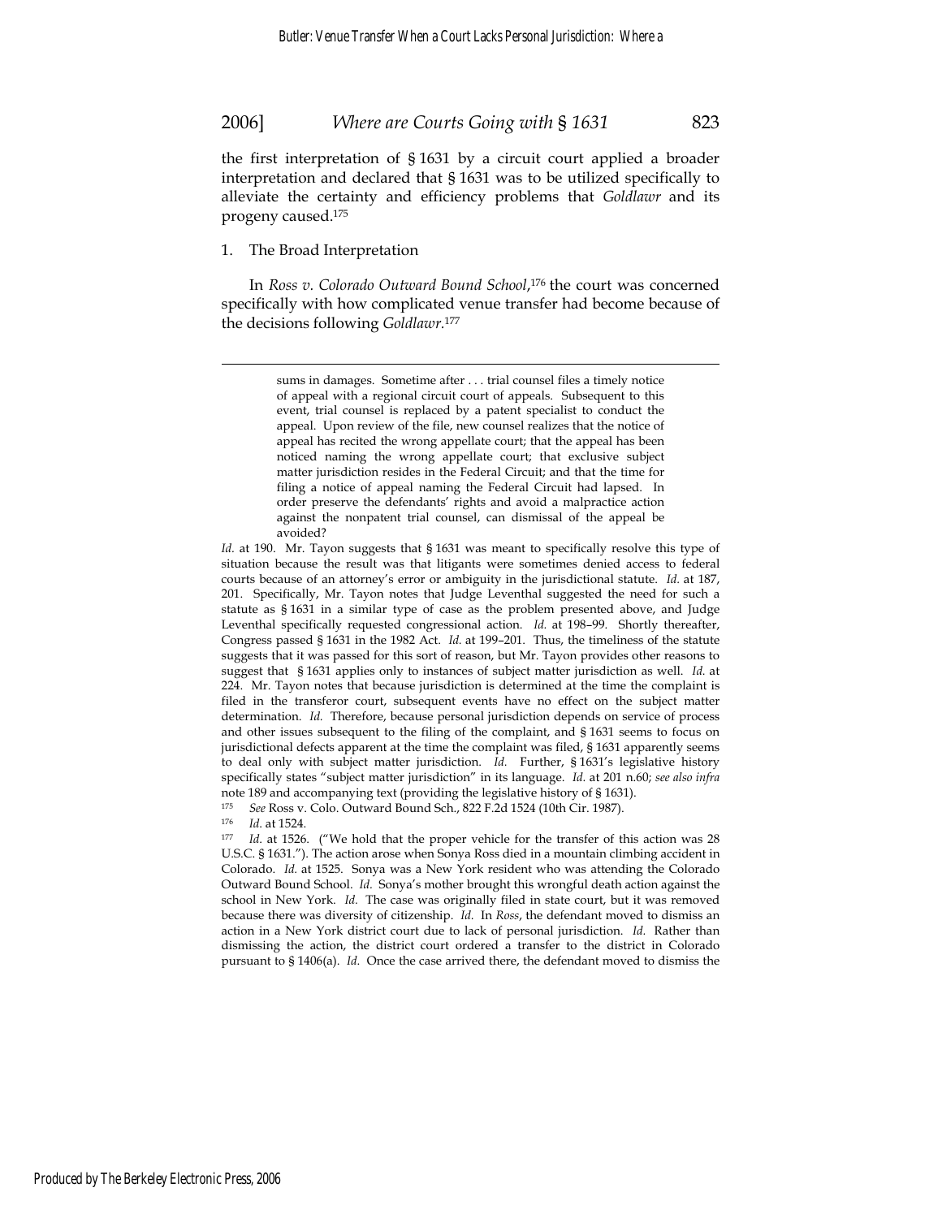the first interpretation of § 1631 by a circuit court applied a broader interpretation and declared that § 1631 was to be utilized specifically to alleviate the certainty and efficiency problems that *Goldlawr* and its progeny caused.[175]

1. The Broad Interpretation

In *Ross v. Colorado Outward Bound School*,[176] the court was concerned specifically with how complicated venue transfer had become because of the decisions following *Goldlawr*.[177]

---

> sums in damages. Sometime after . . . trial counsel files a timely notice of appeal with a regional circuit court of appeals. Subsequent to this event, trial counsel is replaced by a patent specialist to conduct the appeal. Upon review of the file, new counsel realizes that the notice of appeal has recited the wrong appellate court; that the appeal has been noticed naming the wrong appellate court; that exclusive subject matter jurisdiction resides in the Federal Circuit; and that the time for filing a notice of appeal naming the Federal Circuit had lapsed. In order preserve the defendants' rights and avoid a malpractice action against the nonpatent trial counsel, can dismissal of the appeal be avoided?

*Id.* at 190. Mr. Tayon suggests that § 1631 was meant to specifically resolve this type of situation because the result was that litigants were sometimes denied access to federal courts because of an attorney's error or ambiguity in the jurisdictional statute. *Id.* at 187, 201. Specifically, Mr. Tayon notes that Judge Leventhal suggested the need for such a statute as § 1631 in a similar type of case as the problem presented above, and Judge Leventhal specifically requested congressional action. *Id.* at 198–99. Shortly thereafter, Congress passed § 1631 in the 1982 Act. *Id.* at 199–201. Thus, the timeliness of the statute suggests that it was passed for this sort of reason, but Mr. Tayon provides other reasons to suggest that § 1631 applies only to instances of subject matter jurisdiction as well. *Id.* at 224. Mr. Tayon notes that because jurisdiction is determined at the time the complaint is filed in the transferor court, subsequent events have no effect on the subject matter determination. *Id.* Therefore, because personal jurisdiction depends on service of process and other issues subsequent to the filing of the complaint, and § 1631 seems to focus on jurisdictional defects apparent at the time the complaint was filed, § 1631 apparently seems to deal only with subject matter jurisdiction. *Id.* Further, § 1631's legislative history specifically states "subject matter jurisdiction" in its language. *Id.* at 201 n.60; *see also infra* note 189 and accompanying text (providing the legislative history of § 1631).

[175] *See* Ross v. Colo. Outward Bound Sch., 822 F.2d 1524 (10th Cir. 1987).

[176] *Id.* at 1524.

[177] *Id.* at 1526. ("We hold that the proper vehicle for the transfer of this action was 28 U.S.C. § 1631."). The action arose when Sonya Ross died in a mountain climbing accident in Colorado. *Id.* at 1525. Sonya was a New York resident who was attending the Colorado Outward Bound School. *Id.* Sonya's mother brought this wrongful death action against the school in New York. *Id.* The case was originally filed in state court, but it was removed because there was diversity of citizenship. *Id.* In *Ross*, the defendant moved to dismiss an action in a New York district court due to lack of personal jurisdiction. *Id.* Rather than dismissing the action, the district court ordered a transfer to the district in Colorado pursuant to § 1406(a). *Id.* Once the case arrived there, the defendant moved to dismiss the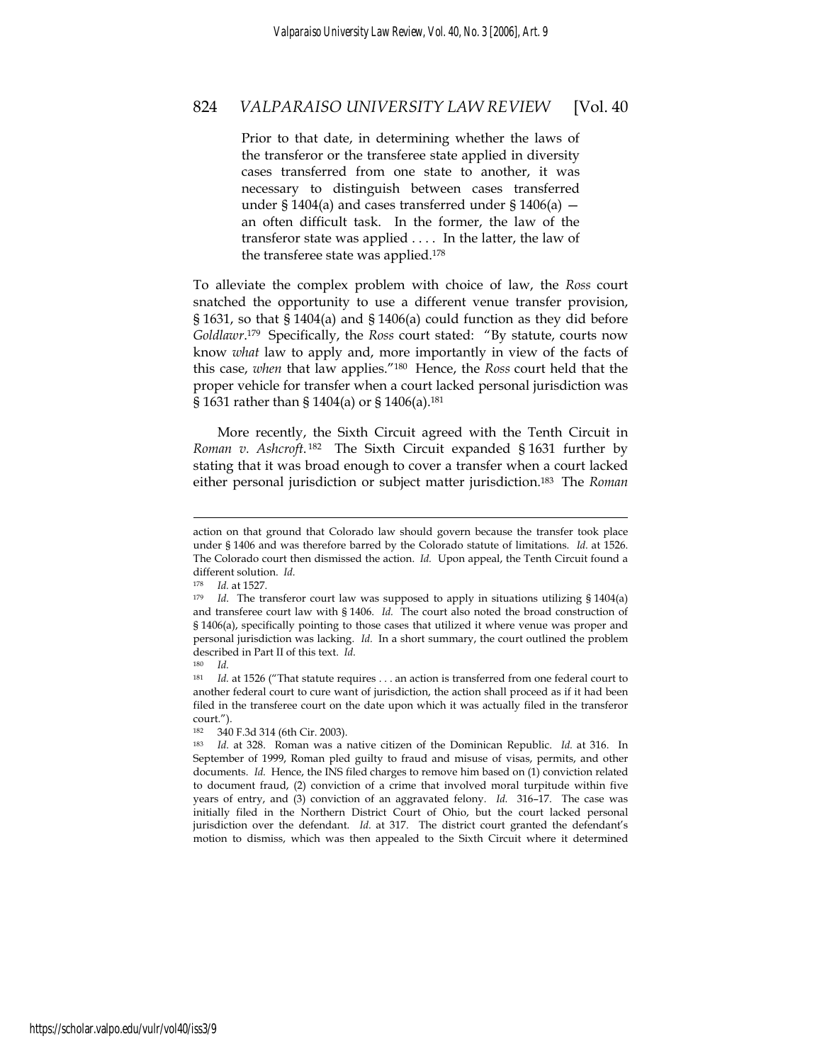> Prior to that date, in determining whether the laws of the transferor or the transferee state applied in diversity cases transferred from one state to another, it was necessary to distinguish between cases transferred under § 1404(a) and cases transferred under § 1406(a) — an often difficult task. In the former, the law of the transferor state was applied . . . . In the latter, the law of the transferee state was applied.[178]

To alleviate the complex problem with choice of law, the *Ross* court snatched the opportunity to use a different venue transfer provision, § 1631, so that § 1404(a) and § 1406(a) could function as they did before *Goldlawr*.[179] Specifically, the *Ross* court stated: "By statute, courts now know *what* law to apply and, more importantly in view of the facts of this case, *when* that law applies."[180] Hence, the *Ross* court held that the proper vehicle for transfer when a court lacked personal jurisdiction was § 1631 rather than § 1404(a) or § 1406(a).[181]

More recently, the Sixth Circuit agreed with the Tenth Circuit in *Roman v. Ashcroft*.[182] The Sixth Circuit expanded § 1631 further by stating that it was broad enough to cover a transfer when a court lacked either personal jurisdiction or subject matter jurisdiction.[183] The *Roman*

---

action on that ground that Colorado law should govern because the transfer took place under § 1406 and was therefore barred by the Colorado statute of limitations. *Id.* at 1526. The Colorado court then dismissed the action. *Id.* Upon appeal, the Tenth Circuit found a different solution. *Id.*

[178] *Id.* at 1527.

[179] *Id*. The transferor court law was supposed to apply in situations utilizing § 1404(a) and transferee court law with § 1406. *Id.* The court also noted the broad construction of § 1406(a), specifically pointing to those cases that utilized it where venue was proper and personal jurisdiction was lacking. *Id.* In a short summary, the court outlined the problem described in Part II of this text. *Id.*

[180] *Id.*

[181] *Id.* at 1526 ("That statute requires . . . an action is transferred from one federal court to another federal court to cure want of jurisdiction, the action shall proceed as if it had been filed in the transferee court on the date upon which it was actually filed in the transferor court.").

[182] 340 F.3d 314 (6th Cir. 2003).

[183] *Id.* at 328. Roman was a native citizen of the Dominican Republic. *Id.* at 316. In September of 1999, Roman pled guilty to fraud and misuse of visas, permits, and other documents. *Id.* Hence, the INS filed charges to remove him based on (1) conviction related to document fraud, (2) conviction of a crime that involved moral turpitude within five years of entry, and (3) conviction of an aggravated felony. *Id.* 316–17. The case was initially filed in the Northern District Court of Ohio, but the court lacked personal jurisdiction over the defendant. *Id.* at 317. The district court granted the defendant's motion to dismiss, which was then appealed to the Sixth Circuit where it determined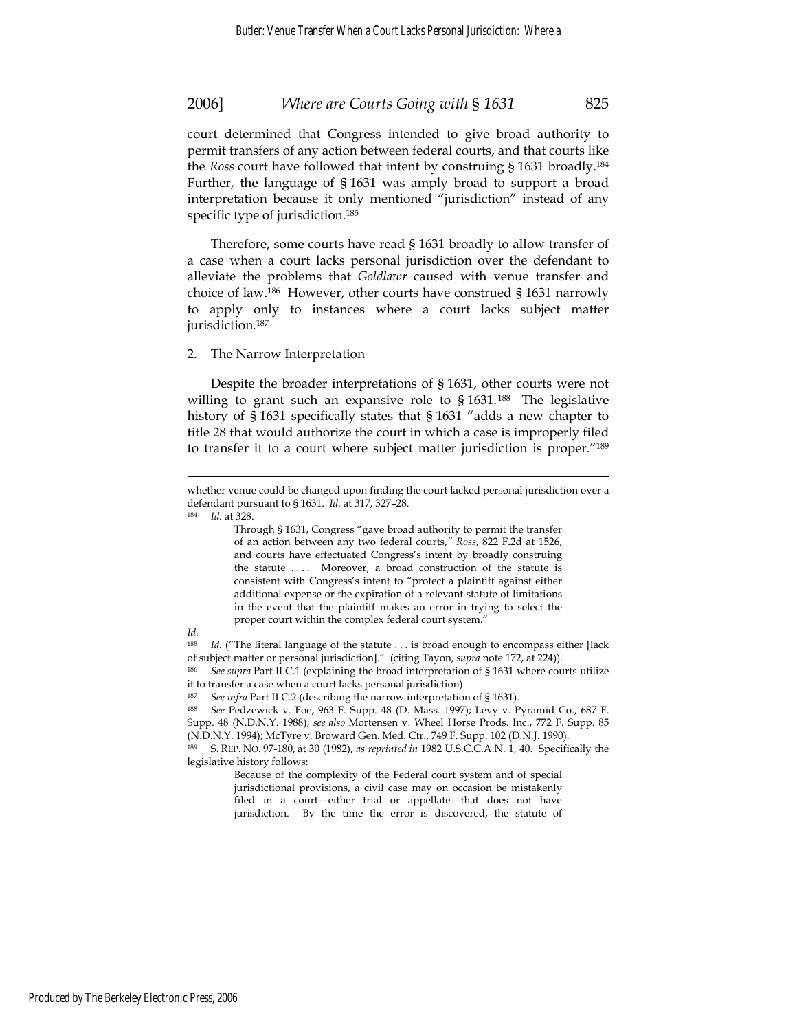court determined that Congress intended to give broad authority to permit transfers of any action between federal courts, and that courts like the *Ross* court have followed that intent by construing § 1631 broadly.[184] Further, the language of § 1631 was amply broad to support a broad interpretation because it only mentioned "jurisdiction" instead of any specific type of jurisdiction.[185]

Therefore, some courts have read § 1631 broadly to allow transfer of a case when a court lacks personal jurisdiction over the defendant to alleviate the problems that *Goldlawr* caused with venue transfer and choice of law.[186] However, other courts have construed § 1631 narrowly to apply only to instances where a court lacks subject matter jurisdiction.[187]

2. The Narrow Interpretation

Despite the broader interpretations of § 1631, other courts were not willing to grant such an expansive role to § 1631.[188] The legislative history of § 1631 specifically states that § 1631 "adds a new chapter to title 28 that would authorize the court in which a case is improperly filed to transfer it to a court where subject matter jurisdiction is proper."[189]

---

whether venue could be changed upon finding the court lacked personal jurisdiction over a defendant pursuant to § 1631. *Id.* at 317, 327–28.

[184] *Id.* at 328.

> Through § 1631, Congress "gave broad authority to permit the transfer of an action between any two federal courts," *Ross*, 822 F.2d at 1526, and courts have effectuated Congress's intent by broadly construing the statute . . . . Moreover, a broad construction of the statute is consistent with Congress's intent to "protect a plaintiff against either additional expense or the expiration of a relevant statute of limitations in the event that the plaintiff makes an error in trying to select the proper court within the complex federal court system."

*Id.*

[185] *Id.* ("The literal language of the statute . . . is broad enough to encompass either [lack of subject matter or personal jurisdiction]." (citing Tayon, *supra* note 172, at 224)).

[186] *See supra* Part II.C.1 (explaining the broad interpretation of § 1631 where courts utilize it to transfer a case when a court lacks personal jurisdiction).

[187] *See infra* Part II.C.2 (describing the narrow interpretation of § 1631).

[188] *See* Pedzewick v. Foe, 963 F. Supp. 48 (D. Mass. 1997); Levy v. Pyramid Co., 687 F. Supp. 48 (N.D.N.Y. 1988); *see also* Mortensen v. Wheel Horse Prods. Inc., 772 F. Supp. 85 (N.D.N.Y. 1994); McTyre v. Broward Gen. Med. Ctr., 749 F. Supp. 102 (D.N.J. 1990).

[189] S. REP. NO. 97-180, at 30 (1982), *as reprinted in* 1982 U.S.C.C.A.N. 1, 40. Specifically the legislative history follows:

> Because of the complexity of the Federal court system and of special jurisdictional provisions, a civil case may on occasion be mistakenly filed in a court—either trial or appellate—that does not have jurisdiction. By the time the error is discovered, the statute of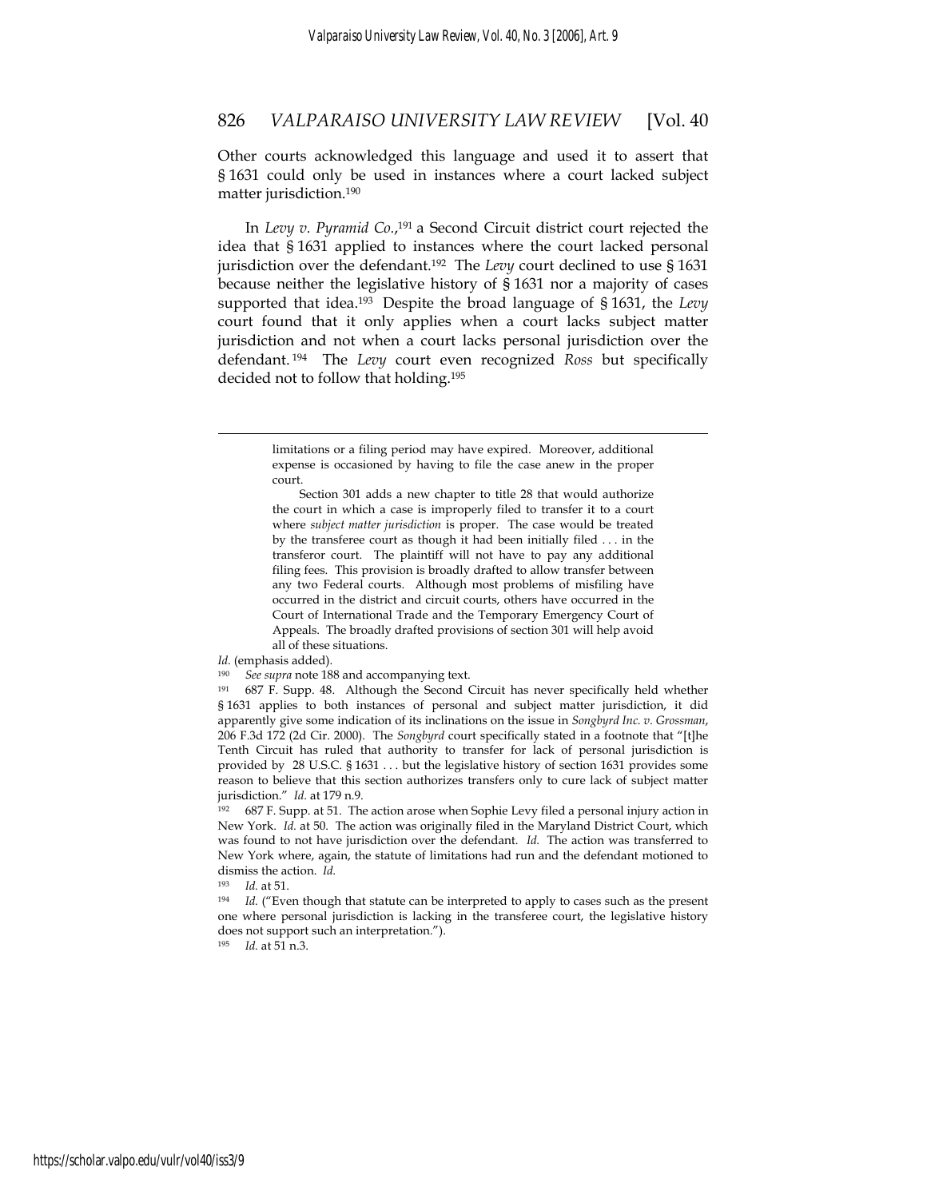Other courts acknowledged this language and used it to assert that § 1631 could only be used in instances where a court lacked subject matter jurisdiction.[190]

In *Levy v. Pyramid Co.*,[191] a Second Circuit district court rejected the idea that § 1631 applied to instances where the court lacked personal jurisdiction over the defendant.[192] The *Levy* court declined to use § 1631 because neither the legislative history of § 1631 nor a majority of cases supported that idea.[193] Despite the broad language of § 1631, the *Levy* court found that it only applies when a court lacks subject matter jurisdiction and not when a court lacks personal jurisdiction over the defendant.[194] The *Levy* court even recognized *Ross* but specifically decided not to follow that holding.[195]

---

> limitations or a filing period may have expired. Moreover, additional expense is occasioned by having to file the case anew in the proper court.
>
> Section 301 adds a new chapter to title 28 that would authorize the court in which a case is improperly filed to transfer it to a court where *subject matter jurisdiction* is proper. The case would be treated by the transferee court as though it had been initially filed . . . in the transferor court. The plaintiff will not have to pay any additional filing fees. This provision is broadly drafted to allow transfer between any two Federal courts. Although most problems of misfiling have occurred in the district and circuit courts, others have occurred in the Court of International Trade and the Temporary Emergency Court of Appeals. The broadly drafted provisions of section 301 will help avoid all of these situations.

*Id.* (emphasis added).

[190] *See supra* note 188 and accompanying text.

[191] 687 F. Supp. 48. Although the Second Circuit has never specifically held whether § 1631 applies to both instances of personal and subject matter jurisdiction, it did apparently give some indication of its inclinations on the issue in *Songbyrd Inc. v. Grossman*, 206 F.3d 172 (2d Cir. 2000). The *Songbyrd* court specifically stated in a footnote that "[t]he Tenth Circuit has ruled that authority to transfer for lack of personal jurisdiction is provided by 28 U.S.C. § 1631 . . . but the legislative history of section 1631 provides some reason to believe that this section authorizes transfers only to cure lack of subject matter jurisdiction." *Id.* at 179 n.9.

[192] 687 F. Supp. at 51. The action arose when Sophie Levy filed a personal injury action in New York. *Id.* at 50. The action was originally filed in the Maryland District Court, which was found to not have jurisdiction over the defendant. *Id.* The action was transferred to New York where, again, the statute of limitations had run and the defendant motioned to dismiss the action. *Id.*

[193] *Id.* at 51.

[194] *Id.* ("Even though that statute can be interpreted to apply to cases such as the present one where personal jurisdiction is lacking in the transferee court, the legislative history does not support such an interpretation.").

[195] *Id.* at 51 n.3.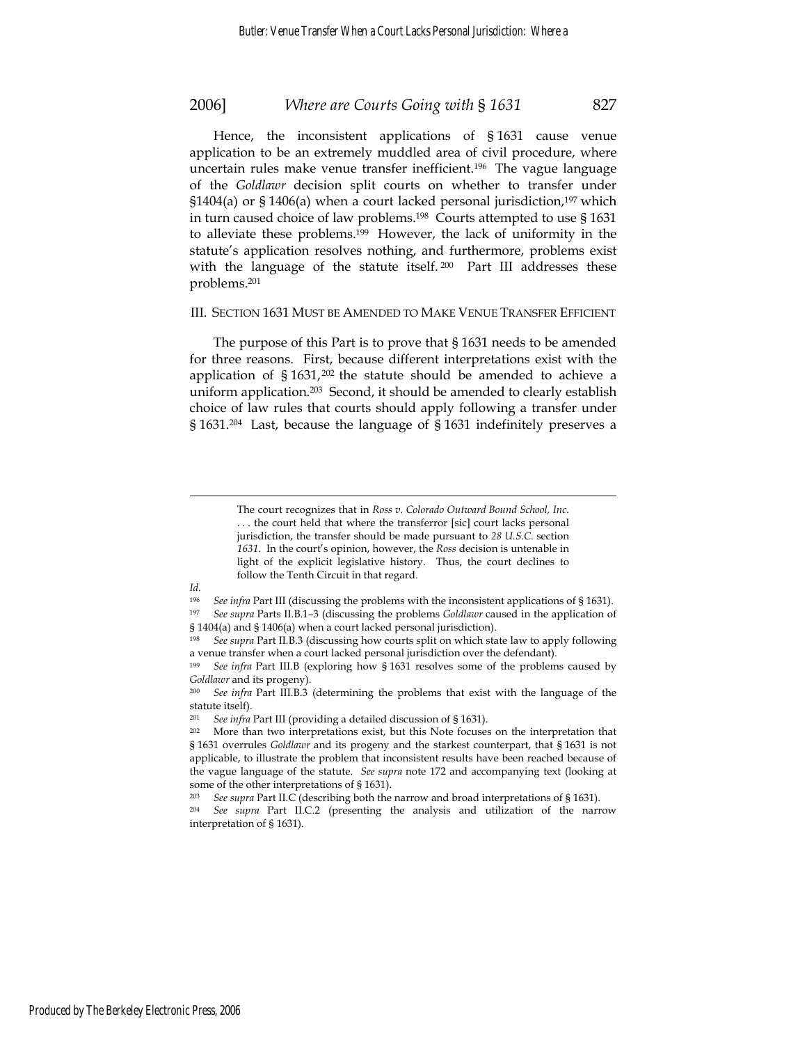Hence, the inconsistent applications of § 1631 cause venue application to be an extremely muddled area of civil procedure, where uncertain rules make venue transfer inefficient.[196] The vague language of the *Goldlawr* decision split courts on whether to transfer under §1404(a) or § 1406(a) when a court lacked personal jurisdiction,[197] which in turn caused choice of law problems.[198] Courts attempted to use § 1631 to alleviate these problems.[199] However, the lack of uniformity in the statute's application resolves nothing, and furthermore, problems exist with the language of the statute itself.[200] Part III addresses these problems.[201]

## III. SECTION 1631 MUST BE AMENDED TO MAKE VENUE TRANSFER EFFICIENT

The purpose of this Part is to prove that § 1631 needs to be amended for three reasons. First, because different interpretations exist with the application of § 1631,[202] the statute should be amended to achieve a uniform application.[203] Second, it should be amended to clearly establish choice of law rules that courts should apply following a transfer under § 1631.[204] Last, because the language of § 1631 indefinitely preserves a

---

> The court recognizes that in *Ross v. Colorado Outward Bound School, Inc.* . . . the court held that where the transferror [sic] court lacks personal jurisdiction, the transfer should be made pursuant to *28 U.S.C.* section *1631*. In the court's opinion, however, the *Ross* decision is untenable in light of the explicit legislative history. Thus, the court declines to follow the Tenth Circuit in that regard.

*Id.*

[196] *See infra* Part III (discussing the problems with the inconsistent applications of § 1631).

[197] *See supra* Parts II.B.1–3 (discussing the problems *Goldlawr* caused in the application of § 1404(a) and § 1406(a) when a court lacked personal jurisdiction).

[198] *See supra* Part II.B.3 (discussing how courts split on which state law to apply following a venue transfer when a court lacked personal jurisdiction over the defendant).

[199] *See infra* Part III.B (exploring how § 1631 resolves some of the problems caused by *Goldlawr* and its progeny).

[200] *See infra* Part III.B.3 (determining the problems that exist with the language of the statute itself).

[201] *See infra* Part III (providing a detailed discussion of § 1631).

[202] More than two interpretations exist, but this Note focuses on the interpretation that § 1631 overrules *Goldlawr* and its progeny and the starkest counterpart, that § 1631 is not applicable, to illustrate the problem that inconsistent results have been reached because of the vague language of the statute. *See supra* note 172 and accompanying text (looking at some of the other interpretations of § 1631).

[203] *See supra* Part II.C (describing both the narrow and broad interpretations of § 1631).

[204] *See supra* Part II.C.2 (presenting the analysis and utilization of the narrow interpretation of § 1631).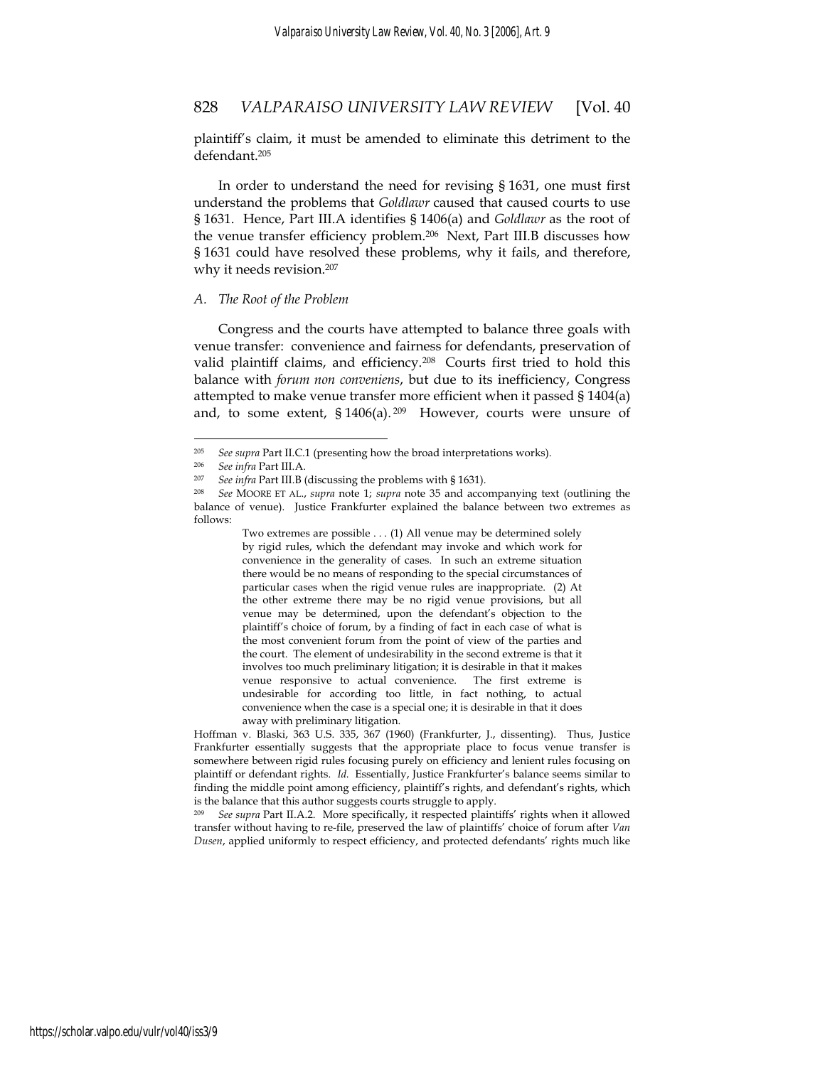plaintiff's claim, it must be amended to eliminate this detriment to the defendant.[205]

In order to understand the need for revising § 1631, one must first understand the problems that *Goldlawr* caused that caused courts to use § 1631. Hence, Part III.A identifies § 1406(a) and *Goldlawr* as the root of the venue transfer efficiency problem.[206] Next, Part III.B discusses how § 1631 could have resolved these problems, why it fails, and therefore, why it needs revision.[207]

### *A. The Root of the Problem*

Congress and the courts have attempted to balance three goals with venue transfer: convenience and fairness for defendants, preservation of valid plaintiff claims, and efficiency.[208] Courts first tried to hold this balance with *forum non conveniens*, but due to its inefficiency, Congress attempted to make venue transfer more efficient when it passed § 1404(a) and, to some extent, § 1406(a).[209] However, courts were unsure of

---

[205] *See supra* Part II.C.1 (presenting how the broad interpretations works).

[206] *See infra* Part III.A.

[207] *See infra* Part III.B (discussing the problems with § 1631).

[208] *See* MOORE ET AL., *supra* note 1; *supra* note 35 and accompanying text (outlining the balance of venue). Justice Frankfurter explained the balance between two extremes as follows:

> Two extremes are possible . . . (1) All venue may be determined solely by rigid rules, which the defendant may invoke and which work for convenience in the generality of cases. In such an extreme situation there would be no means of responding to the special circumstances of particular cases when the rigid venue rules are inappropriate. (2) At the other extreme there may be no rigid venue provisions, but all venue may be determined, upon the defendant's objection to the plaintiff's choice of forum, by a finding of fact in each case of what is the most convenient forum from the point of view of the parties and the court. The element of undesirability in the second extreme is that it involves too much preliminary litigation; it is desirable in that it makes venue responsive to actual convenience. The first extreme is undesirable for according too little, in fact nothing, to actual convenience when the case is a special one; it is desirable in that it does away with preliminary litigation.

Hoffman v. Blaski, 363 U.S. 335, 367 (1960) (Frankfurter, J., dissenting). Thus, Justice Frankfurter essentially suggests that the appropriate place to focus venue transfer is somewhere between rigid rules focusing purely on efficiency and lenient rules focusing on plaintiff or defendant rights. *Id.* Essentially, Justice Frankfurter's balance seems similar to finding the middle point among efficiency, plaintiff's rights, and defendant's rights, which is the balance that this author suggests courts struggle to apply.

[209] *See supra* Part II.A.2. More specifically, it respected plaintiffs' rights when it allowed transfer without having to re-file, preserved the law of plaintiffs' choice of forum after *Van Dusen*, applied uniformly to respect efficiency, and protected defendants' rights much like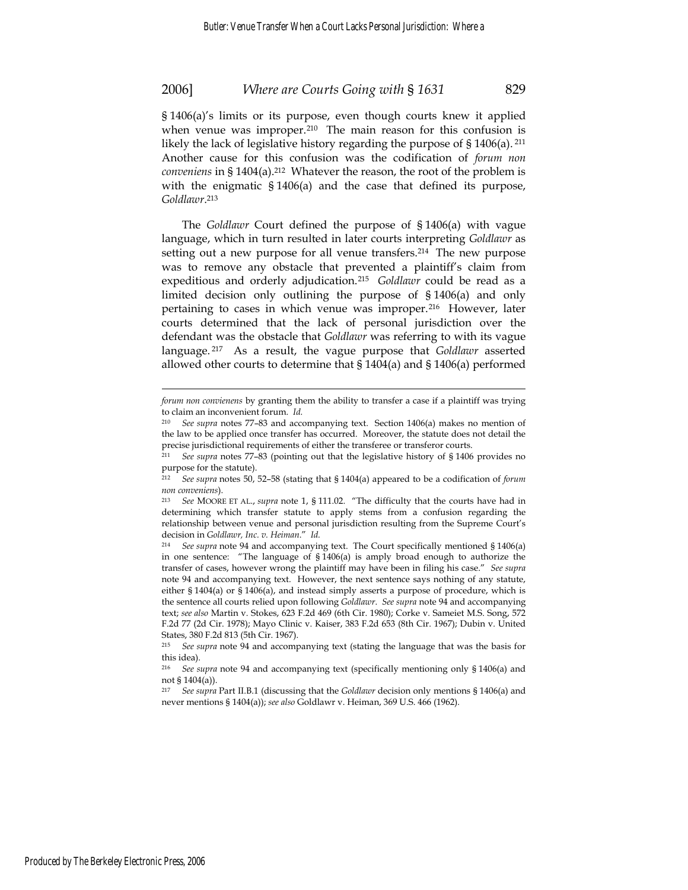§ 1406(a)'s limits or its purpose, even though courts knew it applied when venue was improper.[210] The main reason for this confusion is likely the lack of legislative history regarding the purpose of § 1406(a).[211] Another cause for this confusion was the codification of *forum non conveniens* in § 1404(a).[212] Whatever the reason, the root of the problem is with the enigmatic § 1406(a) and the case that defined its purpose, *Goldlawr*.[213]

The *Goldlawr* Court defined the purpose of § 1406(a) with vague language, which in turn resulted in later courts interpreting *Goldlawr* as setting out a new purpose for all venue transfers.[214] The new purpose was to remove any obstacle that prevented a plaintiff's claim from expeditious and orderly adjudication.[215] *Goldlawr* could be read as a limited decision only outlining the purpose of § 1406(a) and only pertaining to cases in which venue was improper.[216] However, later courts determined that the lack of personal jurisdiction over the defendant was the obstacle that *Goldlawr* was referring to with its vague language.[217] As a result, the vague purpose that *Goldlawr* asserted allowed other courts to determine that § 1404(a) and § 1406(a) performed

---

*forum non convienens* by granting them the ability to transfer a case if a plaintiff was trying to claim an inconvenient forum. *Id.*

[210] *See supra* notes 77–83 and accompanying text. Section 1406(a) makes no mention of the law to be applied once transfer has occurred. Moreover, the statute does not detail the precise jurisdictional requirements of either the transferee or transferor courts.

[211] *See supra* notes 77–83 (pointing out that the legislative history of § 1406 provides no purpose for the statute).

[212] *See supra* notes 50, 52–58 (stating that § 1404(a) appeared to be a codification of *forum non conveniens*).

[213] *See* MOORE ET AL., *supra* note 1, § 111.02. "The difficulty that the courts have had in determining which transfer statute to apply stems from a confusion regarding the relationship between venue and personal jurisdiction resulting from the Supreme Court's decision in *Goldlawr, Inc. v. Heiman*." *Id.*

[214] *See supra* note 94 and accompanying text. The Court specifically mentioned § 1406(a) in one sentence: "The language of § 1406(a) is amply broad enough to authorize the transfer of cases, however wrong the plaintiff may have been in filing his case." *See supra* note 94 and accompanying text. However, the next sentence says nothing of any statute, either § 1404(a) or § 1406(a), and instead simply asserts a purpose of procedure, which is the sentence all courts relied upon following *Goldlawr*. *See supra* note 94 and accompanying text; *see also* Martin v. Stokes, 623 F.2d 469 (6th Cir. 1980); Corke v. Sameiet M.S. Song, 572 F.2d 77 (2d Cir. 1978); Mayo Clinic v. Kaiser, 383 F.2d 653 (8th Cir. 1967); Dubin v. United States, 380 F.2d 813 (5th Cir. 1967).

[215] *See supra* note 94 and accompanying text (stating the language that was the basis for this idea).

[216] *See supra* note 94 and accompanying text (specifically mentioning only § 1406(a) and not § 1404(a)).

[217] *See supra* Part II.B.1 (discussing that the *Goldlawr* decision only mentions § 1406(a) and never mentions § 1404(a)); *see also* Goldlawr v. Heiman, 369 U.S. 466 (1962).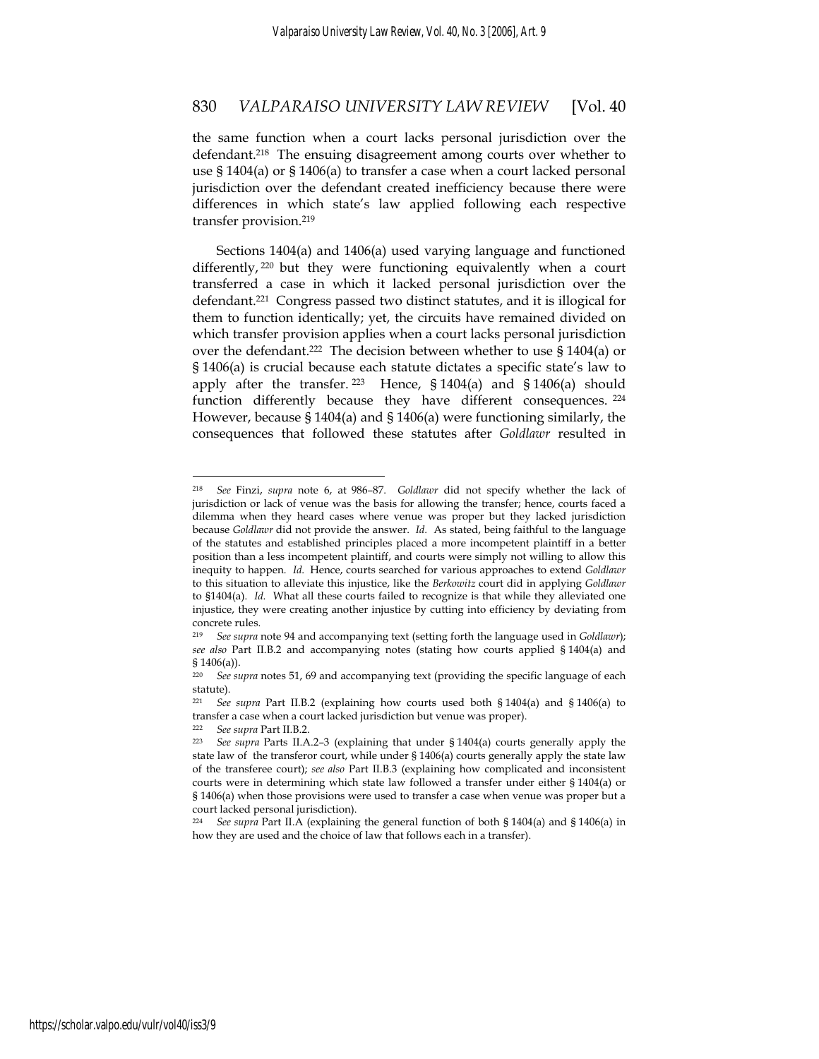the same function when a court lacks personal jurisdiction over the defendant.[218] The ensuing disagreement among courts over whether to use § 1404(a) or § 1406(a) to transfer a case when a court lacked personal jurisdiction over the defendant created inefficiency because there were differences in which state's law applied following each respective transfer provision.[219]

Sections 1404(a) and 1406(a) used varying language and functioned differently,[220] but they were functioning equivalently when a court transferred a case in which it lacked personal jurisdiction over the defendant.[221] Congress passed two distinct statutes, and it is illogical for them to function identically; yet, the circuits have remained divided on which transfer provision applies when a court lacks personal jurisdiction over the defendant.[222] The decision between whether to use § 1404(a) or § 1406(a) is crucial because each statute dictates a specific state's law to apply after the transfer.[223] Hence, § 1404(a) and § 1406(a) should function differently because they have different consequences.[224] However, because § 1404(a) and § 1406(a) were functioning similarly, the consequences that followed these statutes after *Goldlawr* resulted in

---

[218] *See* Finzi, *supra* note 6, at 986–87. *Goldlawr* did not specify whether the lack of jurisdiction or lack of venue was the basis for allowing the transfer; hence, courts faced a dilemma when they heard cases where venue was proper but they lacked jurisdiction because *Goldlawr* did not provide the answer. *Id.* As stated, being faithful to the language of the statutes and established principles placed a more incompetent plaintiff in a better position than a less incompetent plaintiff, and courts were simply not willing to allow this inequity to happen. *Id.* Hence, courts searched for various approaches to extend *Goldlawr* to this situation to alleviate this injustice, like the *Berkowitz* court did in applying *Goldlawr* to §1404(a). *Id.* What all these courts failed to recognize is that while they alleviated one injustice, they were creating another injustice by cutting into efficiency by deviating from concrete rules.

[219] *See supra* note 94 and accompanying text (setting forth the language used in *Goldlawr*); *see also* Part II.B.2 and accompanying notes (stating how courts applied § 1404(a) and § 1406(a)).

[220] *See supra* notes 51, 69 and accompanying text (providing the specific language of each statute).

[221] *See supra* Part II.B.2 (explaining how courts used both § 1404(a) and § 1406(a) to transfer a case when a court lacked jurisdiction but venue was proper).

[222] *See supra* Part II.B.2.

[223] *See supra* Parts II.A.2–3 (explaining that under § 1404(a) courts generally apply the state law of the transferor court, while under § 1406(a) courts generally apply the state law of the transferee court); *see also* Part II.B.3 (explaining how complicated and inconsistent courts were in determining which state law followed a transfer under either § 1404(a) or § 1406(a) when those provisions were used to transfer a case when venue was proper but a court lacked personal jurisdiction).

[224] *See supra* Part II.A (explaining the general function of both § 1404(a) and § 1406(a) in how they are used and the choice of law that follows each in a transfer).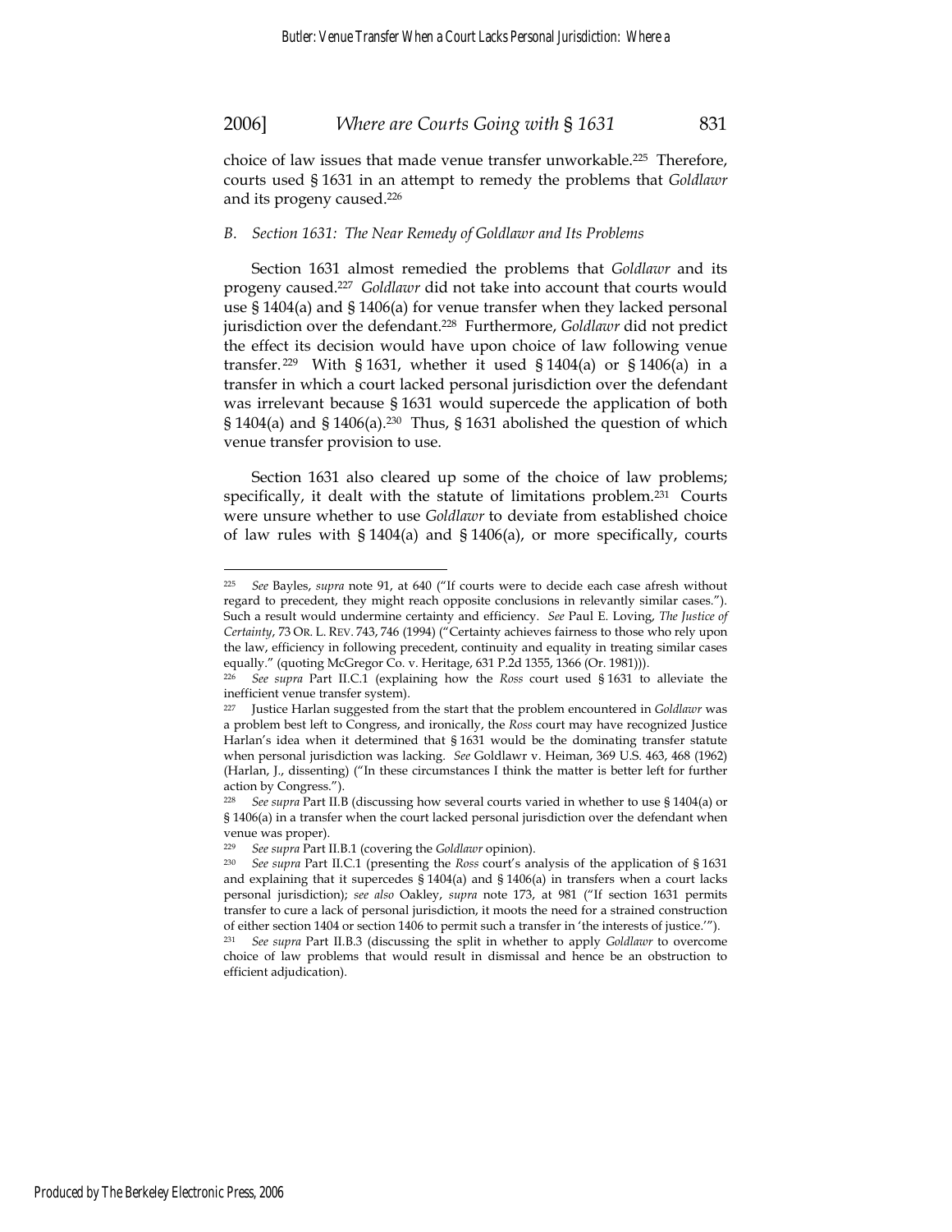choice of law issues that made venue transfer unworkable.[225] Therefore, courts used § 1631 in an attempt to remedy the problems that *Goldlawr* and its progeny caused.[226]

### *B. Section 1631: The Near Remedy of Goldlawr and Its Problems*

Section 1631 almost remedied the problems that *Goldlawr* and its progeny caused.[227] *Goldlawr* did not take into account that courts would use § 1404(a) and § 1406(a) for venue transfer when they lacked personal jurisdiction over the defendant.[228] Furthermore, *Goldlawr* did not predict the effect its decision would have upon choice of law following venue transfer.[229] With § 1631, whether it used § 1404(a) or § 1406(a) in a transfer in which a court lacked personal jurisdiction over the defendant was irrelevant because § 1631 would supercede the application of both § 1404(a) and § 1406(a).[230] Thus, § 1631 abolished the question of which venue transfer provision to use.

Section 1631 also cleared up some of the choice of law problems; specifically, it dealt with the statute of limitations problem.[231] Courts were unsure whether to use *Goldlawr* to deviate from established choice of law rules with § 1404(a) and § 1406(a), or more specifically, courts

---

[225] *See* Bayles, *supra* note 91, at 640 ("If courts were to decide each case afresh without regard to precedent, they might reach opposite conclusions in relevantly similar cases."). Such a result would undermine certainty and efficiency. *See* Paul E. Loving, *The Justice of Certainty*, 73 OR. L. REV. 743, 746 (1994) ("Certainty achieves fairness to those who rely upon the law, efficiency in following precedent, continuity and equality in treating similar cases equally." (quoting McGregor Co. v. Heritage, 631 P.2d 1355, 1366 (Or. 1981))).

[226] *See supra* Part II.C.1 (explaining how the *Ross* court used § 1631 to alleviate the inefficient venue transfer system).

[227] Justice Harlan suggested from the start that the problem encountered in *Goldlawr* was a problem best left to Congress, and ironically, the *Ross* court may have recognized Justice Harlan's idea when it determined that § 1631 would be the dominating transfer statute when personal jurisdiction was lacking. *See* Goldlawr v. Heiman, 369 U.S. 463, 468 (1962) (Harlan, J., dissenting) ("In these circumstances I think the matter is better left for further action by Congress.").

[228] *See supra* Part II.B (discussing how several courts varied in whether to use § 1404(a) or § 1406(a) in a transfer when the court lacked personal jurisdiction over the defendant when venue was proper).

[229] *See supra* Part II.B.1 (covering the *Goldlawr* opinion).

[230] *See supra* Part II.C.1 (presenting the *Ross* court's analysis of the application of § 1631 and explaining that it supercedes § 1404(a) and § 1406(a) in transfers when a court lacks personal jurisdiction); *see also* Oakley, *supra* note 173, at 981 ("If section 1631 permits transfer to cure a lack of personal jurisdiction, it moots the need for a strained construction of either section 1404 or section 1406 to permit such a transfer in 'the interests of justice.'").

[231] *See supra* Part II.B.3 (discussing the split in whether to apply *Goldlawr* to overcome choice of law problems that would result in dismissal and hence be an obstruction to efficient adjudication).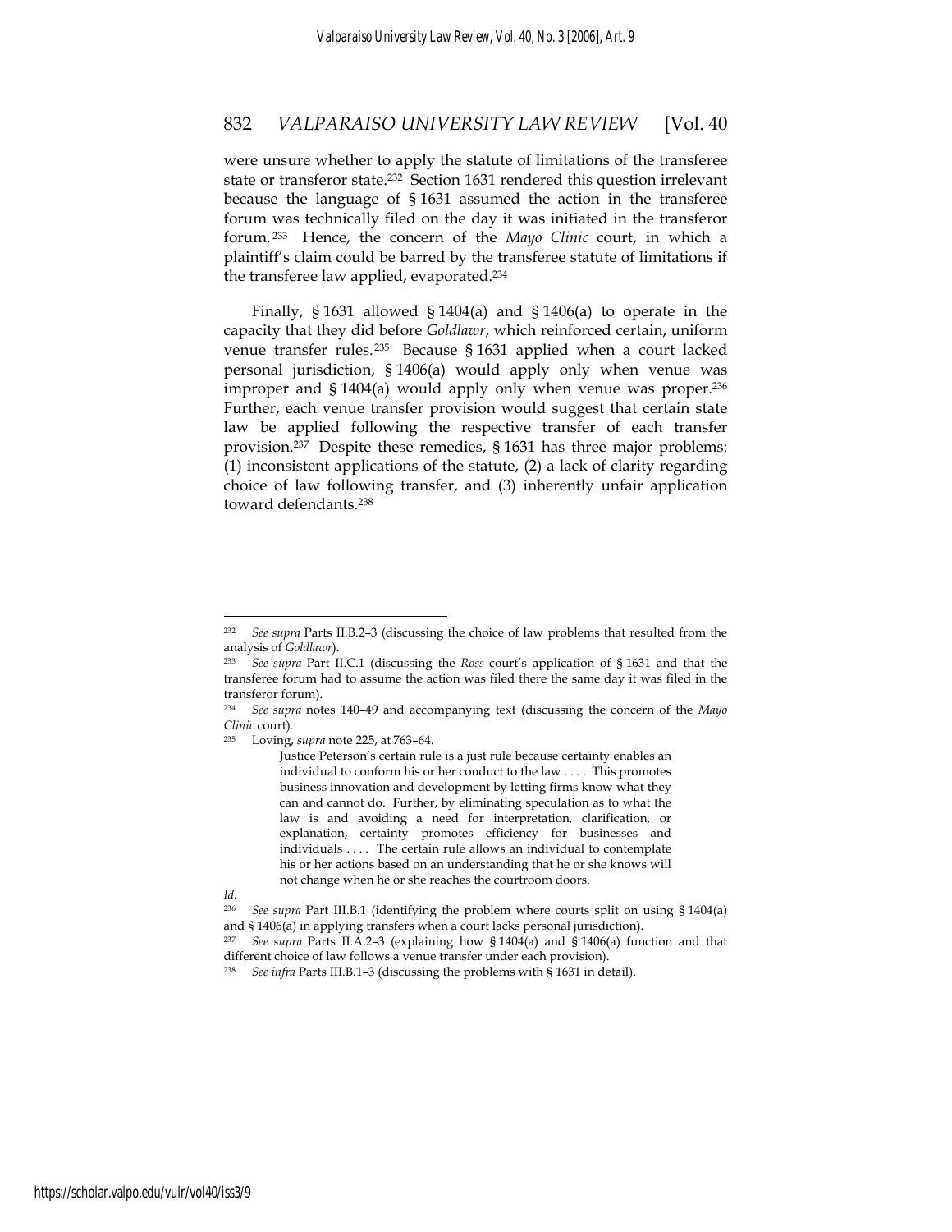were unsure whether to apply the statute of limitations of the transferee state or transferor state.[232] Section 1631 rendered this question irrelevant because the language of § 1631 assumed the action in the transferee forum was technically filed on the day it was initiated in the transferor forum.[233] Hence, the concern of the *Mayo Clinic* court, in which a plaintiff's claim could be barred by the transferee statute of limitations if the transferee law applied, evaporated.[234]

Finally, § 1631 allowed § 1404(a) and § 1406(a) to operate in the capacity that they did before *Goldlawr*, which reinforced certain, uniform venue transfer rules.[235] Because § 1631 applied when a court lacked personal jurisdiction, § 1406(a) would apply only when venue was improper and § 1404(a) would apply only when venue was proper.[236] Further, each venue transfer provision would suggest that certain state law be applied following the respective transfer of each transfer provision.[237] Despite these remedies, § 1631 has three major problems: (1) inconsistent applications of the statute, (2) a lack of clarity regarding choice of law following transfer, and (3) inherently unfair application toward defendants.[238]

---

[232] *See supra* Parts II.B.2–3 (discussing the choice of law problems that resulted from the analysis of *Goldlawr*).

[233] *See supra* Part II.C.1 (discussing the *Ross* court's application of § 1631 and that the transferee forum had to assume the action was filed there the same day it was filed in the transferor forum).

[234] *See supra* notes 140–49 and accompanying text (discussing the concern of the *Mayo Clinic* court).

[235] Loving, *supra* note 225, at 763–64.

> Justice Peterson's certain rule is a just rule because certainty enables an individual to conform his or her conduct to the law . . . . This promotes business innovation and development by letting firms know what they can and cannot do. Further, by eliminating speculation as to what the law is and avoiding a need for interpretation, clarification, or explanation, certainty promotes efficiency for businesses and individuals . . . . The certain rule allows an individual to contemplate his or her actions based on an understanding that he or she knows will not change when he or she reaches the courtroom doors.

*Id.*

[236] *See supra* Part III.B.1 (identifying the problem where courts split on using § 1404(a) and § 1406(a) in applying transfers when a court lacks personal jurisdiction).

[237] *See supra* Parts II.A.2–3 (explaining how § 1404(a) and § 1406(a) function and that different choice of law follows a venue transfer under each provision).

[238] *See infra* Parts III.B.1–3 (discussing the problems with § 1631 in detail).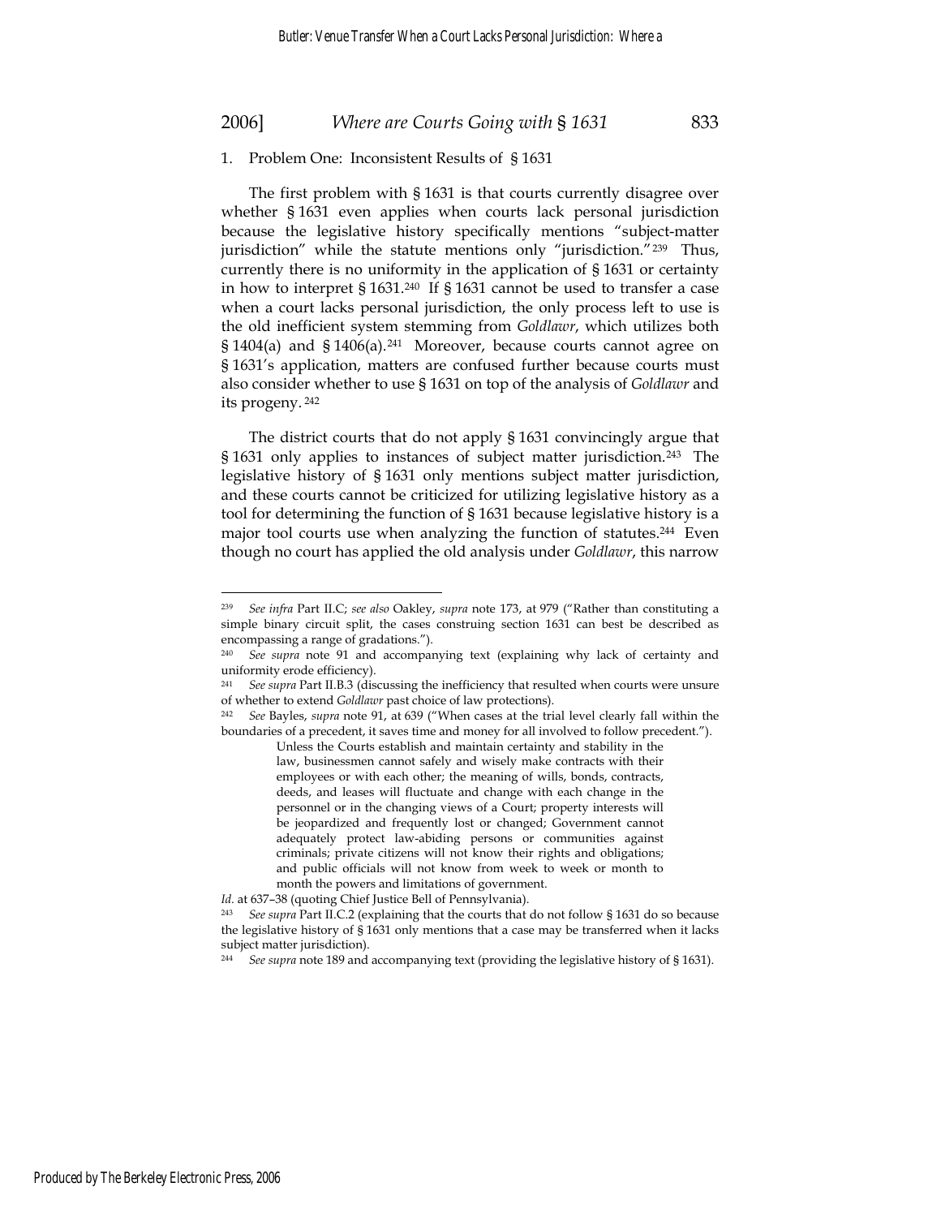1. Problem One: Inconsistent Results of § 1631

The first problem with § 1631 is that courts currently disagree over whether § 1631 even applies when courts lack personal jurisdiction because the legislative history specifically mentions "subject-matter jurisdiction" while the statute mentions only "jurisdiction."[239] Thus, currently there is no uniformity in the application of § 1631 or certainty in how to interpret § 1631.[240] If § 1631 cannot be used to transfer a case when a court lacks personal jurisdiction, the only process left to use is the old inefficient system stemming from *Goldlawr*, which utilizes both § 1404(a) and § 1406(a).[241] Moreover, because courts cannot agree on § 1631's application, matters are confused further because courts must also consider whether to use § 1631 on top of the analysis of *Goldlawr* and its progeny.[242]

The district courts that do not apply § 1631 convincingly argue that § 1631 only applies to instances of subject matter jurisdiction.[243] The legislative history of § 1631 only mentions subject matter jurisdiction, and these courts cannot be criticized for utilizing legislative history as a tool for determining the function of § 1631 because legislative history is a major tool courts use when analyzing the function of statutes.[244] Even though no court has applied the old analysis under *Goldlawr*, this narrow

---

[239] *See infra* Part II.C; *see also* Oakley, *supra* note 173, at 979 ("Rather than constituting a simple binary circuit split, the cases construing section 1631 can best be described as encompassing a range of gradations.").

[240] *See supra* note 91 and accompanying text (explaining why lack of certainty and uniformity erode efficiency).

[241] *See supra* Part II.B.3 (discussing the inefficiency that resulted when courts were unsure of whether to extend *Goldlawr* past choice of law protections).

[242] *See* Bayles, *supra* note 91, at 639 ("When cases at the trial level clearly fall within the boundaries of a precedent, it saves time and money for all involved to follow precedent.").

> Unless the Courts establish and maintain certainty and stability in the law, businessmen cannot safely and wisely make contracts with their employees or with each other; the meaning of wills, bonds, contracts, deeds, and leases will fluctuate and change with each change in the personnel or in the changing views of a Court; property interests will be jeopardized and frequently lost or changed; Government cannot adequately protect law-abiding persons or communities against criminals; private citizens will not know their rights and obligations; and public officials will not know from week to week or month to month the powers and limitations of government.

*Id.* at 637–38 (quoting Chief Justice Bell of Pennsylvania).

[243] *See supra* Part II.C.2 (explaining that the courts that do not follow § 1631 do so because the legislative history of § 1631 only mentions that a case may be transferred when it lacks subject matter jurisdiction).

[244] *See supra* note 189 and accompanying text (providing the legislative history of § 1631).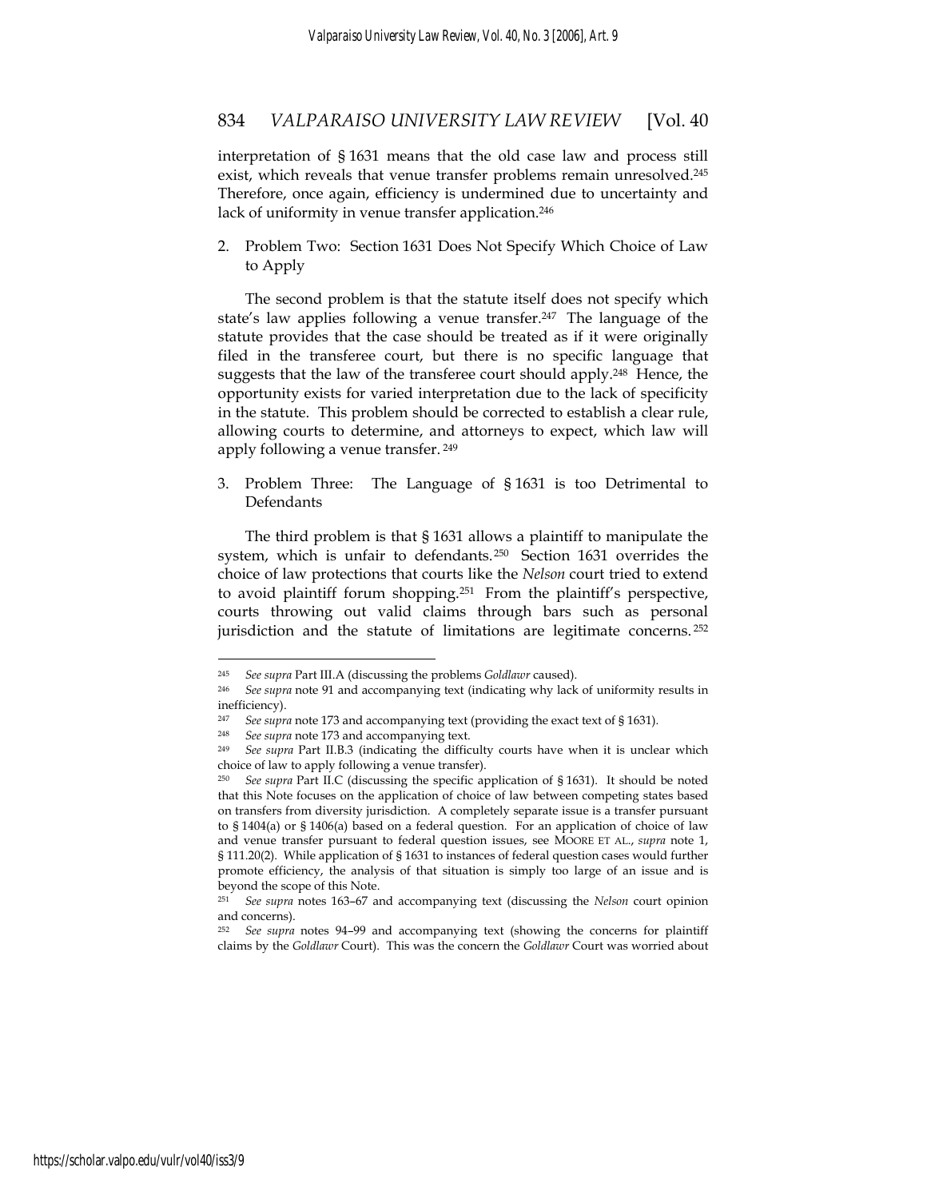interpretation of § 1631 means that the old case law and process still exist, which reveals that venue transfer problems remain unresolved.[245] Therefore, once again, efficiency is undermined due to uncertainty and lack of uniformity in venue transfer application.[246]

2. Problem Two: Section 1631 Does Not Specify Which Choice of Law to Apply

The second problem is that the statute itself does not specify which state's law applies following a venue transfer.[247] The language of the statute provides that the case should be treated as if it were originally filed in the transferee court, but there is no specific language that suggests that the law of the transferee court should apply.[248] Hence, the opportunity exists for varied interpretation due to the lack of specificity in the statute. This problem should be corrected to establish a clear rule, allowing courts to determine, and attorneys to expect, which law will apply following a venue transfer.[249]

3. Problem Three: The Language of § 1631 is too Detrimental to Defendants

The third problem is that § 1631 allows a plaintiff to manipulate the system, which is unfair to defendants.[250] Section 1631 overrides the choice of law protections that courts like the *Nelson* court tried to extend to avoid plaintiff forum shopping.[251] From the plaintiff's perspective, courts throwing out valid claims through bars such as personal jurisdiction and the statute of limitations are legitimate concerns.[252]

---

[245] *See supra* Part III.A (discussing the problems *Goldlawr* caused).

[246] *See supra* note 91 and accompanying text (indicating why lack of uniformity results in inefficiency).

[247] *See supra* note 173 and accompanying text (providing the exact text of § 1631).

[248] *See supra* note 173 and accompanying text.

[249] *See supra* Part II.B.3 (indicating the difficulty courts have when it is unclear which choice of law to apply following a venue transfer).

[250] *See supra* Part II.C (discussing the specific application of § 1631). It should be noted that this Note focuses on the application of choice of law between competing states based on transfers from diversity jurisdiction. A completely separate issue is a transfer pursuant to § 1404(a) or § 1406(a) based on a federal question. For an application of choice of law and venue transfer pursuant to federal question issues, see MOORE ET AL., *supra* note 1, § 111.20(2). While application of § 1631 to instances of federal question cases would further promote efficiency, the analysis of that situation is simply too large of an issue and is beyond the scope of this Note.

[251] *See supra* notes 163–67 and accompanying text (discussing the *Nelson* court opinion and concerns).

[252] *See supra* notes 94–99 and accompanying text (showing the concerns for plaintiff claims by the *Goldlawr* Court). This was the concern the *Goldlawr* Court was worried about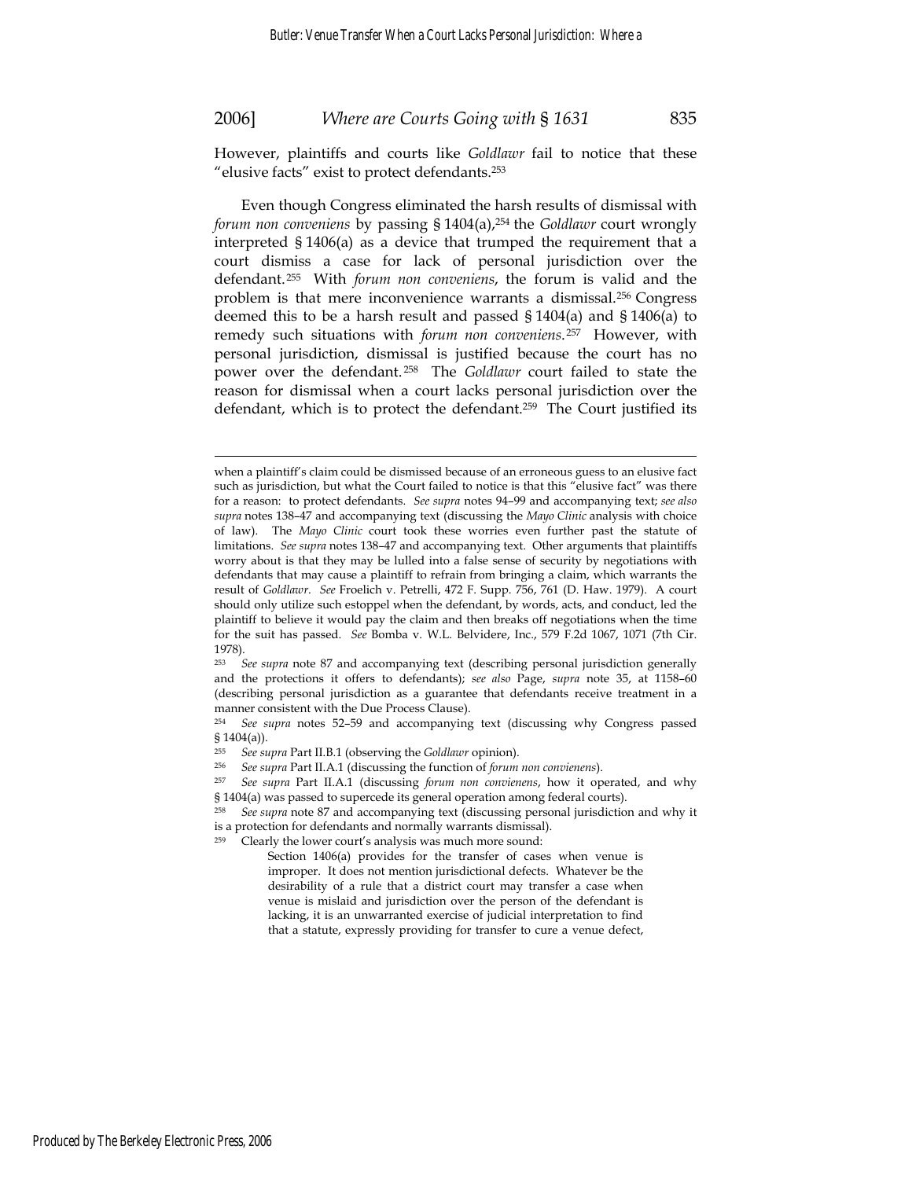However, plaintiffs and courts like *Goldlawr* fail to notice that these "elusive facts" exist to protect defendants.[253]

Even though Congress eliminated the harsh results of dismissal with *forum non conveniens* by passing § 1404(a),[254] the *Goldlawr* court wrongly interpreted § 1406(a) as a device that trumped the requirement that a court dismiss a case for lack of personal jurisdiction over the defendant.[255] With *forum non conveniens*, the forum is valid and the problem is that mere inconvenience warrants a dismissal.[256] Congress deemed this to be a harsh result and passed § 1404(a) and § 1406(a) to remedy such situations with *forum non conveniens*.[257] However, with personal jurisdiction, dismissal is justified because the court has no power over the defendant.[258] The *Goldlawr* court failed to state the reason for dismissal when a court lacks personal jurisdiction over the defendant, which is to protect the defendant.[259] The Court justified its

---

when a plaintiff's claim could be dismissed because of an erroneous guess to an elusive fact such as jurisdiction, but what the Court failed to notice is that this "elusive fact" was there for a reason: to protect defendants. *See supra* notes 94–99 and accompanying text; *see also supra* notes 138–47 and accompanying text (discussing the *Mayo Clinic* analysis with choice of law). The *Mayo Clinic* court took these worries even further past the statute of limitations. *See supra* notes 138–47 and accompanying text. Other arguments that plaintiffs worry about is that they may be lulled into a false sense of security by negotiations with defendants that may cause a plaintiff to refrain from bringing a claim, which warrants the result of *Goldlawr*. *See* Froelich v. Petrelli, 472 F. Supp. 756, 761 (D. Haw. 1979). A court should only utilize such estoppel when the defendant, by words, acts, and conduct, led the plaintiff to believe it would pay the claim and then breaks off negotiations when the time for the suit has passed. *See* Bomba v. W.L. Belvidere, Inc., 579 F.2d 1067, 1071 (7th Cir. 1978).

[253] *See supra* note 87 and accompanying text (describing personal jurisdiction generally and the protections it offers to defendants); *see also* Page, *supra* note 35, at 1158–60 (describing personal jurisdiction as a guarantee that defendants receive treatment in a manner consistent with the Due Process Clause).

[254] *See supra* notes 52–59 and accompanying text (discussing why Congress passed § 1404(a)).

[255] *See supra* Part II.B.1 (observing the *Goldlawr* opinion).

[256] *See supra* Part II.A.1 (discussing the function of *forum non convienens*).

[257] *See supra* Part II.A.1 (discussing *forum non convienens*, how it operated, and why § 1404(a) was passed to supercede its general operation among federal courts).

[258] *See supra* note 87 and accompanying text (discussing personal jurisdiction and why it is a protection for defendants and normally warrants dismissal).

[259] Clearly the lower court's analysis was much more sound:

> Section 1406(a) provides for the transfer of cases when venue is improper. It does not mention jurisdictional defects. Whatever be the desirability of a rule that a district court may transfer a case when venue is mislaid and jurisdiction over the person of the defendant is lacking, it is an unwarranted exercise of judicial interpretation to find that a statute, expressly providing for transfer to cure a venue defect,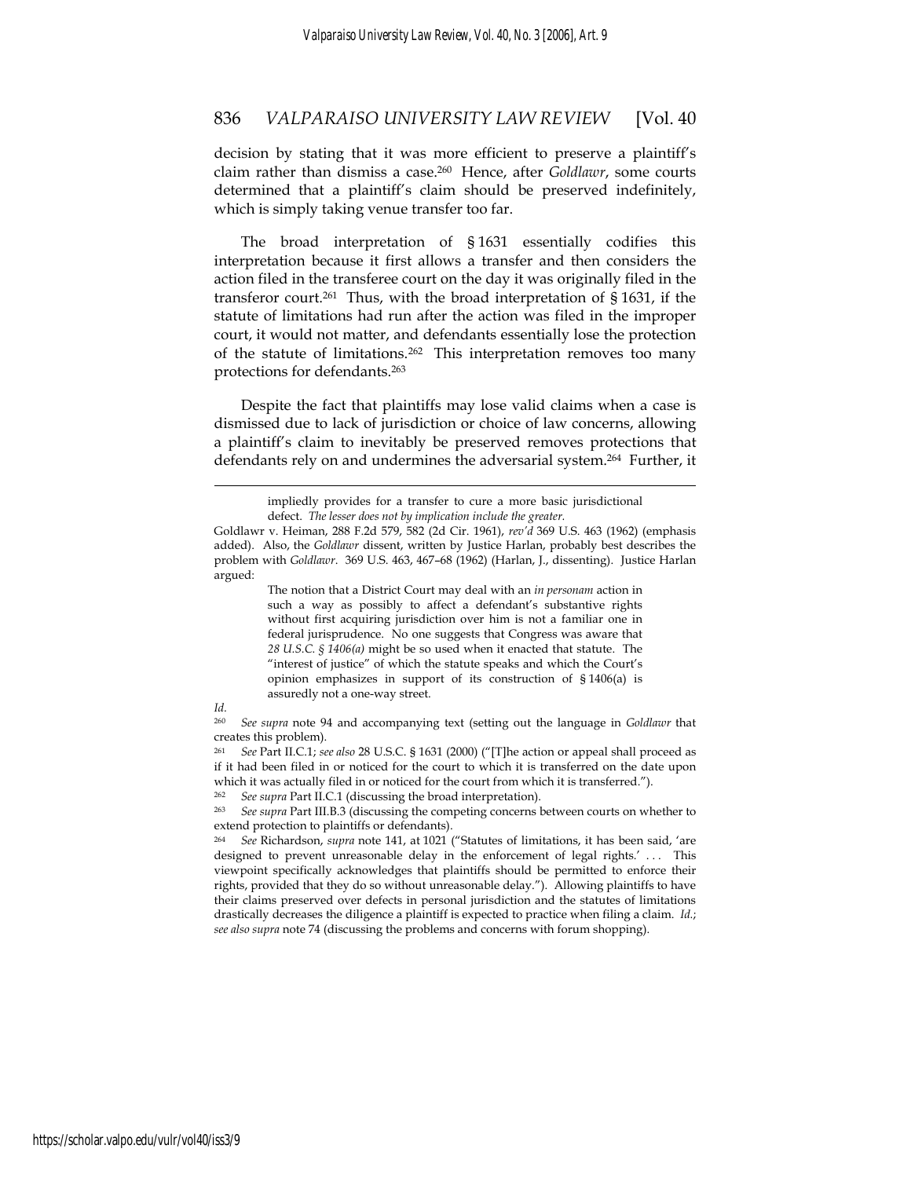decision by stating that it was more efficient to preserve a plaintiff's claim rather than dismiss a case.[260] Hence, after *Goldlawr*, some courts determined that a plaintiff's claim should be preserved indefinitely, which is simply taking venue transfer too far.

The broad interpretation of § 1631 essentially codifies this interpretation because it first allows a transfer and then considers the action filed in the transferee court on the day it was originally filed in the transferor court.[261] Thus, with the broad interpretation of § 1631, if the statute of limitations had run after the action was filed in the improper court, it would not matter, and defendants essentially lose the protection of the statute of limitations.[262] This interpretation removes too many protections for defendants.[263]

Despite the fact that plaintiffs may lose valid claims when a case is dismissed due to lack of jurisdiction or choice of law concerns, allowing a plaintiff's claim to inevitably be preserved removes protections that defendants rely on and undermines the adversarial system.[264] Further, it

---

> impliedly provides for a transfer to cure a more basic jurisdictional defect. *The lesser does not by implication include the greater.*

Goldlawr v. Heiman, 288 F.2d 579, 582 (2d Cir. 1961), *rev'd* 369 U.S. 463 (1962) (emphasis added). Also, the *Goldlawr* dissent, written by Justice Harlan, probably best describes the problem with *Goldlawr*. 369 U.S. 463, 467–68 (1962) (Harlan, J., dissenting). Justice Harlan argued:

> The notion that a District Court may deal with an *in personam* action in such a way as possibly to affect a defendant's substantive rights without first acquiring jurisdiction over him is not a familiar one in federal jurisprudence. No one suggests that Congress was aware that *28 U.S.C. § 1406(a)* might be so used when it enacted that statute. The "interest of justice" of which the statute speaks and which the Court's opinion emphasizes in support of its construction of § 1406(a) is assuredly not a one-way street.

*Id.*

[260] *See supra* note 94 and accompanying text (setting out the language in *Goldlawr* that creates this problem).

[261] *See* Part II.C.1; *see also* 28 U.S.C. § 1631 (2000) ("[T]he action or appeal shall proceed as if it had been filed in or noticed for the court to which it is transferred on the date upon which it was actually filed in or noticed for the court from which it is transferred.").

[262] *See supra* Part II.C.1 (discussing the broad interpretation).

[263] *See supra* Part III.B.3 (discussing the competing concerns between courts on whether to extend protection to plaintiffs or defendants).

[264] *See* Richardson, *supra* note 141, at 1021 ("Statutes of limitations, it has been said, 'are designed to prevent unreasonable delay in the enforcement of legal rights.' . . . This viewpoint specifically acknowledges that plaintiffs should be permitted to enforce their rights, provided that they do so without unreasonable delay."). Allowing plaintiffs to have their claims preserved over defects in personal jurisdiction and the statutes of limitations drastically decreases the diligence a plaintiff is expected to practice when filing a claim. *Id.*; *see also supra* note 74 (discussing the problems and concerns with forum shopping).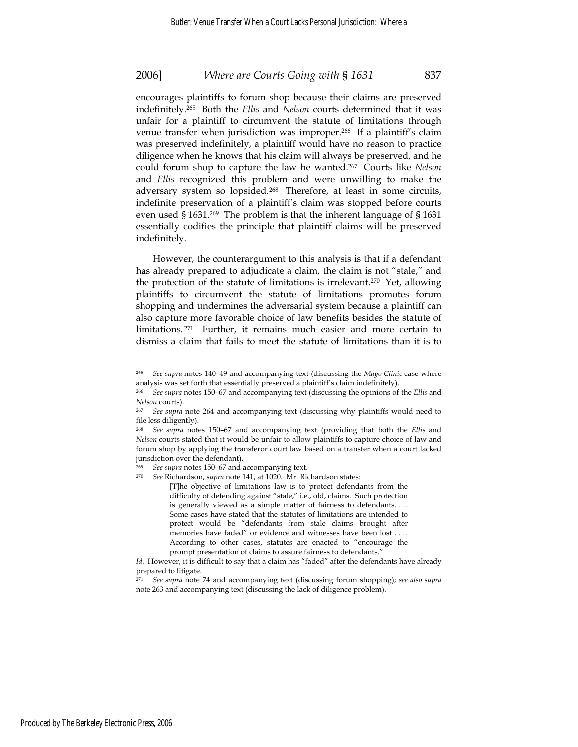encourages plaintiffs to forum shop because their claims are preserved indefinitely.[265] Both the *Ellis* and *Nelson* courts determined that it was unfair for a plaintiff to circumvent the statute of limitations through venue transfer when jurisdiction was improper.[266] If a plaintiff's claim was preserved indefinitely, a plaintiff would have no reason to practice diligence when he knows that his claim will always be preserved, and he could forum shop to capture the law he wanted.[267] Courts like *Nelson* and *Ellis* recognized this problem and were unwilling to make the adversary system so lopsided.[268] Therefore, at least in some circuits, indefinite preservation of a plaintiff's claim was stopped before courts even used § 1631.[269] The problem is that the inherent language of § 1631 essentially codifies the principle that plaintiff claims will be preserved indefinitely.

However, the counterargument to this analysis is that if a defendant has already prepared to adjudicate a claim, the claim is not "stale," and the protection of the statute of limitations is irrelevant.[270] Yet, allowing plaintiffs to circumvent the statute of limitations promotes forum shopping and undermines the adversarial system because a plaintiff can also capture more favorable choice of law benefits besides the statute of limitations.[271] Further, it remains much easier and more certain to dismiss a claim that fails to meet the statute of limitations than it is to

---

[265] *See supra* notes 140–49 and accompanying text (discussing the *Mayo Clinic* case where analysis was set forth that essentially preserved a plaintiff's claim indefinitely).

[266] *See supra* notes 150–67 and accompanying text (discussing the opinions of the *Ellis* and *Nelson* courts).

[267] *See supra* note 264 and accompanying text (discussing why plaintiffs would need to file less diligently).

[268] *See supra* notes 150–67 and accompanying text (providing that both the *Ellis* and *Nelson* courts stated that it would be unfair to allow plaintiffs to capture choice of law and forum shop by applying the transferor court law based on a transfer when a court lacked jurisdiction over the defendant).

[269] *See supra* notes 150–67 and accompanying text.

[270] *See* Richardson, *supra* note 141, at 1020. Mr. Richardson states:

> [T]he objective of limitations law is to protect defendants from the difficulty of defending against "stale," i.e., old, claims. Such protection is generally viewed as a simple matter of fairness to defendants. . . . Some cases have stated that the statutes of limitations are intended to protect would be "defendants from stale claims brought after memories have faded" or evidence and witnesses have been lost . . . . According to other cases, statutes are enacted to "encourage the prompt presentation of claims to assure fairness to defendants."

*Id.* However, it is difficult to say that a claim has "faded" after the defendants have already prepared to litigate.

[271] *See supra* note 74 and accompanying text (discussing forum shopping); *see also supra* note 263 and accompanying text (discussing the lack of diligence problem).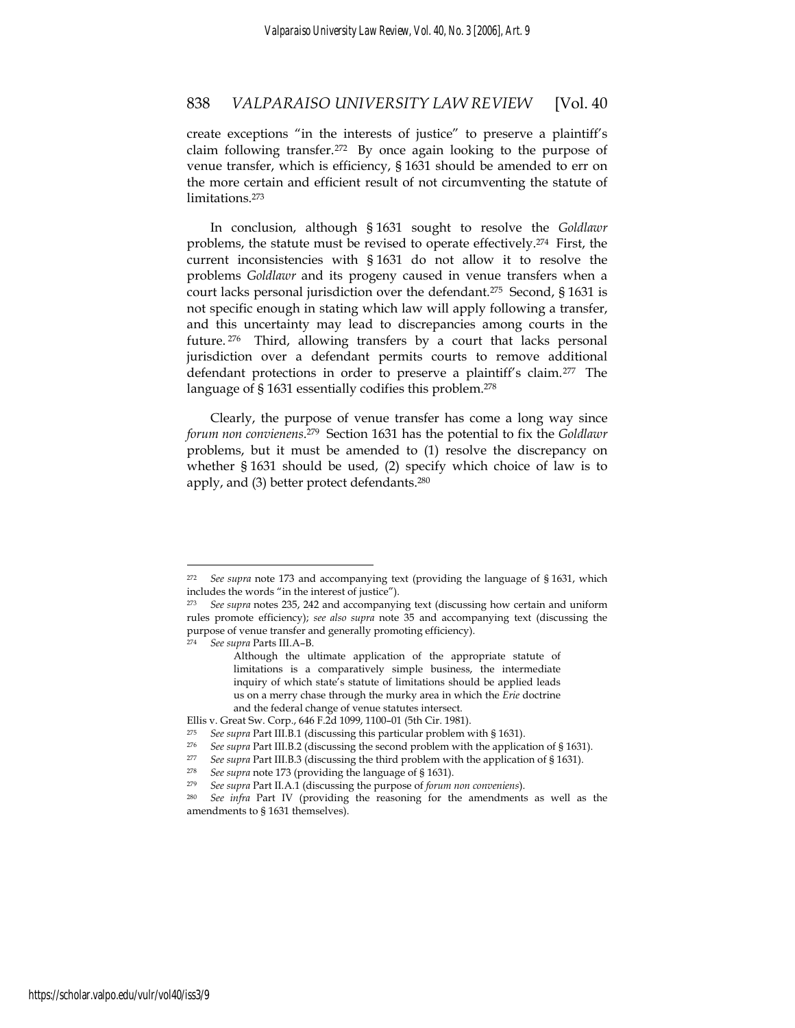create exceptions "in the interests of justice" to preserve a plaintiff's claim following transfer.[272] By once again looking to the purpose of venue transfer, which is efficiency, § 1631 should be amended to err on the more certain and efficient result of not circumventing the statute of limitations.[273]

In conclusion, although § 1631 sought to resolve the *Goldlawr* problems, the statute must be revised to operate effectively.[274] First, the current inconsistencies with § 1631 do not allow it to resolve the problems *Goldlawr* and its progeny caused in venue transfers when a court lacks personal jurisdiction over the defendant.[275] Second, § 1631 is not specific enough in stating which law will apply following a transfer, and this uncertainty may lead to discrepancies among courts in the future.[276] Third, allowing transfers by a court that lacks personal jurisdiction over a defendant permits courts to remove additional defendant protections in order to preserve a plaintiff's claim.[277] The language of § 1631 essentially codifies this problem.[278]

Clearly, the purpose of venue transfer has come a long way since *forum non convienens*.[279] Section 1631 has the potential to fix the *Goldlawr* problems, but it must be amended to (1) resolve the discrepancy on whether § 1631 should be used, (2) specify which choice of law is to apply, and (3) better protect defendants.[280]

---

[272] *See supra* note 173 and accompanying text (providing the language of § 1631, which includes the words "in the interest of justice").

[273] *See supra* notes 235, 242 and accompanying text (discussing how certain and uniform rules promote efficiency); *see also supra* note 35 and accompanying text (discussing the purpose of venue transfer and generally promoting efficiency).

[274] *See supra* Parts III.A–B.

> Although the ultimate application of the appropriate statute of limitations is a comparatively simple business, the intermediate inquiry of which state's statute of limitations should be applied leads us on a merry chase through the murky area in which the *Erie* doctrine and the federal change of venue statutes intersect.

Ellis v. Great Sw. Corp., 646 F.2d 1099, 1100–01 (5th Cir. 1981).

[275] *See supra* Part III.B.1 (discussing this particular problem with § 1631).

[276] *See supra* Part III.B.2 (discussing the second problem with the application of § 1631).

[277] *See supra* Part III.B.3 (discussing the third problem with the application of § 1631).

[278] *See supra* note 173 (providing the language of § 1631).

[279] *See supra* Part II.A.1 (discussing the purpose of *forum non conveniens*).

[280] *See infra* Part IV (providing the reasoning for the amendments as well as the amendments to § 1631 themselves).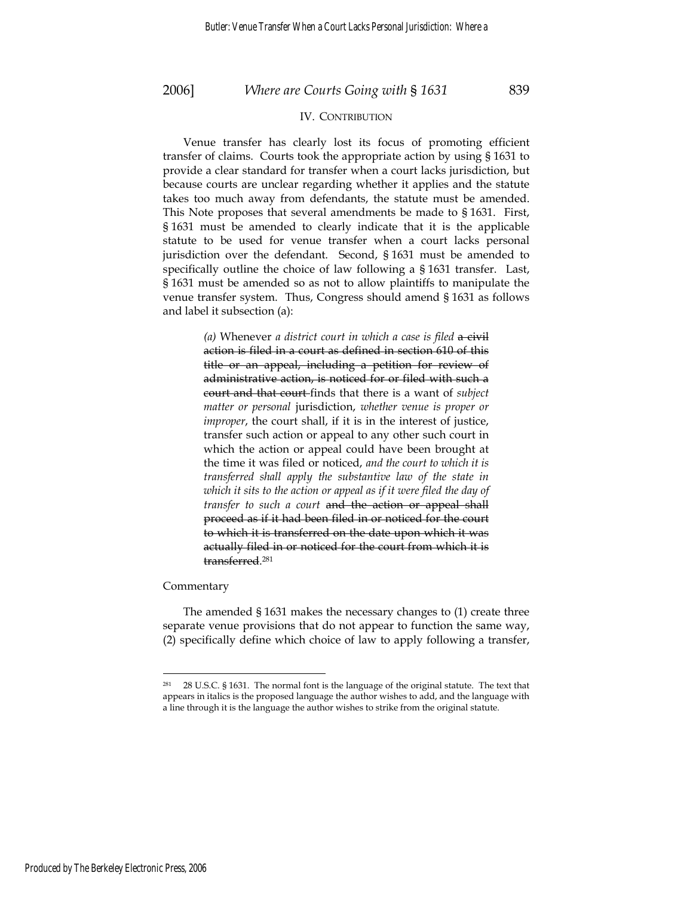## IV. CONTRIBUTION

Venue transfer has clearly lost its focus of promoting efficient transfer of claims. Courts took the appropriate action by using § 1631 to provide a clear standard for transfer when a court lacks jurisdiction, but because courts are unclear regarding whether it applies and the statute takes too much away from defendants, the statute must be amended. This Note proposes that several amendments be made to § 1631. First, § 1631 must be amended to clearly indicate that it is the applicable statute to be used for venue transfer when a court lacks personal jurisdiction over the defendant. Second, § 1631 must be amended to specifically outline the choice of law following a § 1631 transfer. Last, § 1631 must be amended so as not to allow plaintiffs to manipulate the venue transfer system. Thus, Congress should amend § 1631 as follows and label it subsection (a):

> *(a)* Whenever *a district court in which a case is filed* ~~a civil action is filed in a court as defined in section 610 of this title or an appeal, including a petition for review of administrative action, is noticed for or filed with such a court and that court~~ finds that there is a want of *subject matter or personal* jurisdiction, *whether venue is proper or improper*, the court shall, if it is in the interest of justice, transfer such action or appeal to any other such court in which the action or appeal could have been brought at the time it was filed or noticed, *and the court to which it is transferred shall apply the substantive law of the state in which it sits to the action or appeal as if it were filed the day of transfer to such a court* ~~and the action or appeal shall proceed as if it had been filed in or noticed for the court to which it is transferred on the date upon which it was actually filed in or noticed for the court from which it is transferred~~.[281]

Commentary

The amended § 1631 makes the necessary changes to (1) create three separate venue provisions that do not appear to function the same way, (2) specifically define which choice of law to apply following a transfer,

---

[281] 28 U.S.C. § 1631. The normal font is the language of the original statute. The text that appears in italics is the proposed language the author wishes to add, and the language with a line through it is the language the author wishes to strike from the original statute.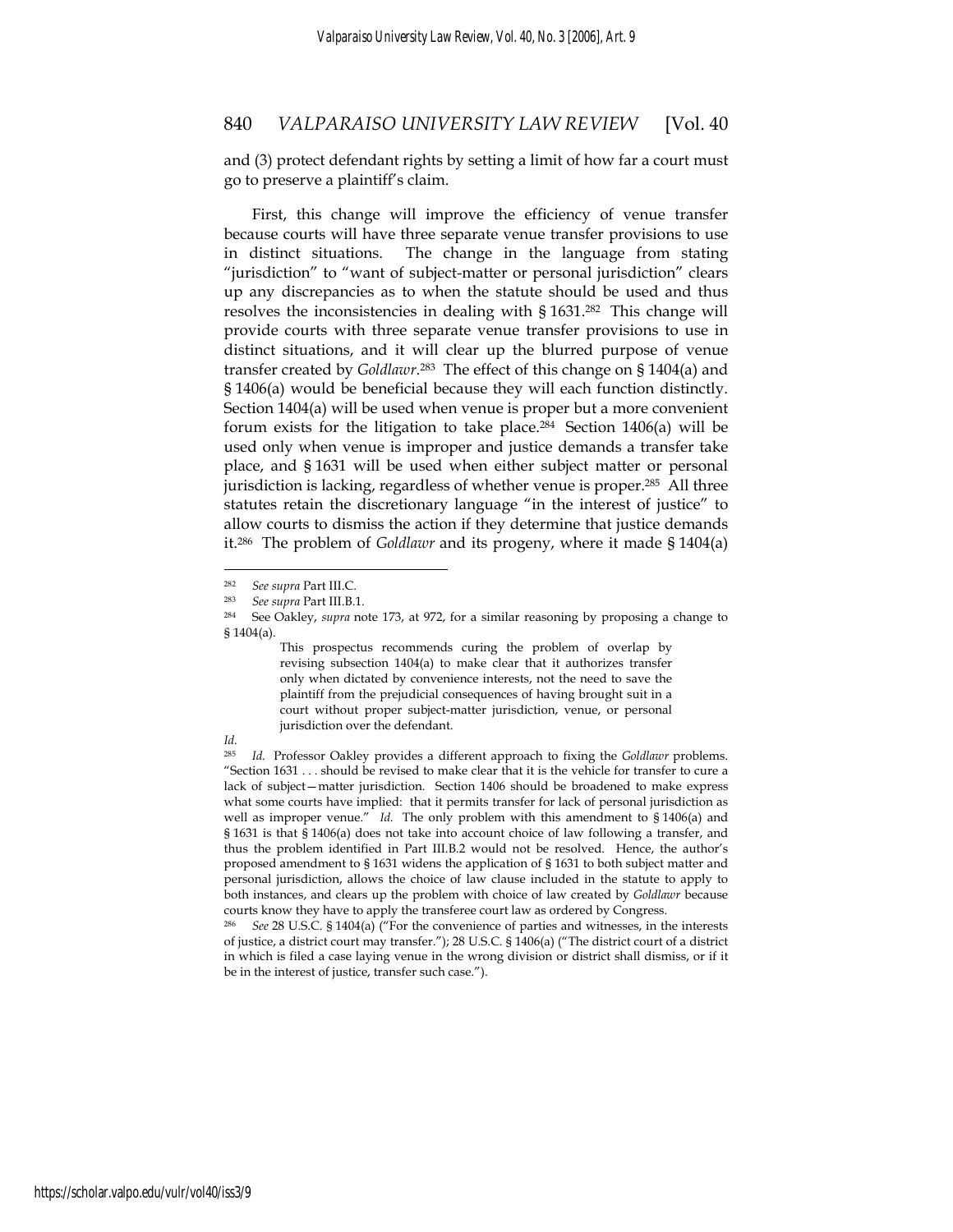and (3) protect defendant rights by setting a limit of how far a court must go to preserve a plaintiff's claim.

First, this change will improve the efficiency of venue transfer because courts will have three separate venue transfer provisions to use in distinct situations. The change in the language from stating "jurisdiction" to "want of subject-matter or personal jurisdiction" clears up any discrepancies as to when the statute should be used and thus resolves the inconsistencies in dealing with § 1631.[282] This change will provide courts with three separate venue transfer provisions to use in distinct situations, and it will clear up the blurred purpose of venue transfer created by *Goldlawr*.[283] The effect of this change on § 1404(a) and § 1406(a) would be beneficial because they will each function distinctly. Section 1404(a) will be used when venue is proper but a more convenient forum exists for the litigation to take place.[284] Section 1406(a) will be used only when venue is improper and justice demands a transfer take place, and § 1631 will be used when either subject matter or personal jurisdiction is lacking, regardless of whether venue is proper.[285] All three statutes retain the discretionary language "in the interest of justice" to allow courts to dismiss the action if they determine that justice demands it.[286] The problem of *Goldlawr* and its progeny, where it made § 1404(a)

---

[282] *See supra* Part III.C.

[283] *See supra* Part III.B.1.

[284] See Oakley, *supra* note 173, at 972, for a similar reasoning by proposing a change to § 1404(a).

> This prospectus recommends curing the problem of overlap by revising subsection 1404(a) to make clear that it authorizes transfer only when dictated by convenience interests, not the need to save the plaintiff from the prejudicial consequences of having brought suit in a court without proper subject-matter jurisdiction, venue, or personal jurisdiction over the defendant.

*Id.*

[285] *Id.* Professor Oakley provides a different approach to fixing the *Goldlawr* problems. "Section 1631 . . . should be revised to make clear that it is the vehicle for transfer to cure a lack of subject—matter jurisdiction. Section 1406 should be broadened to make express what some courts have implied: that it permits transfer for lack of personal jurisdiction as well as improper venue." *Id.* The only problem with this amendment to § 1406(a) and § 1631 is that § 1406(a) does not take into account choice of law following a transfer, and thus the problem identified in Part III.B.2 would not be resolved. Hence, the author's proposed amendment to § 1631 widens the application of § 1631 to both subject matter and personal jurisdiction, allows the choice of law clause included in the statute to apply to both instances, and clears up the problem with choice of law created by *Goldlawr* because courts know they have to apply the transferee court law as ordered by Congress.

[286] *See* 28 U.S.C. § 1404(a) ("For the convenience of parties and witnesses, in the interests of justice, a district court may transfer."); 28 U.S.C. § 1406(a) ("The district court of a district in which is filed a case laying venue in the wrong division or district shall dismiss, or if it be in the interest of justice, transfer such case.").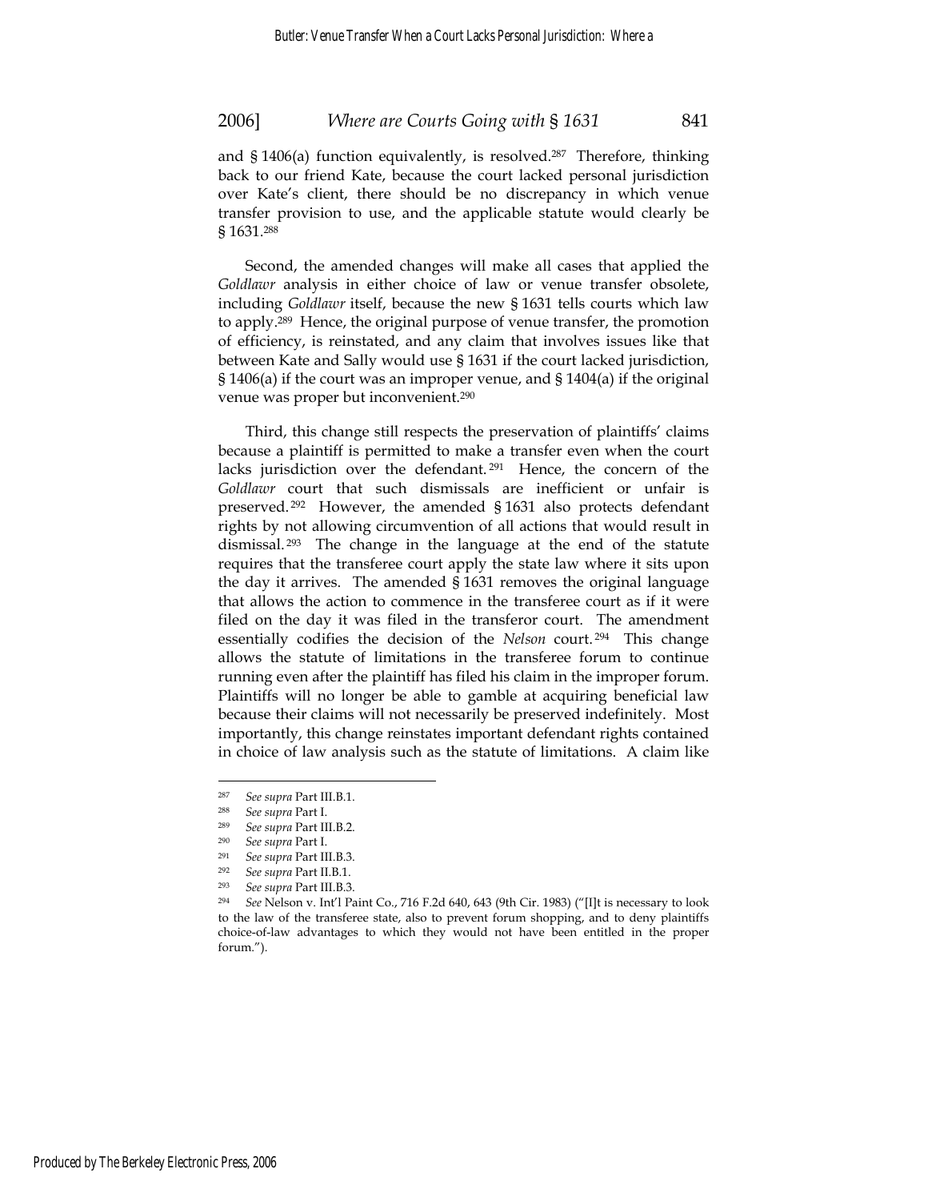and § 1406(a) function equivalently, is resolved.[287] Therefore, thinking back to our friend Kate, because the court lacked personal jurisdiction over Kate's client, there should be no discrepancy in which venue transfer provision to use, and the applicable statute would clearly be § 1631.[288]

Second, the amended changes will make all cases that applied the *Goldlawr* analysis in either choice of law or venue transfer obsolete, including *Goldlawr* itself, because the new § 1631 tells courts which law to apply.[289] Hence, the original purpose of venue transfer, the promotion of efficiency, is reinstated, and any claim that involves issues like that between Kate and Sally would use § 1631 if the court lacked jurisdiction, § 1406(a) if the court was an improper venue, and § 1404(a) if the original venue was proper but inconvenient.[290]

Third, this change still respects the preservation of plaintiffs' claims because a plaintiff is permitted to make a transfer even when the court lacks jurisdiction over the defendant.[291] Hence, the concern of the *Goldlawr* court that such dismissals are inefficient or unfair is preserved.[292] However, the amended § 1631 also protects defendant rights by not allowing circumvention of all actions that would result in dismissal.[293] The change in the language at the end of the statute requires that the transferee court apply the state law where it sits upon the day it arrives. The amended § 1631 removes the original language that allows the action to commence in the transferee court as if it were filed on the day it was filed in the transferor court. The amendment essentially codifies the decision of the *Nelson* court.[294] This change allows the statute of limitations in the transferee forum to continue running even after the plaintiff has filed his claim in the improper forum. Plaintiffs will no longer be able to gamble at acquiring beneficial law because their claims will not necessarily be preserved indefinitely. Most importantly, this change reinstates important defendant rights contained in choice of law analysis such as the statute of limitations. A claim like

---

[287] *See supra* Part III.B.1.

[288] *See supra* Part I.

[289] *See supra* Part III.B.2.

[290] *See supra* Part I.

[291] *See supra* Part III.B.3.

[292] *See supra* Part II.B.1.

[293] *See supra* Part III.B.3.

[294] *See* Nelson v. Int'l Paint Co., 716 F.2d 640, 643 (9th Cir. 1983) ("[I]t is necessary to look to the law of the transferee state, also to prevent forum shopping, and to deny plaintiffs choice-of-law advantages to which they would not have been entitled in the proper forum.").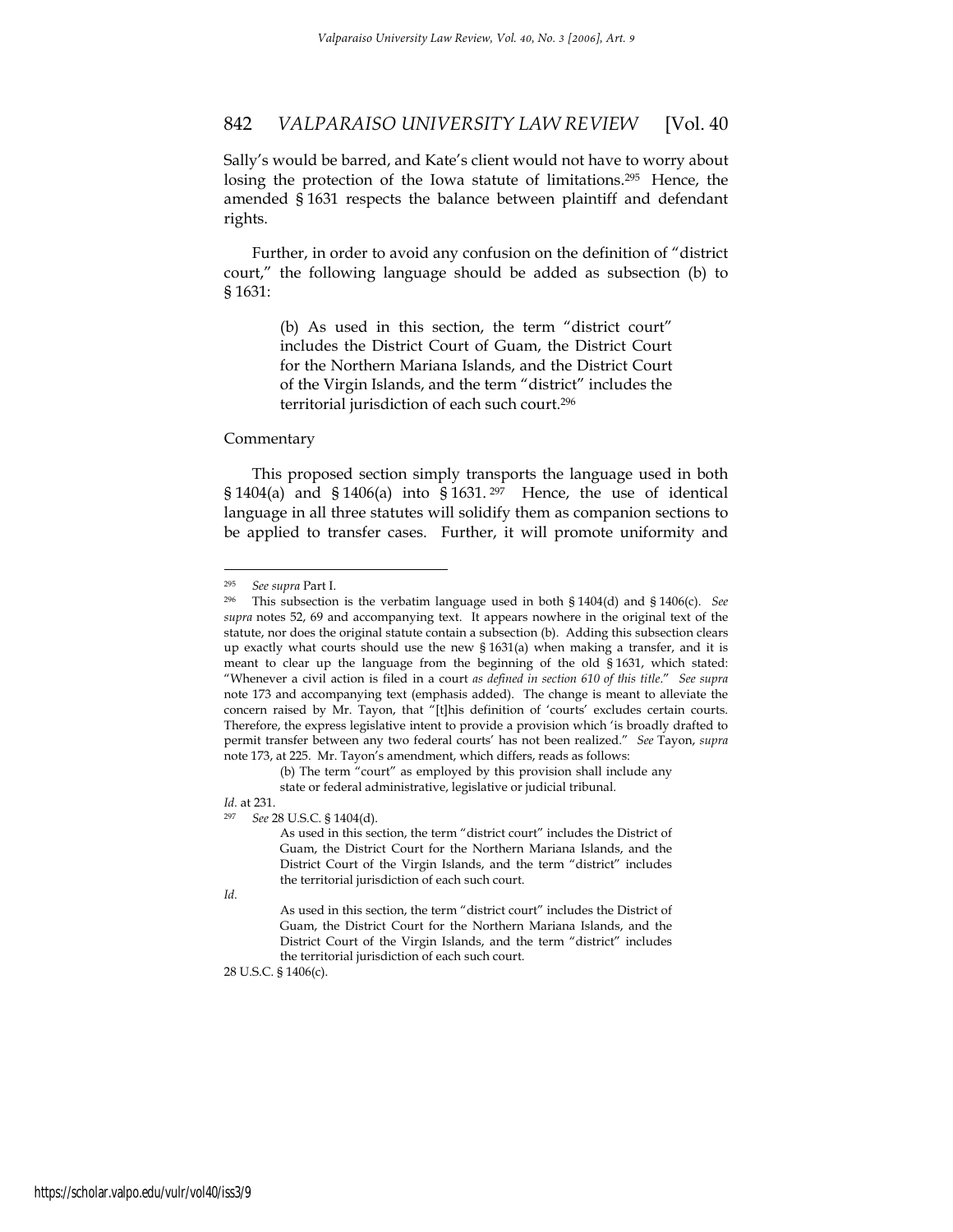Sally's would be barred, and Kate's client would not have to worry about losing the protection of the Iowa statute of limitations.[295] Hence, the amended § 1631 respects the balance between plaintiff and defendant rights.

Further, in order to avoid any confusion on the definition of "district court," the following language should be added as subsection (b) to § 1631:

> (b) As used in this section, the term "district court" includes the District Court of Guam, the District Court for the Northern Mariana Islands, and the District Court of the Virgin Islands, and the term "district" includes the territorial jurisdiction of each such court.[296]

Commentary

This proposed section simply transports the language used in both § 1404(a) and § 1406(a) into § 1631.[297] Hence, the use of identical language in all three statutes will solidify them as companion sections to be applied to transfer cases. Further, it will promote uniformity and

---

[295] *See supra* Part I.

[296] This subsection is the verbatim language used in both § 1404(d) and § 1406(c). *See supra* notes 52, 69 and accompanying text. It appears nowhere in the original text of the statute, nor does the original statute contain a subsection (b). Adding this subsection clears up exactly what courts should use the new § 1631(a) when making a transfer, and it is meant to clear up the language from the beginning of the old § 1631, which stated: "Whenever a civil action is filed in a court *as defined in section 610 of this title*." *See supra* note 173 and accompanying text (emphasis added). The change is meant to alleviate the concern raised by Mr. Tayon, that "[t]his definition of 'courts' excludes certain courts. Therefore, the express legislative intent to provide a provision which 'is broadly drafted to permit transfer between any two federal courts' has not been realized." *See* Tayon, *supra* note 173, at 225. Mr. Tayon's amendment, which differs, reads as follows:

> (b) The term "court" as employed by this provision shall include any state or federal administrative, legislative or judicial tribunal.

*Id.* at 231.

[297] *See* 28 U.S.C. § 1404(d).

> As used in this section, the term "district court" includes the District of Guam, the District Court for the Northern Mariana Islands, and the District Court of the Virgin Islands, and the term "district" includes the territorial jurisdiction of each such court.

*Id.*

> As used in this section, the term "district court" includes the District of Guam, the District Court for the Northern Mariana Islands, and the District Court of the Virgin Islands, and the term "district" includes the territorial jurisdiction of each such court.

28 U.S.C. § 1406(c).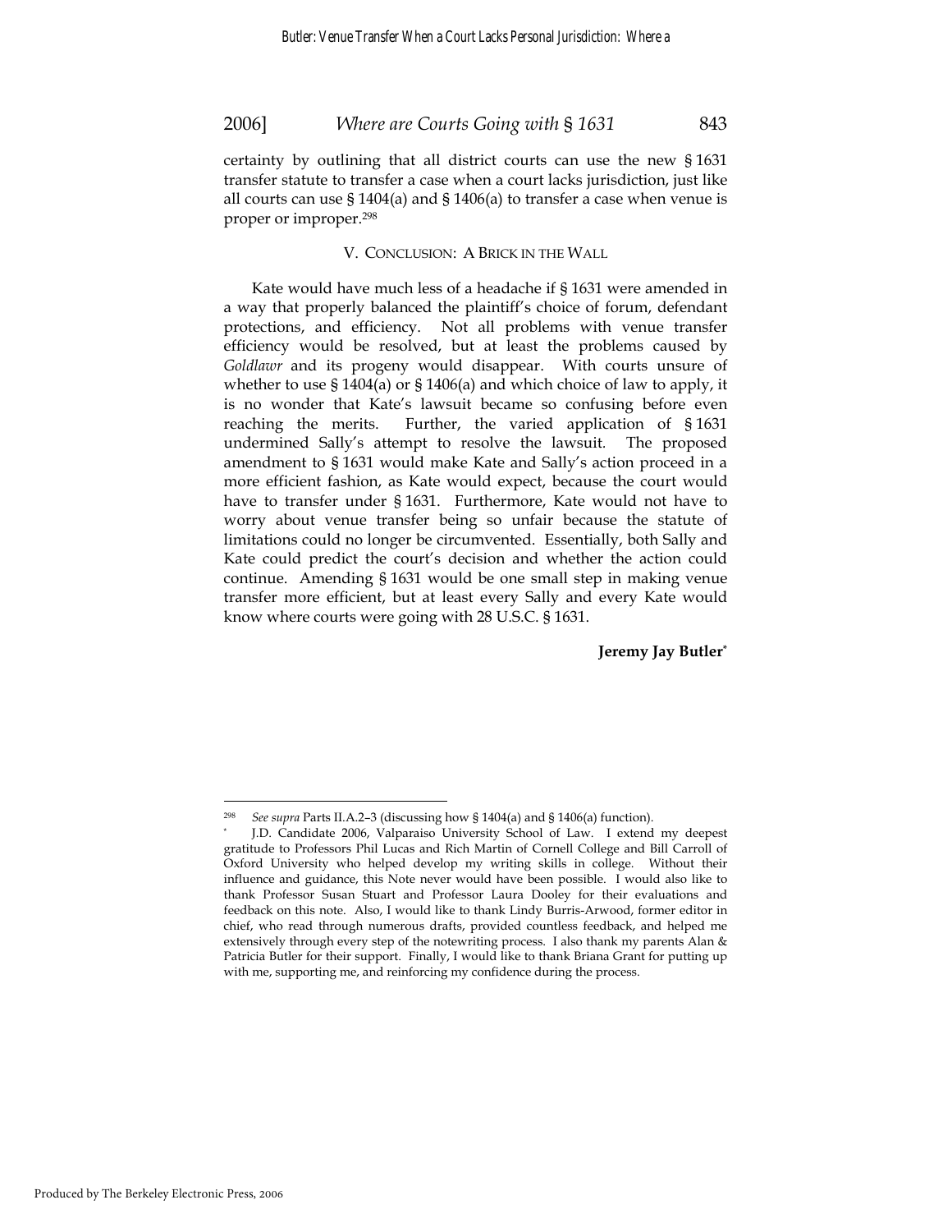certainty by outlining that all district courts can use the new § 1631 transfer statute to transfer a case when a court lacks jurisdiction, just like all courts can use § 1404(a) and § 1406(a) to transfer a case when venue is proper or improper.[298]

## V. CONCLUSION: A BRICK IN THE WALL

Kate would have much less of a headache if § 1631 were amended in a way that properly balanced the plaintiff's choice of forum, defendant protections, and efficiency. Not all problems with venue transfer efficiency would be resolved, but at least the problems caused by *Goldlawr* and its progeny would disappear. With courts unsure of whether to use § 1404(a) or § 1406(a) and which choice of law to apply, it is no wonder that Kate's lawsuit became so confusing before even reaching the merits. Further, the varied application of § 1631 undermined Sally's attempt to resolve the lawsuit. The proposed amendment to § 1631 would make Kate and Sally's action proceed in a more efficient fashion, as Kate would expect, because the court would have to transfer under § 1631. Furthermore, Kate would not have to worry about venue transfer being so unfair because the statute of limitations could no longer be circumvented. Essentially, both Sally and Kate could predict the court's decision and whether the action could continue. Amending § 1631 would be one small step in making venue transfer more efficient, but at least every Sally and every Kate would know where courts were going with 28 U.S.C. § 1631.

**Jeremy Jay Butler***

---

[298] *See supra* Parts II.A.2–3 (discussing how § 1404(a) and § 1406(a) function).

\* J.D. Candidate 2006, Valparaiso University School of Law. I extend my deepest gratitude to Professors Phil Lucas and Rich Martin of Cornell College and Bill Carroll of Oxford University who helped develop my writing skills in college. Without their influence and guidance, this Note never would have been possible. I would also like to thank Professor Susan Stuart and Professor Laura Dooley for their evaluations and feedback on this note. Also, I would like to thank Lindy Burris-Arwood, former editor in chief, who read through numerous drafts, provided countless feedback, and helped me extensively through every step of the notewriting process. I also thank my parents Alan & Patricia Butler for their support. Finally, I would like to thank Briana Grant for putting up with me, supporting me, and reinforcing my confidence during the process.